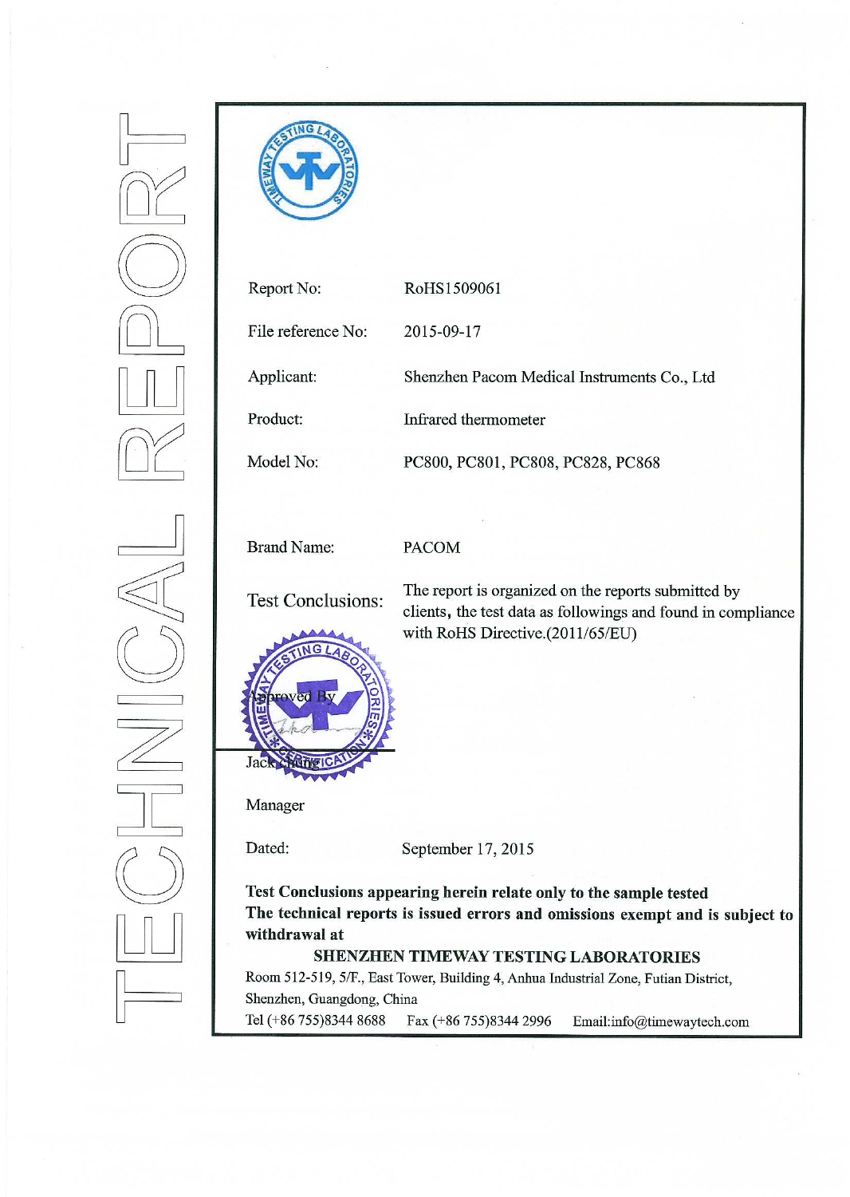# TECHNICAL REPORT

| | |
|---|---|
| Report No: | RoHS1509061 |
| File reference No: | 2015-09-17 |
| Applicant: | Shenzhen Pacom Medical Instruments Co., Ltd |
| Product: | Infrared thermometer |
| Model No: | PC800, PC801, PC808, PC828, PC868 |
| Brand Name: | PACOM |
| Test Conclusions: | The report is organized on the reports submitted by clients, the test data as followings and found in compliance with RoHS Directive.(2011/65/EU) |

Approved By

Jack Cheng

Manager

Dated: September 17, 2015

**Test Conclusions appearing herein relate only to the sample tested**
**The technical reports is issued errors and omissions exempt and is subject to withdrawal at**

**SHENZHEN TIMEWAY TESTING LABORATORIES**

Room 512-519, 5/F., East Tower, Building 4, Anhua Industrial Zone, Futian District, Shenzhen, Guangdong, China

Tel (+86 755)8344 8688 Fax (+86 755)8344 2996 Email:info@timewaytech.com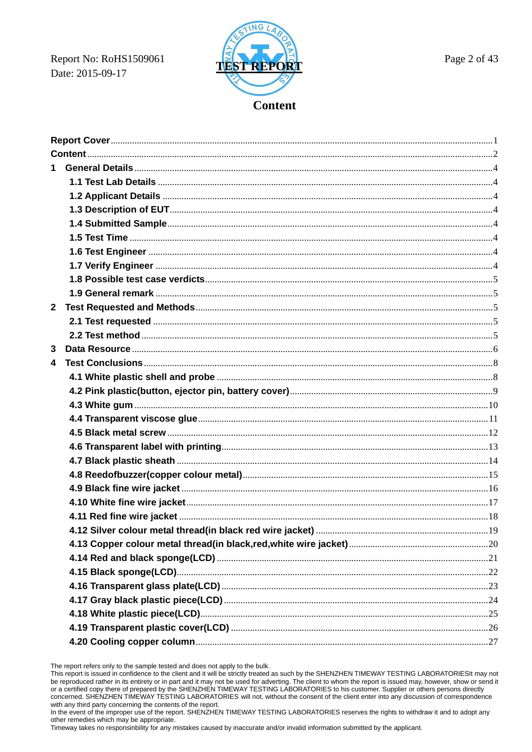# Content

| | |
|---|---|
| **Report Cover** | 1 |
| **Content** | 2 |
| **1 General Details** | 4 |
| **1.1 Test Lab Details** | 4 |
| **1.2 Applicant Details** | 4 |
| **1.3 Description of EUT** | 4 |
| **1.4 Submitted Sample** | 4 |
| **1.5 Test Time** | 4 |
| **1.6 Test Engineer** | 4 |
| **1.7 Verify Engineer** | 4 |
| **1.8 Possible test case verdicts** | 5 |
| **1.9 General remark** | 5 |
| **2 Test Requested and Methods** | 5 |
| **2.1 Test requested** | 5 |
| **2.2 Test method** | 5 |
| **3 Data Resource** | 6 |
| **4 Test Conclusions** | 8 |
| **4.1 White plastic shell and probe** | 8 |
| **4.2 Pink plastic(button, ejector pin, battery cover)** | 9 |
| **4.3 White gum** | 10 |
| **4.4 Transparent viscose glue** | 11 |
| **4.5 Black metal screw** | 12 |
| **4.6 Transparent label with printing** | 13 |
| **4.7 Black plastic sheath** | 14 |
| **4.8 Reedofbuzzer(copper colour metal)** | 15 |
| **4.9 Black fine wire jacket** | 16 |
| **4.10 White fine wire jacket** | 17 |
| **4.11 Red fine wire jacket** | 18 |
| **4.12 Silver colour metal thread(in black red wire jacket)** | 19 |
| **4.13 Copper colour metal thread(in black,red,white wire jacket)** | 20 |
| **4.14 Red and black sponge(LCD)** | 21 |
| **4.15 Black sponge(LCD)** | 22 |
| **4.16 Transparent glass plate(LCD)** | 23 |
| **4.17 Gray black plastic piece(LCD)** | 24 |
| **4.18 White plastic piece(LCD)** | 25 |
| **4.19 Transparent plastic cover(LCD)** | 26 |
| **4.20 Cooling copper column** | 27 |

The report refers only to the sample tested and does not apply to the bulk.
This report is issued in confidence to the client and it will be strictly treated as such by the SHENZHEN TIMEWAY TESTING LABORATORIESIt may not be reproduced rather in its entirety or in part and it may not be used for adverting. The client to whom the report is issued may, however, show or send it or a certified copy there of prepared by the SHENZHEN TIMEWAY TESTING LABORATORIES to his customer. Supplier or others persons directly concerned. SHENZHEN TIMEWAY TESTING LABORATORIES will not, without the consent of the client enter into any discussion of correspondence with any third party concerning the contents of the report.
In the event of the improper use of the report. SHENZHEN TIMEWAY TESTING LABORATORIES reserves the rights to withdraw it and to adopt any other remedies which may be appropriate.
Timeway takes no responsinbility for any mistakes caused by inaccurate and/or invalid information submitted by the applicant.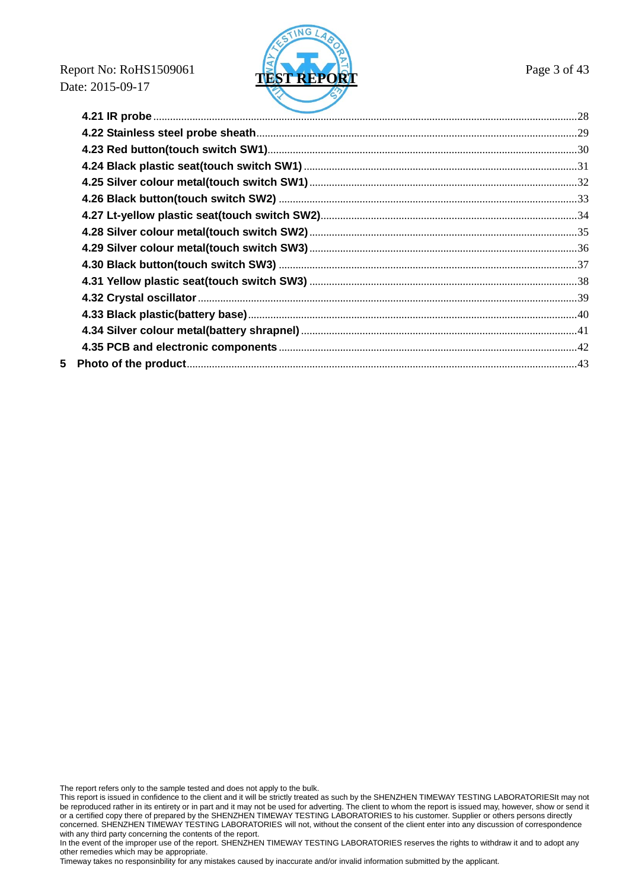4.21 IR probe ........................................................................................................................................28
4.22 Stainless steel probe sheath.......................................................................................................29
4.23 Red button(touch switch SW1)....................................................................................................30
4.24 Black plastic seat(touch switch SW1) .........................................................................................31
4.25 Silver colour metal(touch switch SW1) .......................................................................................32
4.26 Black button(touch switch SW2) .................................................................................................33
4.27 Lt-yellow plastic seat(touch switch SW2)....................................................................................34
4.28 Silver colour metal(touch switch SW2) .......................................................................................35
4.29 Silver colour metal(touch switch SW3) .......................................................................................36
4.30 Black button(touch switch SW3) .................................................................................................37
4.31 Yellow plastic seat(touch switch SW3) .......................................................................................38
4.32 Crystal oscillator .........................................................................................................................39
4.33 Black plastic(battery base)..........................................................................................................40
4.34 Silver colour metal(battery shrapnel) ..........................................................................................41
4.35 PCB and electronic components ................................................................................................42

5 Photo of the product..........................................................................................................................43

The report refers only to the sample tested and does not apply to the bulk.
This report is issued in confidence to the client and it will be strictly treated as such by the SHENZHEN TIMEWAY TESTING LABORATORIESIt may not be reproduced rather in its entirety or in part and it may not be used for adverting. The client to whom the report is issued may, however, show or send it or a certified copy there of prepared by the SHENZHEN TIMEWAY TESTING LABORATORIES to his customer. Supplier or others persons directly concerned. SHENZHEN TIMEWAY TESTING LABORATORIES will not, without the consent of the client enter into any discussion of correspondence with any third party concerning the contents of the report.
In the event of the improper use of the report. SHENZHEN TIMEWAY TESTING LABORATORIES reserves the rights to withdraw it and to adopt any other remedies which may be appropriate.
Timeway takes no responsinbility for any mistakes caused by inaccurate and/or invalid information submitted by the applicant.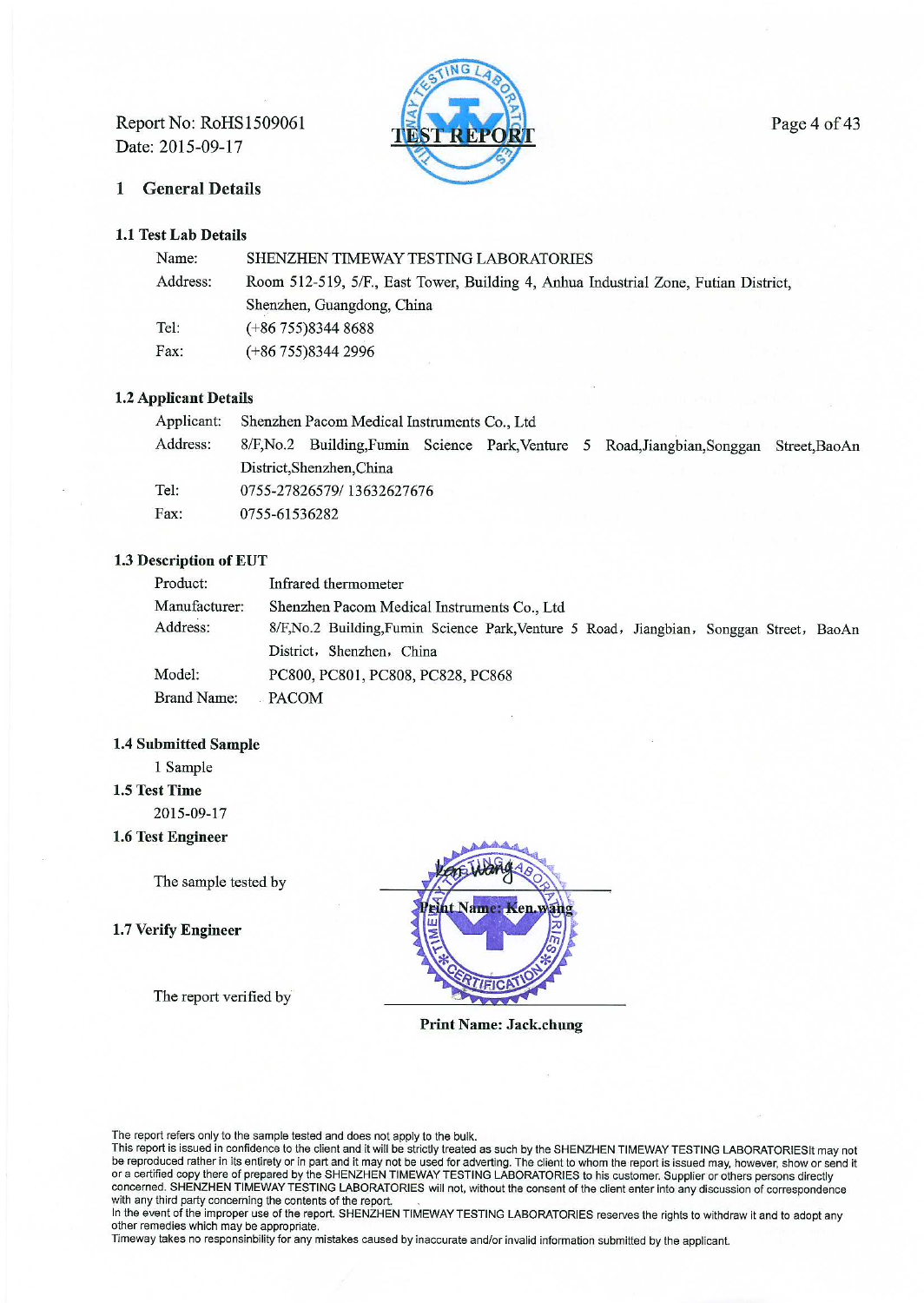Report No: RoHS1509061
Date: 2015-09-17

# 1 General Details

## 1.1 Test Lab Details

| | |
|---|---|
| Name: | SHENZHEN TIMEWAY TESTING LABORATORIES |
| Address: | Room 512-519, 5/F., East Tower, Building 4, Anhua Industrial Zone, Futian District, Shenzhen, Guangdong, China |
| Tel: | (+86 755)8344 8688 |
| Fax: | (+86 755)8344 2996 |

## 1.2 Applicant Details

| | |
|---|---|
| Applicant: | Shenzhen Pacom Medical Instruments Co., Ltd |
| Address: | 8/F,No.2 Building,Fumin Science Park,Venture 5 Road,Jiangbian,Songgan Street,BaoAn District,Shenzhen,China |
| Tel: | 0755-27826579/ 13632627676 |
| Fax: | 0755-61536282 |

## 1.3 Description of EUT

| | |
|---|---|
| Product: | Infrared thermometer |
| Manufacturer: | Shenzhen Pacom Medical Instruments Co., Ltd |
| Address: | 8/F,No.2 Building,Fumin Science Park,Venture 5 Road, Jiangbian, Songgan Street, BaoAn District, Shenzhen, China |
| Model: | PC800, PC801, PC808, PC828, PC868 |
| Brand Name: | PACOM |

## 1.4 Submitted Sample

1 Sample

## 1.5 Test Time

2015-09-17

## 1.6 Test Engineer

The sample tested by

Print Name: Ken.wang

## 1.7 Verify Engineer

The report verified by

**Print Name: Jack.chung**

The report refers only to the sample tested and does not apply to the bulk.
This report is issued in confidence to the client and it will be strictly treated as such by the SHENZHEN TIMEWAY TESTING LABORATORIESIt may not be reproduced rather in its entirety or in part and it may not be used for adverting. The client to whom the report is issued may, however, show or send it or a certified copy there of prepared by the SHENZHEN TIMEWAY TESTING LABORATORIES to his customer. Supplier or others persons directly concerned. SHENZHEN TIMEWAY TESTING LABORATORIES will not, without the consent of the client enter into any discussion of correspondence with any third party concerning the contents of the report.
In the event of the improper use of the report. SHENZHEN TIMEWAY TESTING LABORATORIES reserves the rights to withdraw it and to adopt any other remedies which may be appropriate.
Timeway takes no responsinbility for any mistakes caused by inaccurate and/or invalid information submitted by the applicant.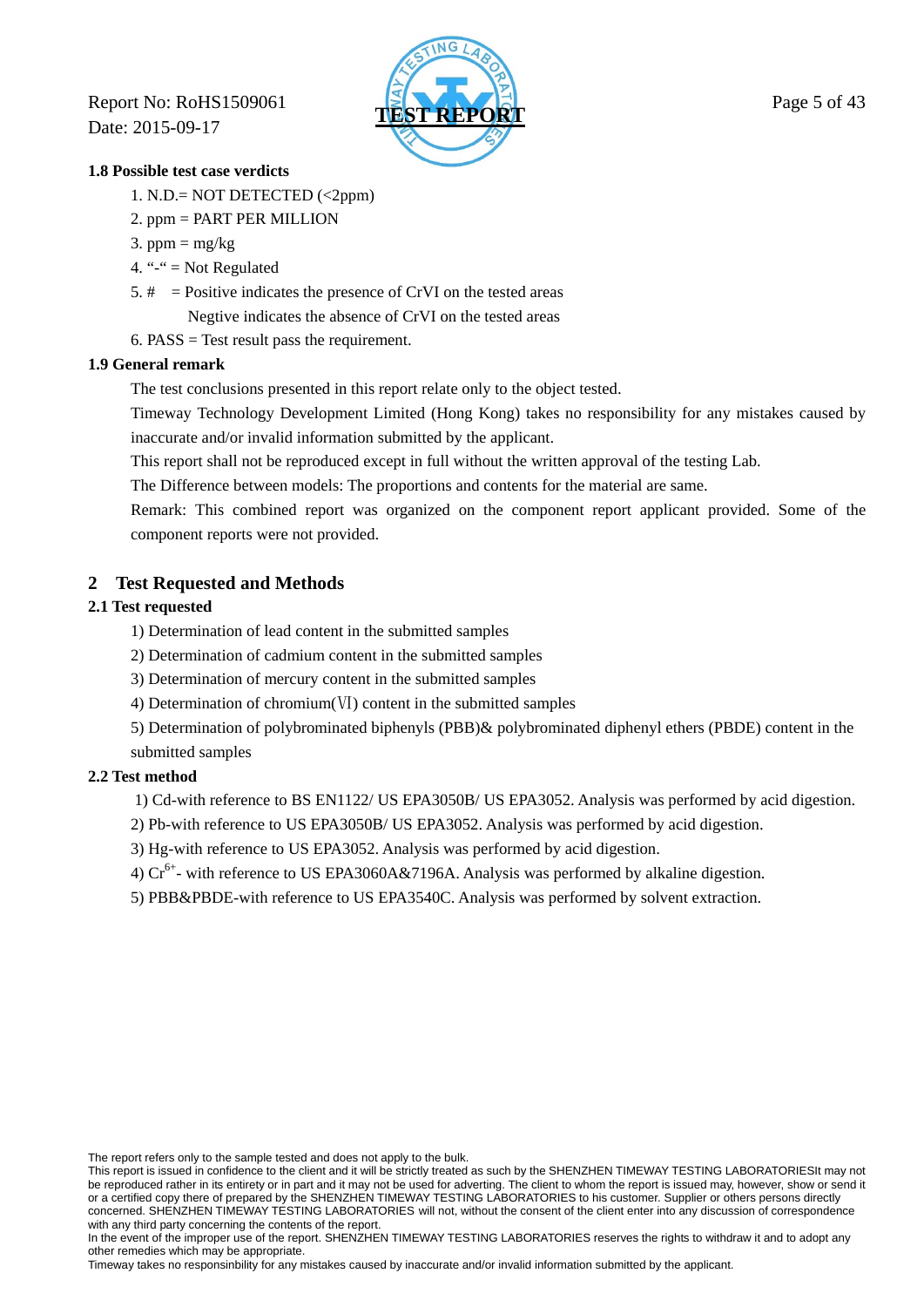### 1.8 Possible test case verdicts

1. N.D.= NOT DETECTED (<2ppm)
2. ppm = PART PER MILLION
3. ppm = mg/kg
4. "-" = Not Regulated
5. # = Positive indicates the presence of CrVI on the tested areas
   Negtive indicates the absence of CrVI on the tested areas
6. PASS = Test result pass the requirement.

### 1.9 General remark

The test conclusions presented in this report relate only to the object tested.

Timeway Technology Development Limited (Hong Kong) takes no responsibility for any mistakes caused by inaccurate and/or invalid information submitted by the applicant.

This report shall not be reproduced except in full without the written approval of the testing Lab.

The Difference between models: The proportions and contents for the material are same.

Remark: This combined report was organized on the component report applicant provided. Some of the component reports were not provided.

## 2 Test Requested and Methods

### 2.1 Test requested

1) Determination of lead content in the submitted samples
2) Determination of cadmium content in the submitted samples
3) Determination of mercury content in the submitted samples
4) Determination of chromium(Ⅵ) content in the submitted samples
5) Determination of polybrominated biphenyls (PBB)& polybrominated diphenyl ethers (PBDE) content in the submitted samples

### 2.2 Test method

1) Cd-with reference to BS EN1122/ US EPA3050B/ US EPA3052. Analysis was performed by acid digestion.
2) Pb-with reference to US EPA3050B/ US EPA3052. Analysis was performed by acid digestion.
3) Hg-with reference to US EPA3052. Analysis was performed by acid digestion.
4) $Cr^{6+}$- with reference to US EPA3060A&7196A. Analysis was performed by alkaline digestion.
5) PBB&PBDE-with reference to US EPA3540C. Analysis was performed by solvent extraction.

The report refers only to the sample tested and does not apply to the bulk.
This report is issued in confidence to the client and it will be strictly treated as such by the SHENZHEN TIMEWAY TESTING LABORATORIESIt may not be reproduced rather in its entirety or in part and it may not be used for adverting. The client to whom the report is issued may, however, show or send it or a certified copy there of prepared by the SHENZHEN TIMEWAY TESTING LABORATORIES to his customer. Supplier or others persons directly concerned. SHENZHEN TIMEWAY TESTING LABORATORIES will not, without the consent of the client enter into any discussion of correspondence with any third party concerning the contents of the report.
In the event of the improper use of the report. SHENZHEN TIMEWAY TESTING LABORATORIES reserves the rights to withdraw it and to adopt any other remedies which may be appropriate.
Timeway takes no responsinbility for any mistakes caused by inaccurate and/or invalid information submitted by the applicant.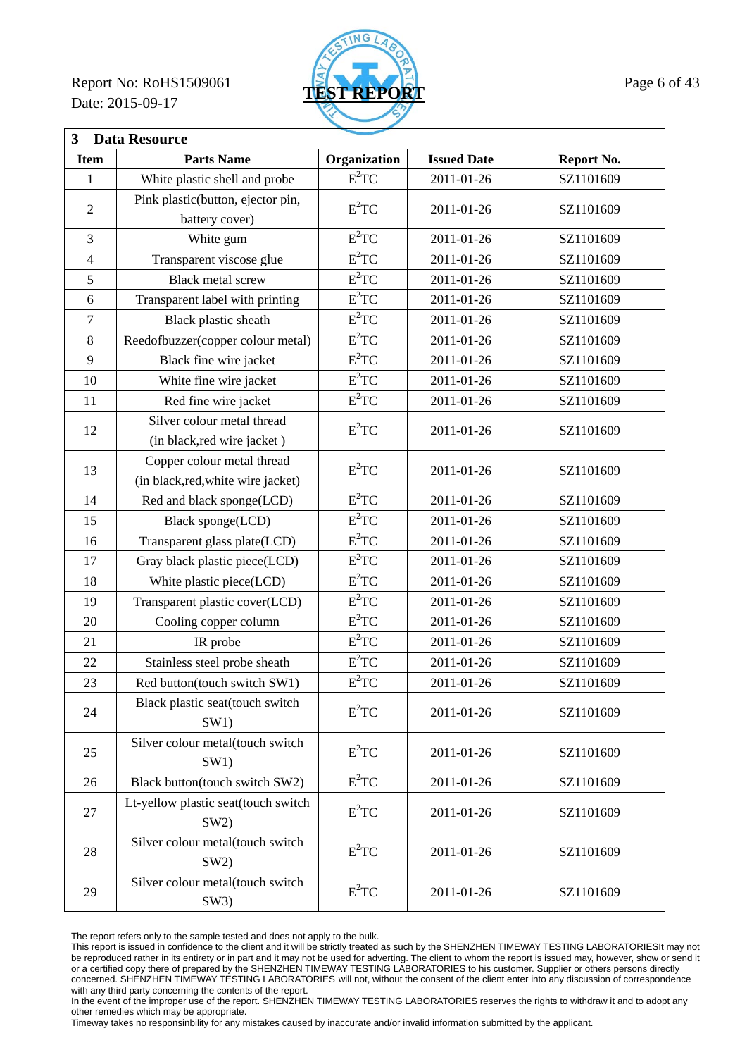## 3 Data Resource

| Item | Parts Name | Organization | Issued Date | Report No. |
|---|---|---|---|---|
| 1 | White plastic shell and probe | $E^2TC$ | 2011-01-26 | SZ1101609 |
| 2 | Pink plastic(button, ejector pin, battery cover) | $E^2TC$ | 2011-01-26 | SZ1101609 |
| 3 | White gum | $E^2TC$ | 2011-01-26 | SZ1101609 |
| 4 | Transparent viscose glue | $E^2TC$ | 2011-01-26 | SZ1101609 |
| 5 | Black metal screw | $E^2TC$ | 2011-01-26 | SZ1101609 |
| 6 | Transparent label with printing | $E^2TC$ | 2011-01-26 | SZ1101609 |
| 7 | Black plastic sheath | $E^2TC$ | 2011-01-26 | SZ1101609 |
| 8 | Reedofbuzzer(copper colour metal) | $E^2TC$ | 2011-01-26 | SZ1101609 |
| 9 | Black fine wire jacket | $E^2TC$ | 2011-01-26 | SZ1101609 |
| 10 | White fine wire jacket | $E^2TC$ | 2011-01-26 | SZ1101609 |
| 11 | Red fine wire jacket | $E^2TC$ | 2011-01-26 | SZ1101609 |
| 12 | Silver colour metal thread (in black,red wire jacket ) | $E^2TC$ | 2011-01-26 | SZ1101609 |
| 13 | Copper colour metal thread (in black,red,white wire jacket) | $E^2TC$ | 2011-01-26 | SZ1101609 |
| 14 | Red and black sponge(LCD) | $E^2TC$ | 2011-01-26 | SZ1101609 |
| 15 | Black sponge(LCD) | $E^2TC$ | 2011-01-26 | SZ1101609 |
| 16 | Transparent glass plate(LCD) | $E^2TC$ | 2011-01-26 | SZ1101609 |
| 17 | Gray black plastic piece(LCD) | $E^2TC$ | 2011-01-26 | SZ1101609 |
| 18 | White plastic piece(LCD) | $E^2TC$ | 2011-01-26 | SZ1101609 |
| 19 | Transparent plastic cover(LCD) | $E^2TC$ | 2011-01-26 | SZ1101609 |
| 20 | Cooling copper column | $E^2TC$ | 2011-01-26 | SZ1101609 |
| 21 | IR probe | $E^2TC$ | 2011-01-26 | SZ1101609 |
| 22 | Stainless steel probe sheath | $E^2TC$ | 2011-01-26 | SZ1101609 |
| 23 | Red button(touch switch SW1) | $E^2TC$ | 2011-01-26 | SZ1101609 |
| 24 | Black plastic seat(touch switch SW1) | $E^2TC$ | 2011-01-26 | SZ1101609 |
| 25 | Silver colour metal(touch switch SW1) | $E^2TC$ | 2011-01-26 | SZ1101609 |
| 26 | Black button(touch switch SW2) | $E^2TC$ | 2011-01-26 | SZ1101609 |
| 27 | Lt-yellow plastic seat(touch switch SW2) | $E^2TC$ | 2011-01-26 | SZ1101609 |
| 28 | Silver colour metal(touch switch SW2) | $E^2TC$ | 2011-01-26 | SZ1101609 |
| 29 | Silver colour metal(touch switch SW3) | $E^2TC$ | 2011-01-26 | SZ1101609 |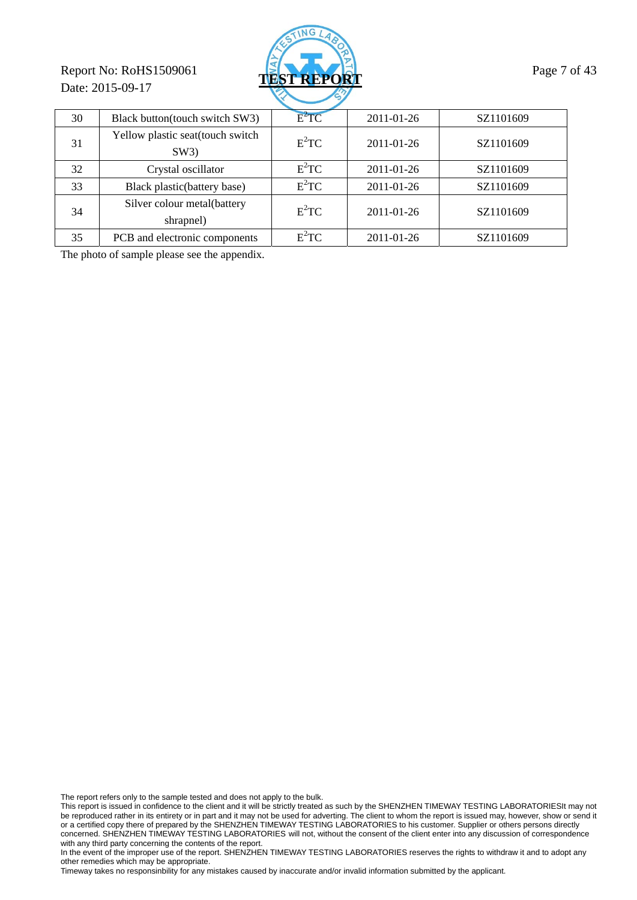| 30 | Black button(touch switch SW3) | $E^2TC$ | 2011-01-26 | SZ1101609 |
|---|---|---|---|---|
| 31 | Yellow plastic seat(touch switch SW3) | $E^2TC$ | 2011-01-26 | SZ1101609 |
| 32 | Crystal oscillator | $E^2TC$ | 2011-01-26 | SZ1101609 |
| 33 | Black plastic(battery base) | $E^2TC$ | 2011-01-26 | SZ1101609 |
| 34 | Silver colour metal(battery shrapnel) | $E^2TC$ | 2011-01-26 | SZ1101609 |
| 35 | PCB and electronic components | $E^2TC$ | 2011-01-26 | SZ1101609 |

The photo of sample please see the appendix.

The report refers only to the sample tested and does not apply to the bulk.
This report is issued in confidence to the client and it will be strictly treated as such by the SHENZHEN TIMEWAY TESTING LABORATORIESIt may not be reproduced rather in its entirety or in part and it may not be used for adverting. The client to whom the report is issued may, however, show or send it or a certified copy there of prepared by the SHENZHEN TIMEWAY TESTING LABORATORIES to his customer. Supplier or others persons directly concerned. SHENZHEN TIMEWAY TESTING LABORATORIES will not, without the consent of the client enter into any discussion of correspondence with any third party concerning the contents of the report.
In the event of the improper use of the report. SHENZHEN TIMEWAY TESTING LABORATORIES reserves the rights to withdraw it and to adopt any other remedies which may be appropriate.
Timeway takes no responsinbility for any mistakes caused by inaccurate and/or invalid information submitted by the applicant.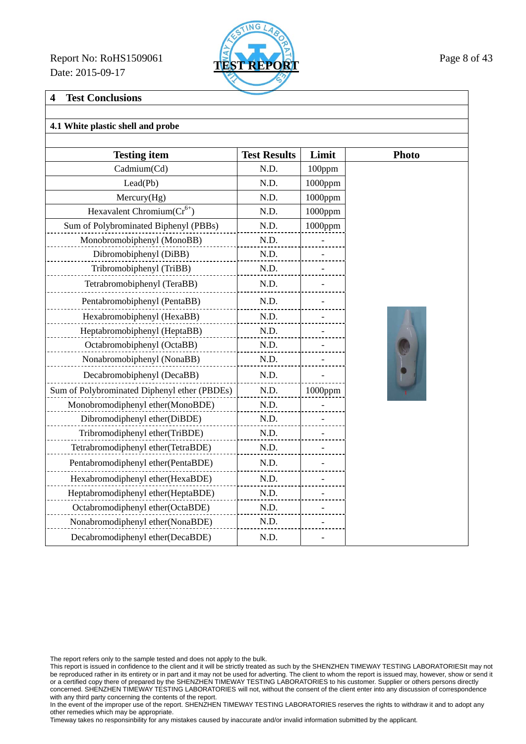## 4 Test Conclusions

### 4.1 White plastic shell and probe

| Testing item | Test Results | Limit | Photo |
|---|---|---|---|
| Cadmium(Cd) | N.D. | 100ppm | |
| Lead(Pb) | N.D. | 1000ppm | |
| Mercury(Hg) | N.D. | 1000ppm | |
| Hexavalent Chromium($Cr^{6+}$) | N.D. | 1000ppm | |
| Sum of Polybrominated Biphenyl (PBBs) | N.D. | 1000ppm | |
| Monobromobiphenyl (MonoBB) | N.D. | - | |
| Dibromobiphenyl (DiBB) | N.D. | - | |
| Tribromobiphenyl (TriBB) | N.D. | - | |
| Tetrabromobiphenyl (TeraBB) | N.D. | - | |
| Pentabromobiphenyl (PentaBB) | N.D. | - | |
| Hexabromobiphenyl (HexaBB) | N.D. | - | |
| Heptabromobiphenyl (HeptaBB) | N.D. | - | |
| Octabromobiphenyl (OctaBB) | N.D. | - | |
| Nonabromobiphenyl (NonaBB) | N.D. | - | |
| Decabromobiphenyl (DecaBB) | N.D. | - | |
| Sum of Polybrominated Diphenyl ether (PBDEs) | N.D. | 1000ppm | |
| Monobromodiphenyl ether(MonoBDE) | N.D. | - | |
| Dibromodiphenyl ether(DiBDE) | N.D. | - | |
| Tribromodiphenyl ether(TriBDE) | N.D. | - | |
| Tetrabromodiphenyl ether(TetraBDE) | N.D. | - | |
| Pentabromodiphenyl ether(PentaBDE) | N.D. | - | |
| Hexabromodiphenyl ether(HexaBDE) | N.D. | - | |
| Heptabromodiphenyl ether(HeptaBDE) | N.D. | - | |
| Octabromodiphenyl ether(OctaBDE) | N.D. | - | |
| Nonabromodiphenyl ether(NonaBDE) | N.D. | - | |
| Decabromodiphenyl ether(DecaBDE) | N.D. | - | |

The report refers only to the sample tested and does not apply to the bulk.
This report is issued in confidence to the client and it will be strictly treated as such by the SHENZHEN TIMEWAY TESTING LABORATORIESIt may not be reproduced rather in its entirety or in part and it may not be used for adverting. The client to whom the report is issued may, however, show or send it or a certified copy there of prepared by the SHENZHEN TIMEWAY TESTING LABORATORIES to his customer. Supplier or others persons directly concerned. SHENZHEN TIMEWAY TESTING LABORATORIES will not, without the consent of the client enter into any discussion of correspondence with any third party concerning the contents of the report.
In the event of the improper use of the report. SHENZHEN TIMEWAY TESTING LABORATORIES reserves the rights to withdraw it and to adopt any other remedies which may be appropriate.
Timeway takes no responsinbility for any mistakes caused by inaccurate and/or invalid information submitted by the applicant.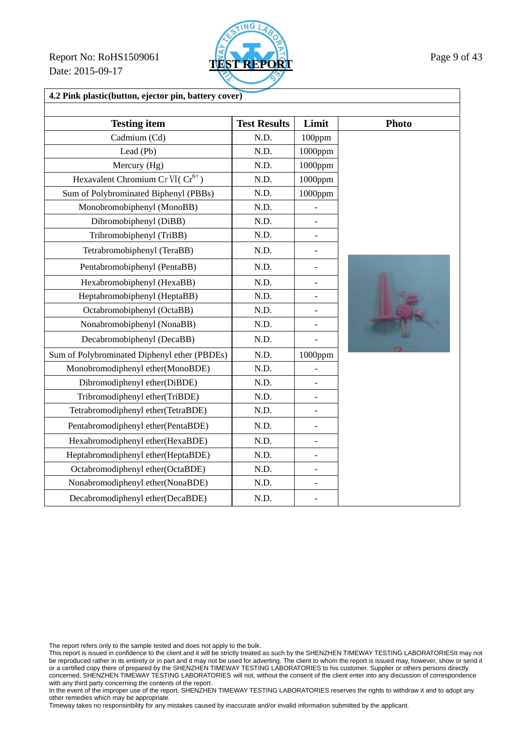Report No: RoHS1509061

Date: 2015-09-17

**TEST REPORT**

**4.2 Pink plastic(button, ejector pin, battery cover)**

| Testing item | Test Results | Limit | Photo |
|---|---|---|---|
| Cadmium (Cd) | N.D. | 100ppm | |
| Lead (Pb) | N.D. | 1000ppm | |
| Mercury (Hg) | N.D. | 1000ppm | |
| Hexavalent Chromium CrVI( $Cr^{6+}$ ) | N.D. | 1000ppm | |
| Sum of Polybrominated Biphenyl (PBBs) | N.D. | 1000ppm | |
| Monobromobiphenyl (MonoBB) | N.D. | - | |
| Dibromobiphenyl (DiBB) | N.D. | - | |
| Tribromobiphenyl (TriBB) | N.D. | - | |
| Tetrabromobiphenyl (TeraBB) | N.D. | - | |
| Pentabromobiphenyl (PentaBB) | N.D. | - | |
| Hexabromobiphenyl (HexaBB) | N.D. | - | |
| Heptabromobiphenyl (HeptaBB) | N.D. | - | |
| Octabromobiphenyl (OctaBB) | N.D. | - | |
| Nonabromobiphenyl (NonaBB) | N.D. | - | |
| Decabromobiphenyl (DecaBB) | N.D. | - | |
| Sum of Polybrominated Diphenyl ether (PBDEs) | N.D. | 1000ppm | |
| Monobromodiphenyl ether(MonoBDE) | N.D. | - | |
| Dibromodiphenyl ether(DiBDE) | N.D. | - | |
| Tribromodiphenyl ether(TriBDE) | N.D. | - | |
| Tetrabromodiphenyl ether(TetraBDE) | N.D. | - | |
| Pentabromodiphenyl ether(PentaBDE) | N.D. | - | |
| Hexabromodiphenyl ether(HexaBDE) | N.D. | - | |
| Heptabromodiphenyl ether(HeptaBDE) | N.D. | - | |
| Octabromodiphenyl ether(OctaBDE) | N.D. | - | |
| Nonabromodiphenyl ether(NonaBDE) | N.D. | - | |
| Decabromodiphenyl ether(DecaBDE) | N.D. | - | |

The report refers only to the sample tested and does not apply to the bulk.
This report is issued in confidence to the client and it will be strictly treated as such by the SHENZHEN TIMEWAY TESTING LABORATORIESIt may not be reproduced rather in its entirety or in part and it may not be used for adverting. The client to whom the report is issued may, however, show or send it or a certified copy there of prepared by the SHENZHEN TIMEWAY TESTING LABORATORIES to his customer. Supplier or others persons directly concerned. SHENZHEN TIMEWAY TESTING LABORATORIES will not, without the consent of the client enter into any discussion of correspondence with any third party concerning the contents of the report.
In the event of the improper use of the report. SHENZHEN TIMEWAY TESTING LABORATORIES reserves the rights to withdraw it and to adopt any other remedies which may be appropriate.
Timeway takes no responsinbility for any mistakes caused by inaccurate and/or invalid information submitted by the applicant.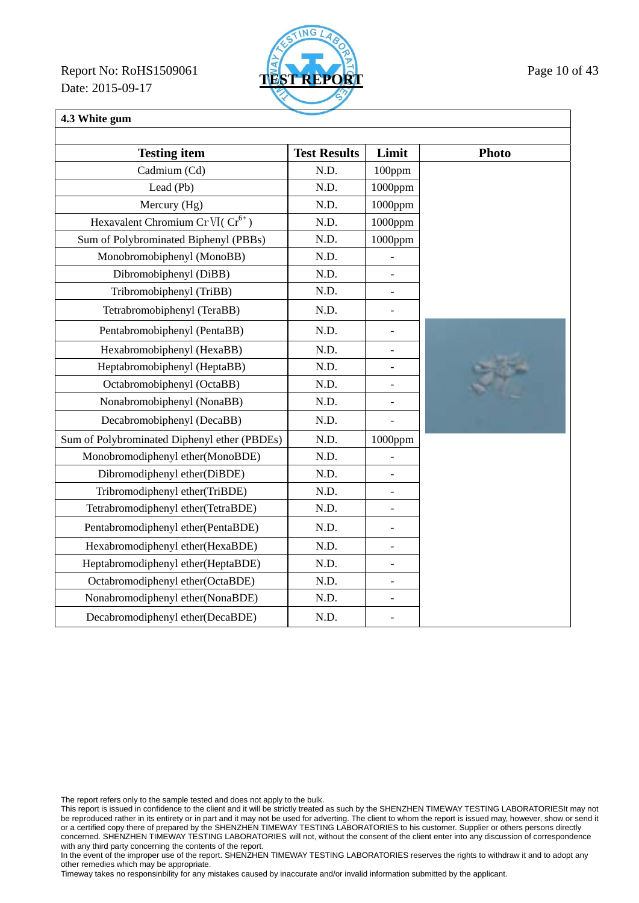Report No: RoHS1509061
Date: 2015-09-17

TEST REPORT

#### 4.3 White gum

| Testing item | Test Results | Limit | Photo |
|---|---|---|---|
| Cadmium (Cd) | N.D. | 100ppm | |
| Lead (Pb) | N.D. | 1000ppm | |
| Mercury (Hg) | N.D. | 1000ppm | |
| Hexavalent Chromium CrⅥ( $Cr^{6+}$ ) | N.D. | 1000ppm | |
| Sum of Polybrominated Biphenyl (PBBs) | N.D. | 1000ppm | |
| Monobromobiphenyl (MonoBB) | N.D. | - | |
| Dibromobiphenyl (DiBB) | N.D. | - | |
| Tribromobiphenyl (TriBB) | N.D. | - | |
| Tetrabromobiphenyl (TeraBB) | N.D. | - | |
| Pentabromobiphenyl (PentaBB) | N.D. | - | |
| Hexabromobiphenyl (HexaBB) | N.D. | - | |
| Heptabromobiphenyl (HeptaBB) | N.D. | - | |
| Octabromobiphenyl (OctaBB) | N.D. | - | |
| Nonabromobiphenyl (NonaBB) | N.D. | - | |
| Decabromobiphenyl (DecaBB) | N.D. | - | |
| Sum of Polybrominated Diphenyl ether (PBDEs) | N.D. | 1000ppm | |
| Monobromodiphenyl ether(MonoBDE) | N.D. | - | |
| Dibromodiphenyl ether(DiBDE) | N.D. | - | |
| Tribromodiphenyl ether(TriBDE) | N.D. | - | |
| Tetrabromodiphenyl ether(TetraBDE) | N.D. | - | |
| Pentabromodiphenyl ether(PentaBDE) | N.D. | - | |
| Hexabromodiphenyl ether(HexaBDE) | N.D. | - | |
| Heptabromodiphenyl ether(HeptaBDE) | N.D. | - | |
| Octabromodiphenyl ether(OctaBDE) | N.D. | - | |
| Nonabromodiphenyl ether(NonaBDE) | N.D. | - | |
| Decabromodiphenyl ether(DecaBDE) | N.D. | - | |

The report refers only to the sample tested and does not apply to the bulk.
This report is issued in confidence to the client and it will be strictly treated as such by the SHENZHEN TIMEWAY TESTING LABORATORIESIt may not be reproduced rather in its entirety or in part and it may not be used for adverting. The client to whom the report is issued may, however, show or send it or a certified copy there of prepared by the SHENZHEN TIMEWAY TESTING LABORATORIES to his customer. Supplier or others persons directly concerned. SHENZHEN TIMEWAY TESTING LABORATORIES will not, without the consent of the client enter into any discussion of correspondence with any third party concerning the contents of the report.
In the event of the improper use of the report. SHENZHEN TIMEWAY TESTING LABORATORIES reserves the rights to withdraw it and to adopt any other remedies which may be appropriate.
Timeway takes no responsinbility for any mistakes caused by inaccurate and/or invalid information submitted by the applicant.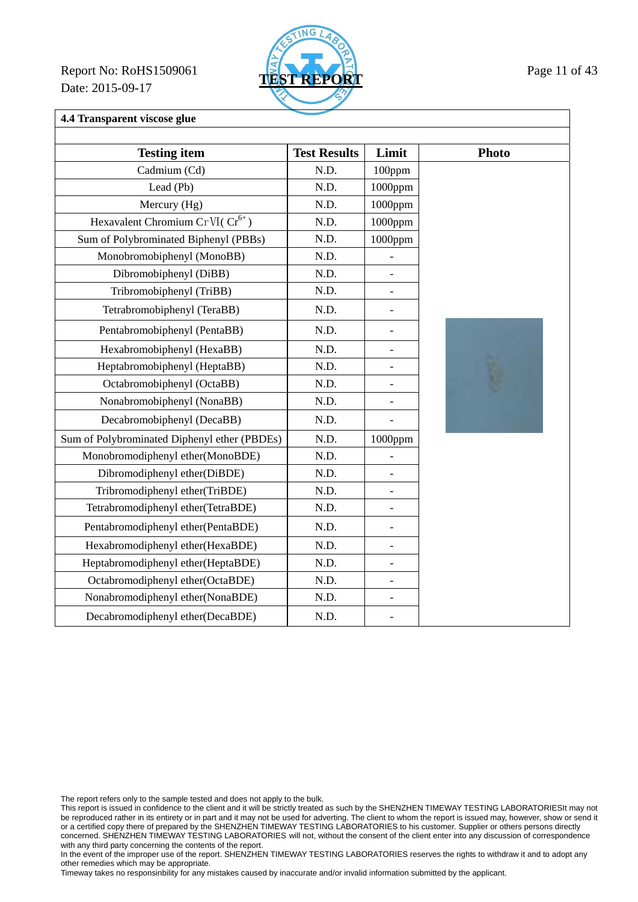Report No: RoHS1509061
Date: 2015-09-17

TEST REPORT

**4.4 Transparent viscose glue**

| Testing item | Test Results | Limit | Photo |
|---|---|---|---|
| Cadmium (Cd) | N.D. | 100ppm | |
| Lead (Pb) | N.D. | 1000ppm | |
| Mercury (Hg) | N.D. | 1000ppm | |
| Hexavalent Chromium CrⅥ( $Cr^{6+}$ ) | N.D. | 1000ppm | |
| Sum of Polybrominated Biphenyl (PBBs) | N.D. | 1000ppm | |
| Monobromobiphenyl (MonoBB) | N.D. | - | |
| Dibromobiphenyl (DiBB) | N.D. | - | |
| Tribromobiphenyl (TriBB) | N.D. | - | |
| Tetrabromobiphenyl (TeraBB) | N.D. | - | |
| Pentabromobiphenyl (PentaBB) | N.D. | - | |
| Hexabromobiphenyl (HexaBB) | N.D. | - | |
| Heptabromobiphenyl (HeptaBB) | N.D. | - | |
| Octabromobiphenyl (OctaBB) | N.D. | - | |
| Nonabromobiphenyl (NonaBB) | N.D. | - | |
| Decabromobiphenyl (DecaBB) | N.D. | - | |
| Sum of Polybrominated Diphenyl ether (PBDEs) | N.D. | 1000ppm | |
| Monobromodiphenyl ether(MonoBDE) | N.D. | - | |
| Dibromodiphenyl ether(DiBDE) | N.D. | - | |
| Tribromodiphenyl ether(TriBDE) | N.D. | - | |
| Tetrabromodiphenyl ether(TetraBDE) | N.D. | - | |
| Pentabromodiphenyl ether(PentaBDE) | N.D. | - | |
| Hexabromodiphenyl ether(HexaBDE) | N.D. | - | |
| Heptabromodiphenyl ether(HeptaBDE) | N.D. | - | |
| Octabromodiphenyl ether(OctaBDE) | N.D. | - | |
| Nonabromodiphenyl ether(NonaBDE) | N.D. | - | |
| Decabromodiphenyl ether(DecaBDE) | N.D. | - | |

The report refers only to the sample tested and does not apply to the bulk.
This report is issued in confidence to the client and it will be strictly treated as such by the SHENZHEN TIMEWAY TESTING LABORATORIESIt may not be reproduced rather in its entirety or in part and it may not be used for adverting. The client to whom the report is issued may, however, show or send it or a certified copy there of prepared by the SHENZHEN TIMEWAY TESTING LABORATORIES to his customer. Supplier or others persons directly concerned. SHENZHEN TIMEWAY TESTING LABORATORIES will not, without the consent of the client enter into any discussion of correspondence with any third party concerning the contents of the report.
In the event of the improper use of the report. SHENZHEN TIMEWAY TESTING LABORATORIES reserves the rights to withdraw it and to adopt any other remedies which may be appropriate.
Timeway takes no responsinbility for any mistakes caused by inaccurate and/or invalid information submitted by the applicant.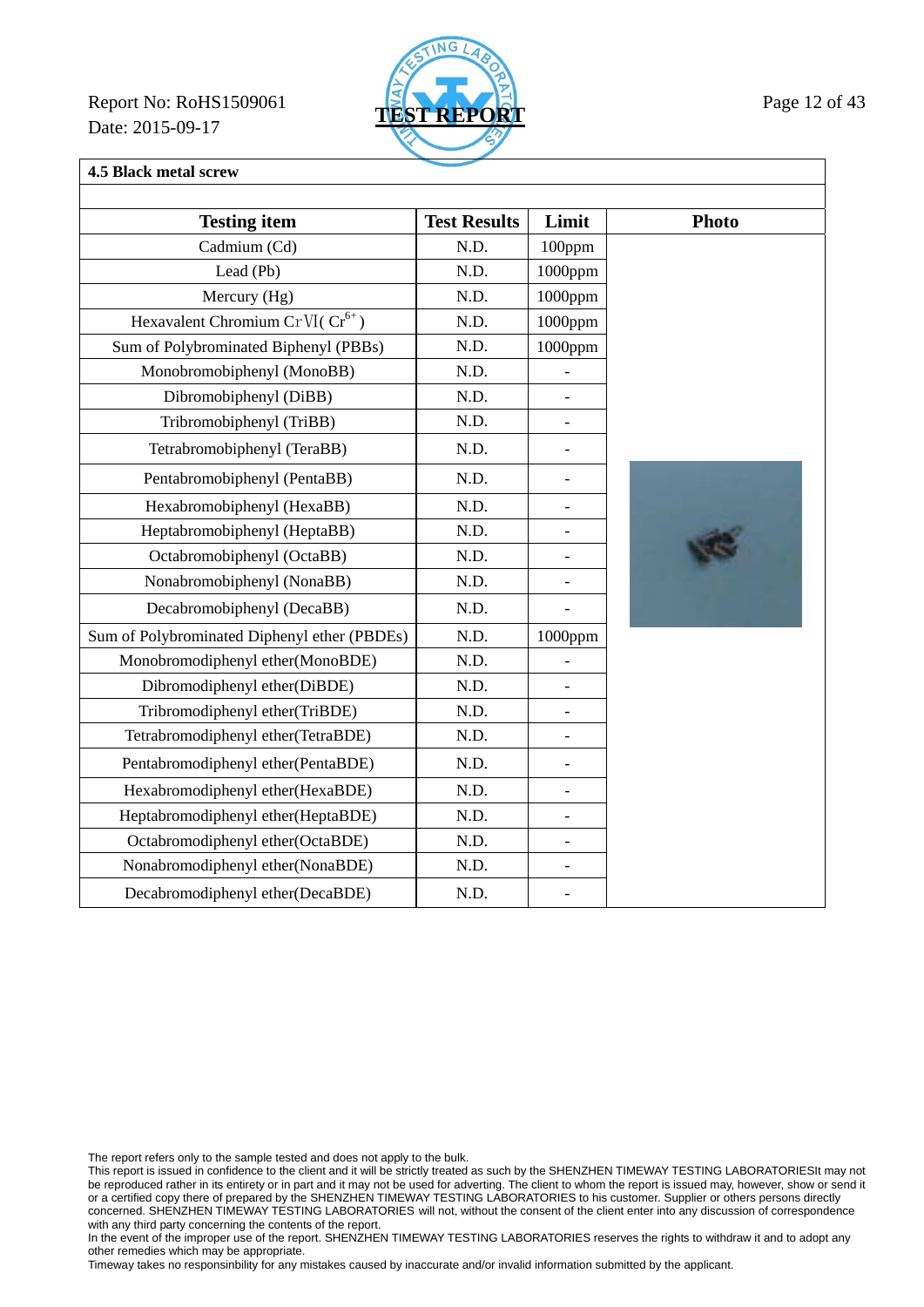Report No: RoHS1509061
Date: 2015-09-17

**TEST REPORT**

**4.5 Black metal screw**

| Testing item | Test Results | Limit | Photo |
|---|---|---|---|
| Cadmium (Cd) | N.D. | 100ppm | |
| Lead (Pb) | N.D. | 1000ppm | |
| Mercury (Hg) | N.D. | 1000ppm | |
| Hexavalent Chromium CrⅥ( $Cr^{6+}$ ) | N.D. | 1000ppm | |
| Sum of Polybrominated Biphenyl (PBBs) | N.D. | 1000ppm | |
| Monobromobiphenyl (MonoBB) | N.D. | - | |
| Dibromobiphenyl (DiBB) | N.D. | - | |
| Tribromobiphenyl (TriBB) | N.D. | - | |
| Tetrabromobiphenyl (TeraBB) | N.D. | - | |
| Pentabromobiphenyl (PentaBB) | N.D. | - | |
| Hexabromobiphenyl (HexaBB) | N.D. | - | |
| Heptabromobiphenyl (HeptaBB) | N.D. | - | |
| Octabromobiphenyl (OctaBB) | N.D. | - | |
| Nonabromobiphenyl (NonaBB) | N.D. | - | |
| Decabromobiphenyl (DecaBB) | N.D. | - | |
| Sum of Polybrominated Diphenyl ether (PBDEs) | N.D. | 1000ppm | |
| Monobromodiphenyl ether(MonoBDE) | N.D. | - | |
| Dibromodiphenyl ether(DiBDE) | N.D. | - | |
| Tribromodiphenyl ether(TriBDE) | N.D. | - | |
| Tetrabromodiphenyl ether(TetraBDE) | N.D. | - | |
| Pentabromodiphenyl ether(PentaBDE) | N.D. | - | |
| Hexabromodiphenyl ether(HexaBDE) | N.D. | - | |
| Heptabromodiphenyl ether(HeptaBDE) | N.D. | - | |
| Octabromodiphenyl ether(OctaBDE) | N.D. | - | |
| Nonabromodiphenyl ether(NonaBDE) | N.D. | - | |
| Decabromodiphenyl ether(DecaBDE) | N.D. | - | |

The report refers only to the sample tested and does not apply to the bulk.
This report is issued in confidence to the client and it will be strictly treated as such by the SHENZHEN TIMEWAY TESTING LABORATORIESIt may not be reproduced rather in its entirety or in part and it may not be used for adverting. The client to whom the report is issued may, however, show or send it or a certified copy there of prepared by the SHENZHEN TIMEWAY TESTING LABORATORIES to his customer. Supplier or others persons directly concerned. SHENZHEN TIMEWAY TESTING LABORATORIES will not, without the consent of the client enter into any discussion of correspondence with any third party concerning the contents of the report.
In the event of the improper use of the report. SHENZHEN TIMEWAY TESTING LABORATORIES reserves the rights to withdraw it and to adopt any other remedies which may be appropriate.
Timeway takes no responsinbility for any mistakes caused by inaccurate and/or invalid information submitted by the applicant.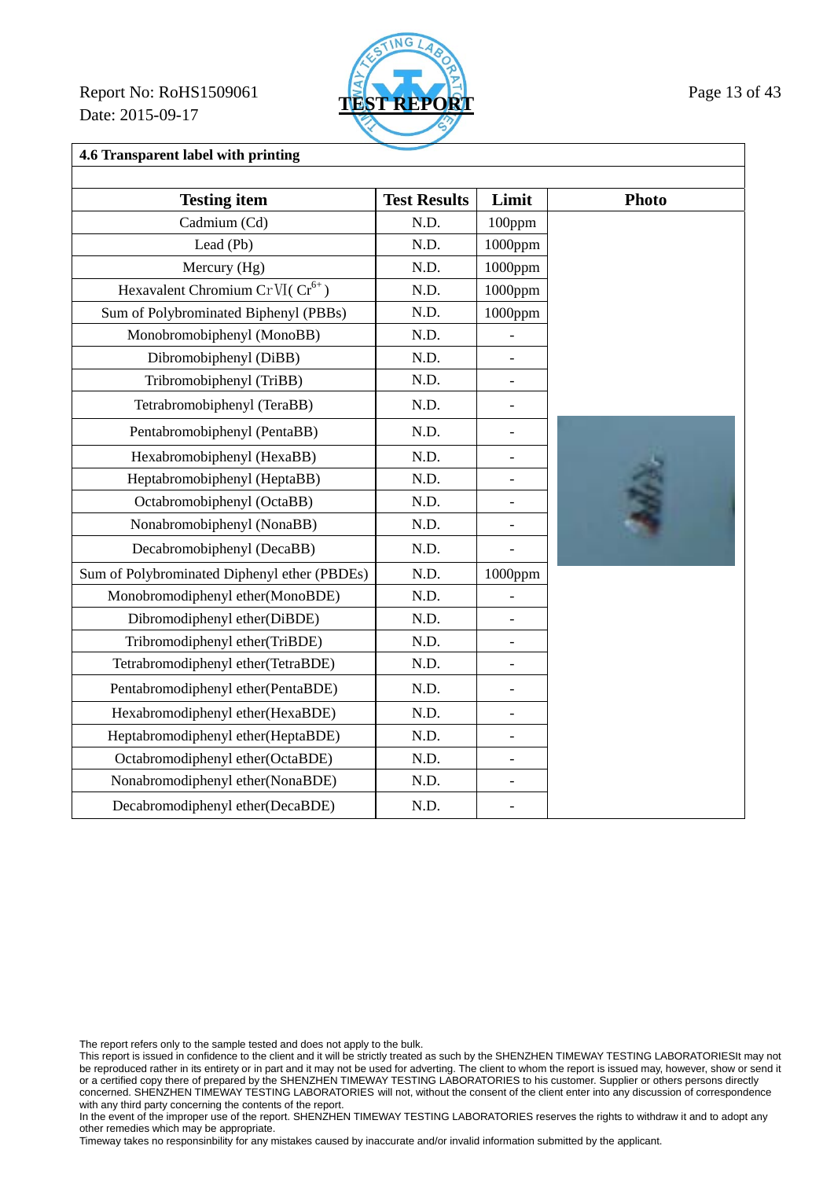Report No: RoHS1509061

Date: 2015-09-17

**TEST REPORT**

**4.6 Transparent label with printing**

| Testing item | Test Results | Limit | Photo |
|---|---|---|---|
| Cadmium (Cd) | N.D. | 100ppm | |
| Lead (Pb) | N.D. | 1000ppm | |
| Mercury (Hg) | N.D. | 1000ppm | |
| Hexavalent Chromium CrⅥ( $Cr^{6+}$ ) | N.D. | 1000ppm | |
| Sum of Polybrominated Biphenyl (PBBs) | N.D. | 1000ppm | |
| Monobromobiphenyl (MonoBB) | N.D. | - | |
| Dibromobiphenyl (DiBB) | N.D. | - | |
| Tribromobiphenyl (TriBB) | N.D. | - | |
| Tetrabromobiphenyl (TeraBB) | N.D. | - | |
| Pentabromobiphenyl (PentaBB) | N.D. | - | |
| Hexabromobiphenyl (HexaBB) | N.D. | - | |
| Heptabromobiphenyl (HeptaBB) | N.D. | - | |
| Octabromobiphenyl (OctaBB) | N.D. | - | |
| Nonabromobiphenyl (NonaBB) | N.D. | - | |
| Decabromobiphenyl (DecaBB) | N.D. | - | |
| Sum of Polybrominated Diphenyl ether (PBDEs) | N.D. | 1000ppm | |
| Monobromodiphenyl ether(MonoBDE) | N.D. | - | |
| Dibromodiphenyl ether(DiBDE) | N.D. | - | |
| Tribromodiphenyl ether(TriBDE) | N.D. | - | |
| Tetrabromodiphenyl ether(TetraBDE) | N.D. | - | |
| Pentabromodiphenyl ether(PentaBDE) | N.D. | - | |
| Hexabromodiphenyl ether(HexaBDE) | N.D. | - | |
| Heptabromodiphenyl ether(HeptaBDE) | N.D. | - | |
| Octabromodiphenyl ether(OctaBDE) | N.D. | - | |
| Nonabromodiphenyl ether(NonaBDE) | N.D. | - | |
| Decabromodiphenyl ether(DecaBDE) | N.D. | - | |

The report refers only to the sample tested and does not apply to the bulk.
This report is issued in confidence to the client and it will be strictly treated as such by the SHENZHEN TIMEWAY TESTING LABORATORIESIt may not be reproduced rather in its entirety or in part and it may not be used for adverting. The client to whom the report is issued may, however, show or send it or a certified copy there of prepared by the SHENZHEN TIMEWAY TESTING LABORATORIES to his customer. Supplier or others persons directly concerned. SHENZHEN TIMEWAY TESTING LABORATORIES will not, without the consent of the client enter into any discussion of correspondence with any third party concerning the contents of the report.
In the event of the improper use of the report. SHENZHEN TIMEWAY TESTING LABORATORIES reserves the rights to withdraw it and to adopt any other remedies which may be appropriate.
Timeway takes no responsinbility for any mistakes caused by inaccurate and/or invalid information submitted by the applicant.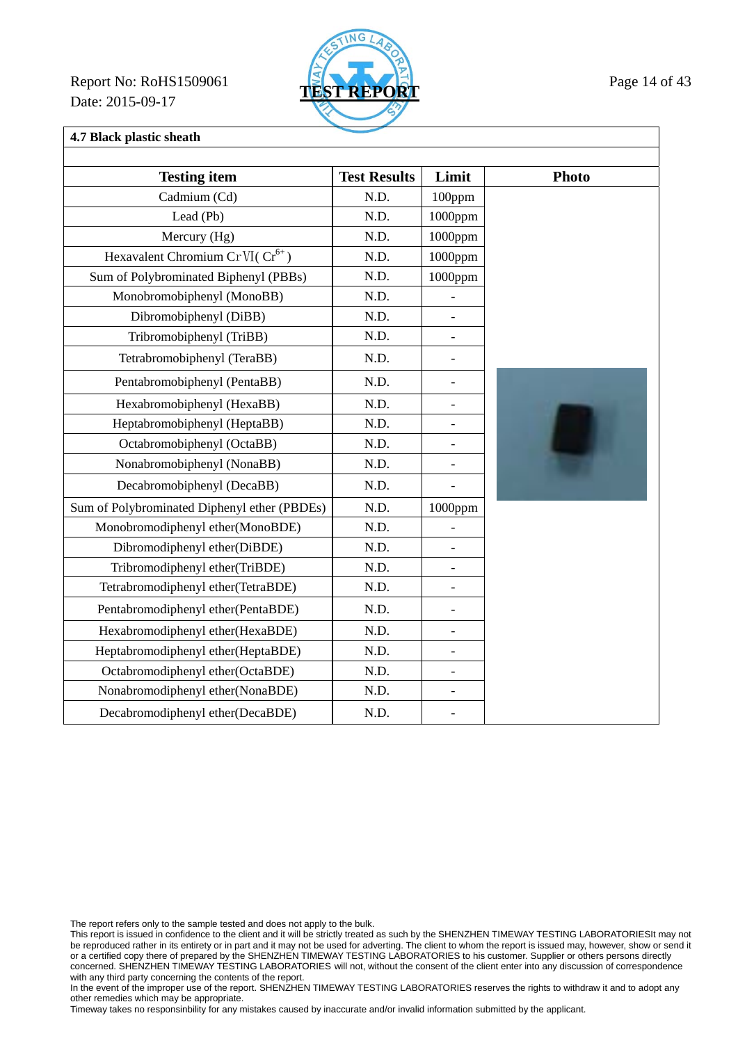Report No: RoHS1509061
Date: 2015-09-17

**TEST REPORT**

**4.7 Black plastic sheath**

| Testing item | Test Results | Limit | Photo |
|---|---|---|---|
| Cadmium (Cd) | N.D. | 100ppm | |
| Lead (Pb) | N.D. | 1000ppm | |
| Mercury (Hg) | N.D. | 1000ppm | |
| Hexavalent Chromium CrⅥ( $Cr^{6+}$ ) | N.D. | 1000ppm | |
| Sum of Polybrominated Biphenyl (PBBs) | N.D. | 1000ppm | |
| Monobromobiphenyl (MonoBB) | N.D. | - | |
| Dibromobiphenyl (DiBB) | N.D. | - | |
| Tribromobiphenyl (TriBB) | N.D. | - | |
| Tetrabromobiphenyl (TeraBB) | N.D. | - | |
| Pentabromobiphenyl (PentaBB) | N.D. | - | |
| Hexabromobiphenyl (HexaBB) | N.D. | - | |
| Heptabromobiphenyl (HeptaBB) | N.D. | - | |
| Octabromobiphenyl (OctaBB) | N.D. | - | |
| Nonabromobiphenyl (NonaBB) | N.D. | - | |
| Decabromobiphenyl (DecaBB) | N.D. | - | |
| Sum of Polybrominated Diphenyl ether (PBDEs) | N.D. | 1000ppm | |
| Monobromodiphenyl ether(MonoBDE) | N.D. | - | |
| Dibromodiphenyl ether(DiBDE) | N.D. | - | |
| Tribromodiphenyl ether(TriBDE) | N.D. | - | |
| Tetrabromodiphenyl ether(TetraBDE) | N.D. | - | |
| Pentabromodiphenyl ether(PentaBDE) | N.D. | - | |
| Hexabromodiphenyl ether(HexaBDE) | N.D. | - | |
| Heptabromodiphenyl ether(HeptaBDE) | N.D. | - | |
| Octabromodiphenyl ether(OctaBDE) | N.D. | - | |
| Nonabromodiphenyl ether(NonaBDE) | N.D. | - | |
| Decabromodiphenyl ether(DecaBDE) | N.D. | - | |

The report refers only to the sample tested and does not apply to the bulk.
This report is issued in confidence to the client and it will be strictly treated as such by the SHENZHEN TIMEWAY TESTING LABORATORIESIt may not be reproduced rather in its entirety or in part and it may not be used for adverting. The client to whom the report is issued may, however, show or send it or a certified copy there of prepared by the SHENZHEN TIMEWAY TESTING LABORATORIES to his customer. Supplier or others persons directly concerned. SHENZHEN TIMEWAY TESTING LABORATORIES will not, without the consent of the client enter into any discussion of correspondence with any third party concerning the contents of the report.
In the event of the improper use of the report. SHENZHEN TIMEWAY TESTING LABORATORIES reserves the rights to withdraw it and to adopt any other remedies which may be appropriate.
Timeway takes no responsinbility for any mistakes caused by inaccurate and/or invalid information submitted by the applicant.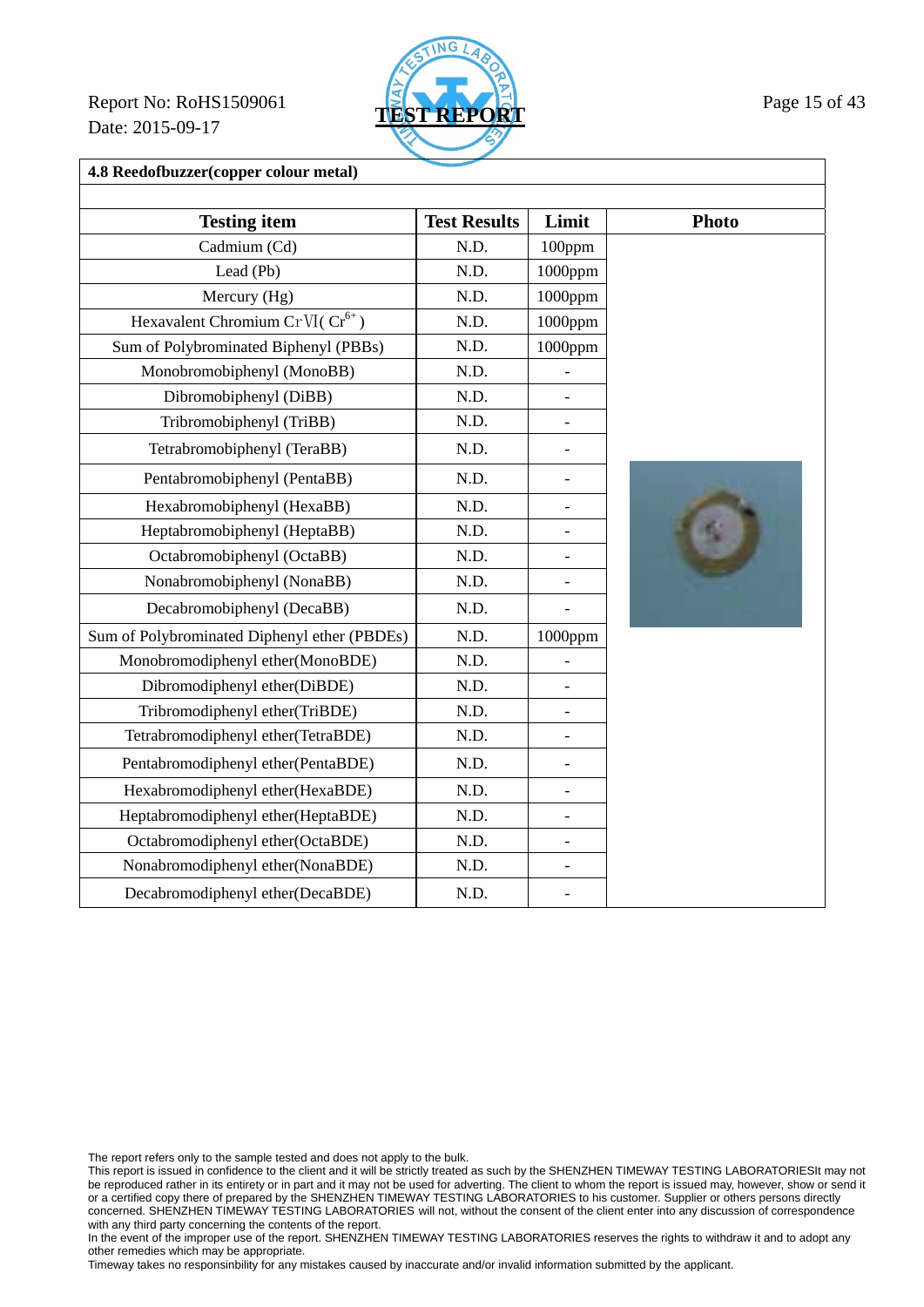Report No: RoHS1509061

Date: 2015-09-17

**TEST REPORT**

## 4.8 Reedofbuzzer(copper colour metal)

| Testing item | Test Results | Limit | Photo |
|---|---|---|---|
| Cadmium (Cd) | N.D. | 100ppm | |
| Lead (Pb) | N.D. | 1000ppm | |
| Mercury (Hg) | N.D. | 1000ppm | |
| Hexavalent Chromium CrⅥ( $Cr^{6+}$ ) | N.D. | 1000ppm | |
| Sum of Polybrominated Biphenyl (PBBs) | N.D. | 1000ppm | |
| Monobromobiphenyl (MonoBB) | N.D. | - | |
| Dibromobiphenyl (DiBB) | N.D. | - | |
| Tribromobiphenyl (TriBB) | N.D. | - | |
| Tetrabromobiphenyl (TeraBB) | N.D. | - | |
| Pentabromobiphenyl (PentaBB) | N.D. | - | |
| Hexabromobiphenyl (HexaBB) | N.D. | - | |
| Heptabromobiphenyl (HeptaBB) | N.D. | - | |
| Octabromobiphenyl (OctaBB) | N.D. | - | |
| Nonabromobiphenyl (NonaBB) | N.D. | - | |
| Decabromobiphenyl (DecaBB) | N.D. | - | |
| Sum of Polybrominated Diphenyl ether (PBDEs) | N.D. | 1000ppm | |
| Monobromodiphenyl ether(MonoBDE) | N.D. | - | |
| Dibromodiphenyl ether(DiBDE) | N.D. | - | |
| Tribromodiphenyl ether(TriBDE) | N.D. | - | |
| Tetrabromodiphenyl ether(TetraBDE) | N.D. | - | |
| Pentabromodiphenyl ether(PentaBDE) | N.D. | - | |
| Hexabromodiphenyl ether(HexaBDE) | N.D. | - | |
| Heptabromodiphenyl ether(HeptaBDE) | N.D. | - | |
| Octabromodiphenyl ether(OctaBDE) | N.D. | - | |
| Nonabromodiphenyl ether(NonaBDE) | N.D. | - | |
| Decabromodiphenyl ether(DecaBDE) | N.D. | - | |

The report refers only to the sample tested and does not apply to the bulk.
This report is issued in confidence to the client and it will be strictly treated as such by the SHENZHEN TIMEWAY TESTING LABORATORIESIt may not be reproduced rather in its entirety or in part and it may not be used for adverting. The client to whom the report is issued may, however, show or send it or a certified copy there of prepared by the SHENZHEN TIMEWAY TESTING LABORATORIES to his customer. Supplier or others persons directly concerned. SHENZHEN TIMEWAY TESTING LABORATORIES will not, without the consent of the client enter into any discussion of correspondence with any third party concerning the contents of the report.
In the event of the improper use of the report. SHENZHEN TIMEWAY TESTING LABORATORIES reserves the rights to withdraw it and to adopt any other remedies which may be appropriate.
Timeway takes no responsinbility for any mistakes caused by inaccurate and/or invalid information submitted by the applicant.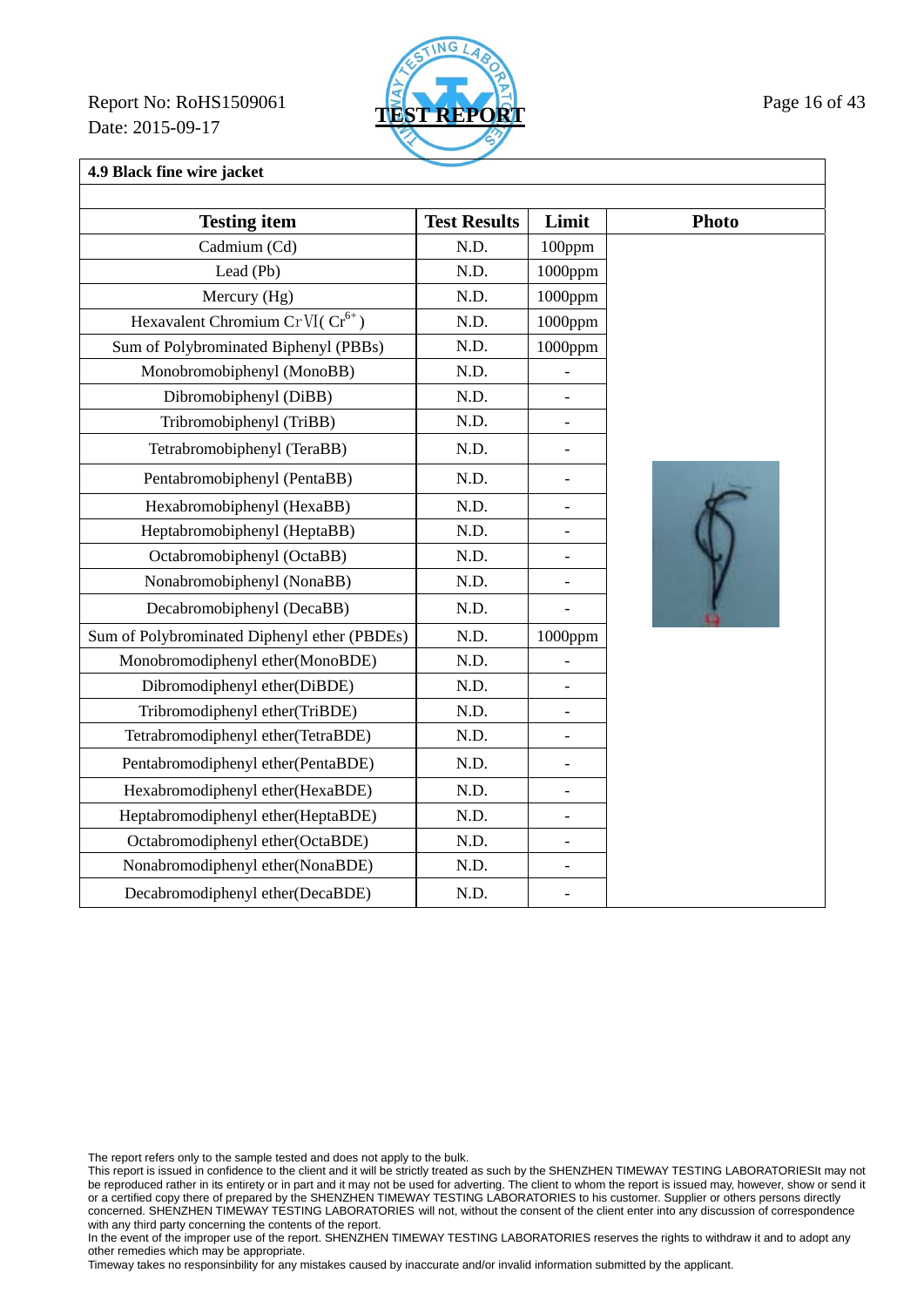**4.9 Black fine wire jacket**

| Testing item | Test Results | Limit | Photo |
|---|---|---|---|
| Cadmium (Cd) | N.D. | 100ppm | |
| Lead (Pb) | N.D. | 1000ppm | |
| Mercury (Hg) | N.D. | 1000ppm | |
| Hexavalent Chromium CrⅥ( $Cr^{6+}$ ) | N.D. | 1000ppm | |
| Sum of Polybrominated Biphenyl (PBBs) | N.D. | 1000ppm | |
| Monobromobiphenyl (MonoBB) | N.D. | - | |
| Dibromobiphenyl (DiBB) | N.D. | - | |
| Tribromobiphenyl (TriBB) | N.D. | - | |
| Tetrabromobiphenyl (TeraBB) | N.D. | - | |
| Pentabromobiphenyl (PentaBB) | N.D. | - | |
| Hexabromobiphenyl (HexaBB) | N.D. | - | |
| Heptabromobiphenyl (HeptaBB) | N.D. | - | |
| Octabromobiphenyl (OctaBB) | N.D. | - | |
| Nonabromobiphenyl (NonaBB) | N.D. | - | |
| Decabromobiphenyl (DecaBB) | N.D. | - | |
| Sum of Polybrominated Diphenyl ether (PBDEs) | N.D. | 1000ppm | |
| Monobromodiphenyl ether(MonoBDE) | N.D. | - | |
| Dibromodiphenyl ether(DiBDE) | N.D. | - | |
| Tribromodiphenyl ether(TriBDE) | N.D. | - | |
| Tetrabromodiphenyl ether(TetraBDE) | N.D. | - | |
| Pentabromodiphenyl ether(PentaBDE) | N.D. | - | |
| Hexabromodiphenyl ether(HexaBDE) | N.D. | - | |
| Heptabromodiphenyl ether(HeptaBDE) | N.D. | - | |
| Octabromodiphenyl ether(OctaBDE) | N.D. | - | |
| Nonabromodiphenyl ether(NonaBDE) | N.D. | - | |
| Decabromodiphenyl ether(DecaBDE) | N.D. | - | |

The report refers only to the sample tested and does not apply to the bulk.
This report is issued in confidence to the client and it will be strictly treated as such by the SHENZHEN TIMEWAY TESTING LABORATORIESIt may not be reproduced rather in its entirety or in part and it may not be used for adverting. The client to whom the report is issued may, however, show or send it or a certified copy there of prepared by the SHENZHEN TIMEWAY TESTING LABORATORIES to his customer. Supplier or others persons directly concerned. SHENZHEN TIMEWAY TESTING LABORATORIES will not, without the consent of the client enter into any discussion of correspondence with any third party concerning the contents of the report.
In the event of the improper use of the report. SHENZHEN TIMEWAY TESTING LABORATORIES reserves the rights to withdraw it and to adopt any other remedies which may be appropriate.
Timeway takes no responsinbility for any mistakes caused by inaccurate and/or invalid information submitted by the applicant.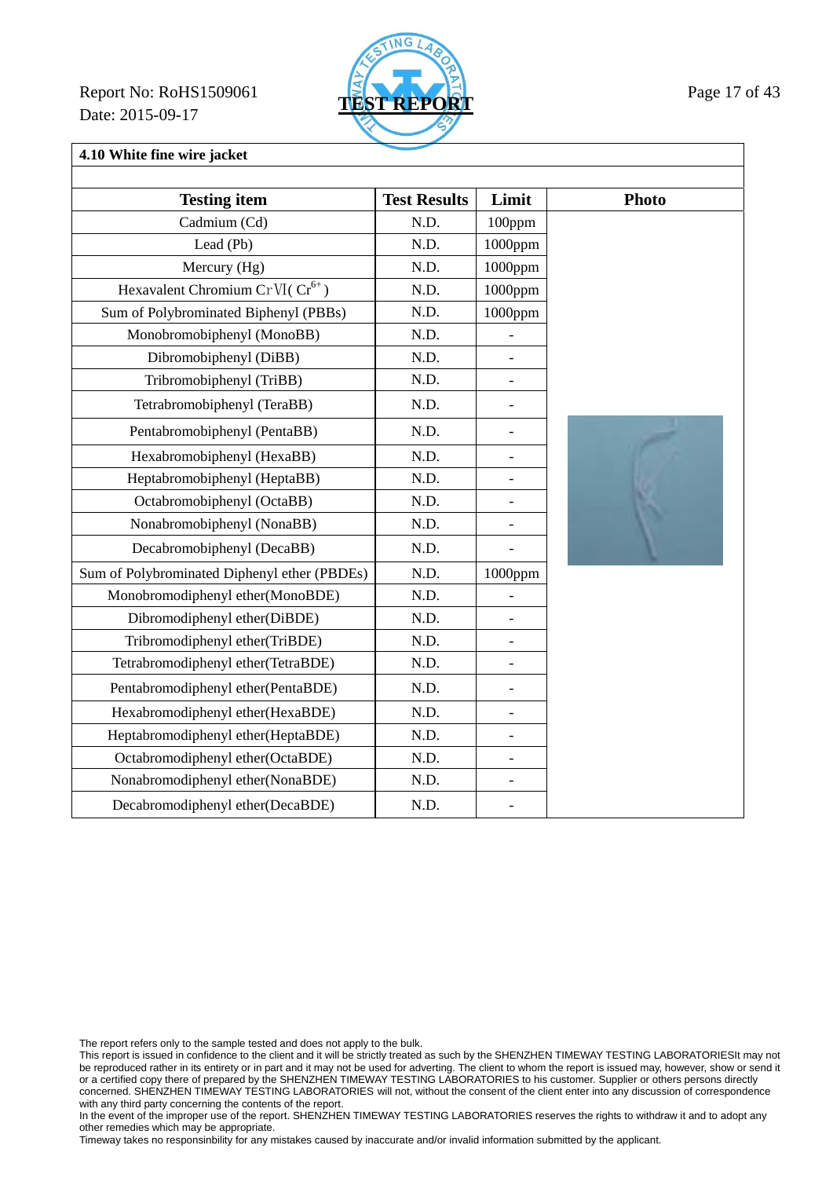Report No: RoHS1509061

Date: 2015-09-17

**TEST REPORT**

### 4.10 White fine wire jacket

| Testing item | Test Results | Limit | Photo |
|---|---|---|---|
| Cadmium (Cd) | N.D. | 100ppm | |
| Lead (Pb) | N.D. | 1000ppm | |
| Mercury (Hg) | N.D. | 1000ppm | |
| Hexavalent Chromium CrⅥ( $Cr^{6+}$ ) | N.D. | 1000ppm | |
| Sum of Polybrominated Biphenyl (PBBs) | N.D. | 1000ppm | |
| Monobromobiphenyl (MonoBB) | N.D. | - | |
| Dibromobiphenyl (DiBB) | N.D. | - | |
| Tribromobiphenyl (TriBB) | N.D. | - | |
| Tetrabromobiphenyl (TeraBB) | N.D. | - | |
| Pentabromobiphenyl (PentaBB) | N.D. | - | |
| Hexabromobiphenyl (HexaBB) | N.D. | - | |
| Heptabromobiphenyl (HeptaBB) | N.D. | - | |
| Octabromobiphenyl (OctaBB) | N.D. | - | |
| Nonabromobiphenyl (NonaBB) | N.D. | - | |
| Decabromobiphenyl (DecaBB) | N.D. | - | |
| Sum of Polybrominated Diphenyl ether (PBDEs) | N.D. | 1000ppm | |
| Monobromodiphenyl ether(MonoBDE) | N.D. | - | |
| Dibromodiphenyl ether(DiBDE) | N.D. | - | |
| Tribromodiphenyl ether(TriBDE) | N.D. | - | |
| Tetrabromodiphenyl ether(TetraBDE) | N.D. | - | |
| Pentabromodiphenyl ether(PentaBDE) | N.D. | - | |
| Hexabromodiphenyl ether(HexaBDE) | N.D. | - | |
| Heptabromodiphenyl ether(HeptaBDE) | N.D. | - | |
| Octabromodiphenyl ether(OctaBDE) | N.D. | - | |
| Nonabromodiphenyl ether(NonaBDE) | N.D. | - | |
| Decabromodiphenyl ether(DecaBDE) | N.D. | - | |

The report refers only to the sample tested and does not apply to the bulk.
This report is issued in confidence to the client and it will be strictly treated as such by the SHENZHEN TIMEWAY TESTING LABORATORIESIt may not be reproduced rather in its entirety or in part and it may not be used for adverting. The client to whom the report is issued may, however, show or send it or a certified copy there of prepared by the SHENZHEN TIMEWAY TESTING LABORATORIES to his customer. Supplier or others persons directly concerned. SHENZHEN TIMEWAY TESTING LABORATORIES will not, without the consent of the client enter into any discussion of correspondence with any third party concerning the contents of the report.
In the event of the improper use of the report. SHENZHEN TIMEWAY TESTING LABORATORIES reserves the rights to withdraw it and to adopt any other remedies which may be appropriate.
Timeway takes no responsinbility for any mistakes caused by inaccurate and/or invalid information submitted by the applicant.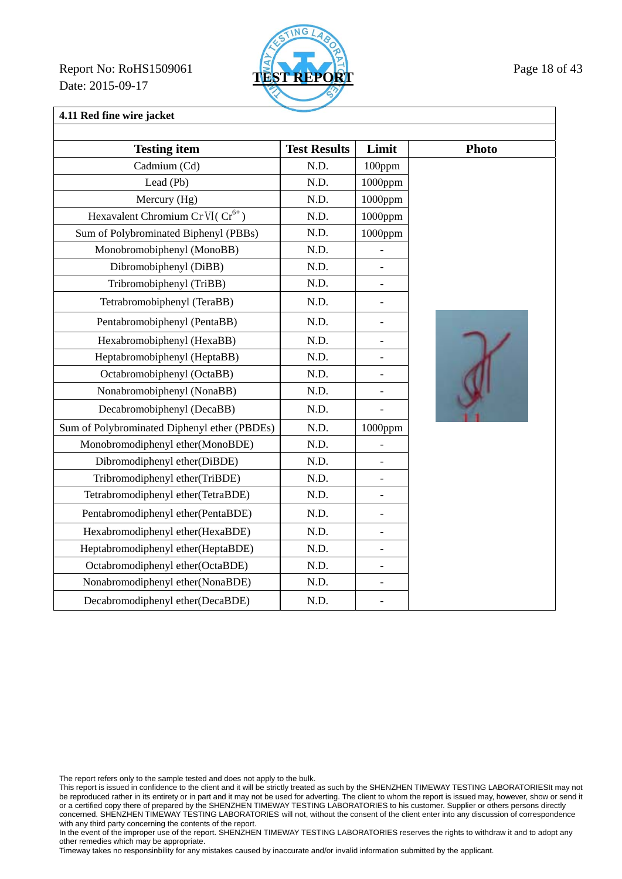Report No: RoHS1509061
Date: 2015-09-17

**TEST REPORT**

## 4.11 Red fine wire jacket

| Testing item | Test Results | Limit | Photo |
|---|---|---|---|
| Cadmium (Cd) | N.D. | 100ppm | |
| Lead (Pb) | N.D. | 1000ppm | |
| Mercury (Hg) | N.D. | 1000ppm | |
| Hexavalent Chromium CrⅥ( $Cr^{6+}$ ) | N.D. | 1000ppm | |
| Sum of Polybrominated Biphenyl (PBBs) | N.D. | 1000ppm | |
| Monobromobiphenyl (MonoBB) | N.D. | - | |
| Dibromobiphenyl (DiBB) | N.D. | - | |
| Tribromobiphenyl (TriBB) | N.D. | - | |
| Tetrabromobiphenyl (TeraBB) | N.D. | - | |
| Pentabromobiphenyl (PentaBB) | N.D. | - | |
| Hexabromobiphenyl (HexaBB) | N.D. | - | |
| Heptabromobiphenyl (HeptaBB) | N.D. | - | |
| Octabromobiphenyl (OctaBB) | N.D. | - | |
| Nonabromobiphenyl (NonaBB) | N.D. | - | |
| Decabromobiphenyl (DecaBB) | N.D. | - | |
| Sum of Polybrominated Diphenyl ether (PBDEs) | N.D. | 1000ppm | |
| Monobromodiphenyl ether(MonoBDE) | N.D. | - | |
| Dibromodiphenyl ether(DiBDE) | N.D. | - | |
| Tribromodiphenyl ether(TriBDE) | N.D. | - | |
| Tetrabromodiphenyl ether(TetraBDE) | N.D. | - | |
| Pentabromodiphenyl ether(PentaBDE) | N.D. | - | |
| Hexabromodiphenyl ether(HexaBDE) | N.D. | - | |
| Heptabromodiphenyl ether(HeptaBDE) | N.D. | - | |
| Octabromodiphenyl ether(OctaBDE) | N.D. | - | |
| Nonabromodiphenyl ether(NonaBDE) | N.D. | - | |
| Decabromodiphenyl ether(DecaBDE) | N.D. | - | |

The report refers only to the sample tested and does not apply to the bulk.
This report is issued in confidence to the client and it will be strictly treated as such by the SHENZHEN TIMEWAY TESTING LABORATORIESIt may not be reproduced rather in its entirety or in part and it may not be used for adverting. The client to whom the report is issued may, however, show or send it or a certified copy there of prepared by the SHENZHEN TIMEWAY TESTING LABORATORIES to his customer. Supplier or others persons directly concerned. SHENZHEN TIMEWAY TESTING LABORATORIES will not, without the consent of the client enter into any discussion of correspondence with any third party concerning the contents of the report.
In the event of the improper use of the report. SHENZHEN TIMEWAY TESTING LABORATORIES reserves the rights to withdraw it and to adopt any other remedies which may be appropriate.
Timeway takes no responsinbility for any mistakes caused by inaccurate and/or invalid information submitted by the applicant.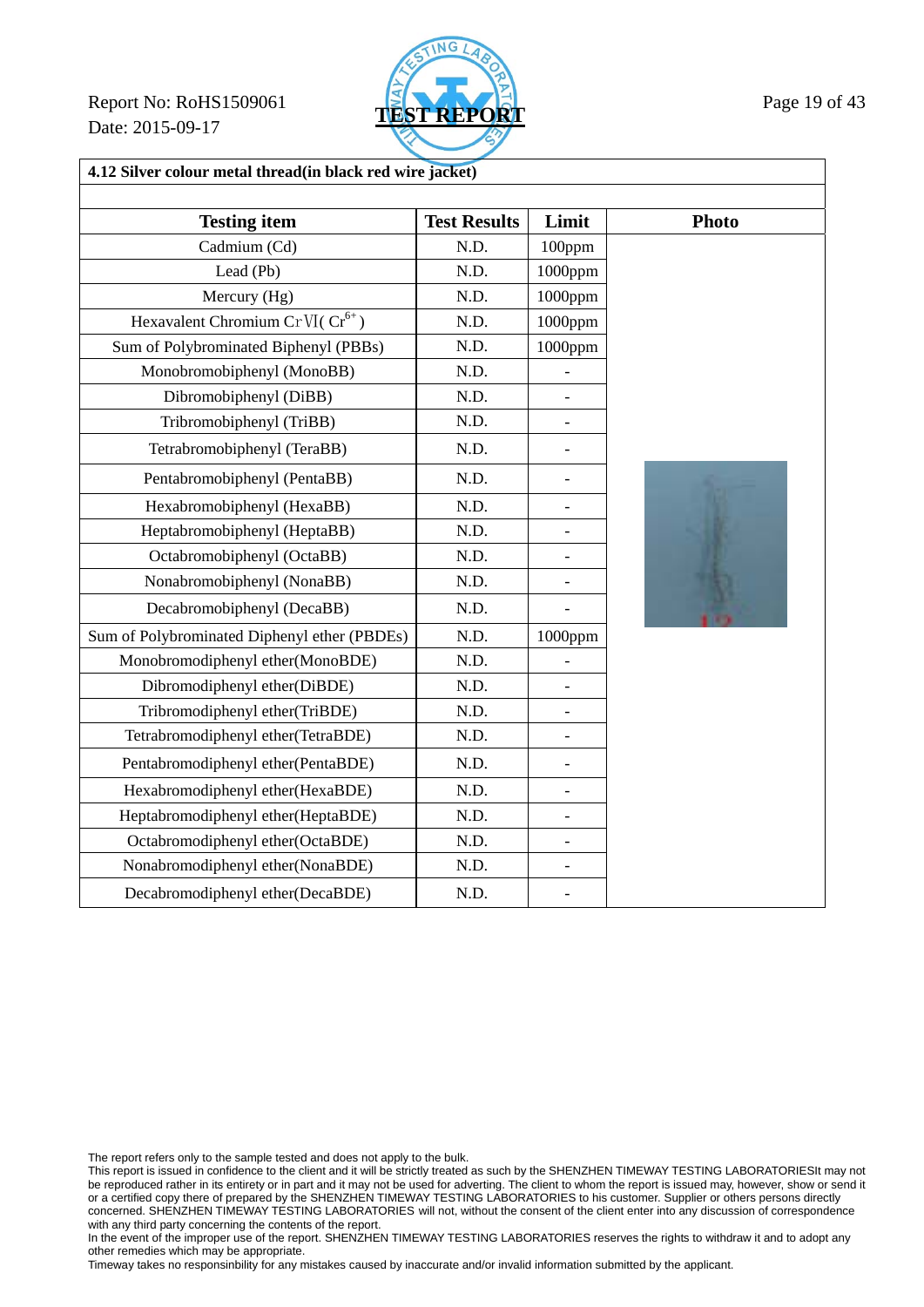Report No: RoHS1509061

Date: 2015-09-17

**TEST REPORT**

**4.12 Silver colour metal thread(in black red wire jacket)**

| Testing item | Test Results | Limit | Photo |
|---|---|---|---|
| Cadmium (Cd) | N.D. | 100ppm | |
| Lead (Pb) | N.D. | 1000ppm | |
| Mercury (Hg) | N.D. | 1000ppm | |
| Hexavalent Chromium CrⅥ( $Cr^{6+}$ ) | N.D. | 1000ppm | |
| Sum of Polybrominated Biphenyl (PBBs) | N.D. | 1000ppm | |
| Monobromobiphenyl (MonoBB) | N.D. | - | |
| Dibromobiphenyl (DiBB) | N.D. | - | |
| Tribromobiphenyl (TriBB) | N.D. | - | |
| Tetrabromobiphenyl (TeraBB) | N.D. | - | |
| Pentabromobiphenyl (PentaBB) | N.D. | - | |
| Hexabromobiphenyl (HexaBB) | N.D. | - | |
| Heptabromobiphenyl (HeptaBB) | N.D. | - | |
| Octabromobiphenyl (OctaBB) | N.D. | - | |
| Nonabromobiphenyl (NonaBB) | N.D. | - | |
| Decabromobiphenyl (DecaBB) | N.D. | - | |
| Sum of Polybrominated Diphenyl ether (PBDEs) | N.D. | 1000ppm | |
| Monobromodiphenyl ether(MonoBDE) | N.D. | - | |
| Dibromodiphenyl ether(DiBDE) | N.D. | - | |
| Tribromodiphenyl ether(TriBDE) | N.D. | - | |
| Tetrabromodiphenyl ether(TetraBDE) | N.D. | - | |
| Pentabromodiphenyl ether(PentaBDE) | N.D. | - | |
| Hexabromodiphenyl ether(HexaBDE) | N.D. | - | |
| Heptabromodiphenyl ether(HeptaBDE) | N.D. | - | |
| Octabromodiphenyl ether(OctaBDE) | N.D. | - | |
| Nonabromodiphenyl ether(NonaBDE) | N.D. | - | |
| Decabromodiphenyl ether(DecaBDE) | N.D. | - | |

The report refers only to the sample tested and does not apply to the bulk.
This report is issued in confidence to the client and it will be strictly treated as such by the SHENZHEN TIMEWAY TESTING LABORATORIESIt may not be reproduced rather in its entirety or in part and it may not be used for adverting. The client to whom the report is issued may, however, show or send it or a certified copy there of prepared by the SHENZHEN TIMEWAY TESTING LABORATORIES to his customer. Supplier or others persons directly concerned. SHENZHEN TIMEWAY TESTING LABORATORIES will not, without the consent of the client enter into any discussion of correspondence with any third party concerning the contents of the report.
In the event of the improper use of the report. SHENZHEN TIMEWAY TESTING LABORATORIES reserves the rights to withdraw it and to adopt any other remedies which may be appropriate.
Timeway takes no responsinbility for any mistakes caused by inaccurate and/or invalid information submitted by the applicant.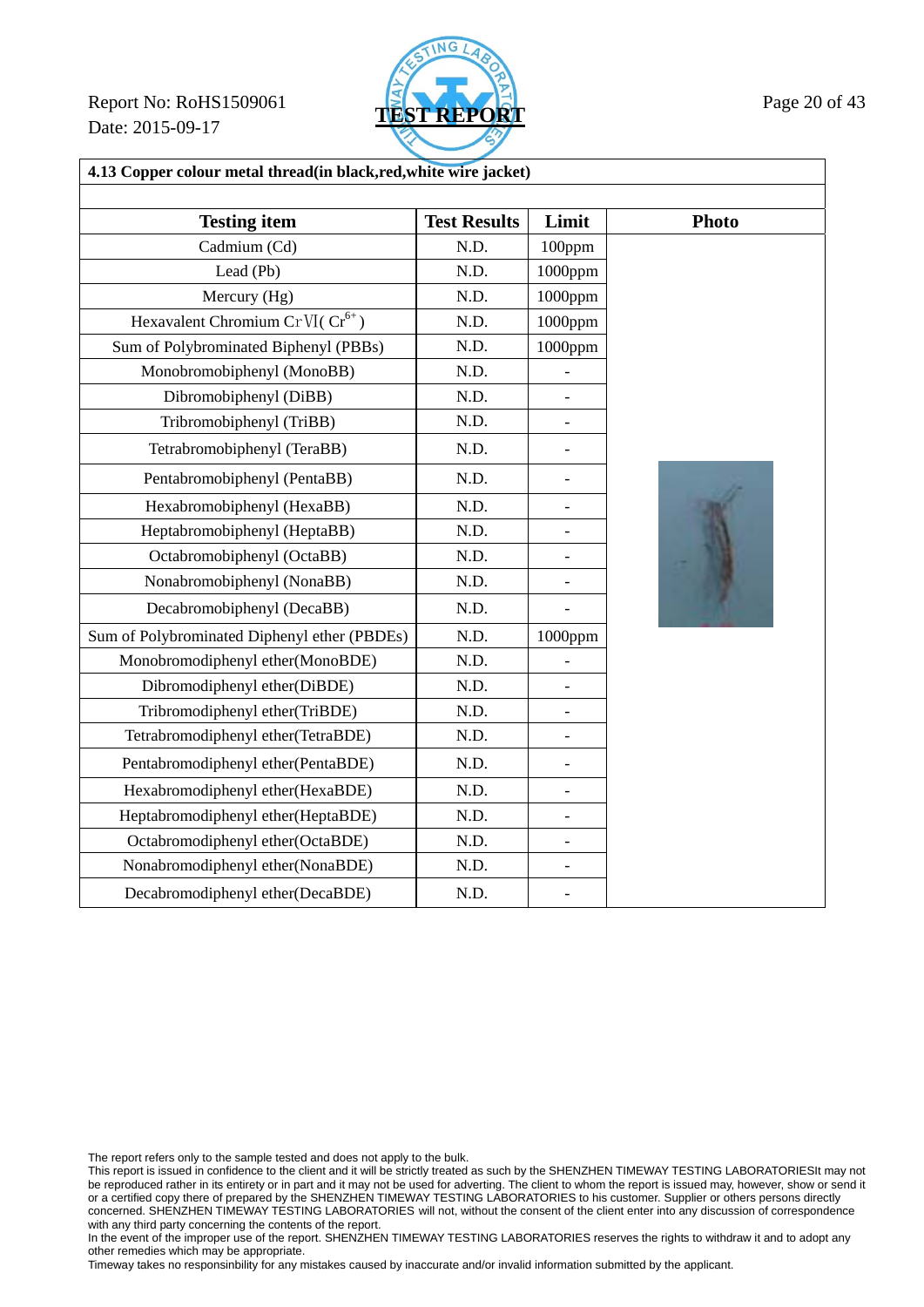**4.13 Copper colour metal thread(in black,red,white wire jacket)**

| Testing item | Test Results | Limit | Photo |
|---|---|---|---|
| Cadmium (Cd) | N.D. | 100ppm | |
| Lead (Pb) | N.D. | 1000ppm | |
| Mercury (Hg) | N.D. | 1000ppm | |
| Hexavalent Chromium CrⅥ( $Cr^{6+}$ ) | N.D. | 1000ppm | |
| Sum of Polybrominated Biphenyl (PBBs) | N.D. | 1000ppm | |
| Monobromobiphenyl (MonoBB) | N.D. | - | |
| Dibromobiphenyl (DiBB) | N.D. | - | |
| Tribromobiphenyl (TriBB) | N.D. | - | |
| Tetrabromobiphenyl (TeraBB) | N.D. | - | |
| Pentabromobiphenyl (PentaBB) | N.D. | - | |
| Hexabromobiphenyl (HexaBB) | N.D. | - | |
| Heptabromobiphenyl (HeptaBB) | N.D. | - | |
| Octabromobiphenyl (OctaBB) | N.D. | - | |
| Nonabromobiphenyl (NonaBB) | N.D. | - | |
| Decabromobiphenyl (DecaBB) | N.D. | - | |
| Sum of Polybrominated Diphenyl ether (PBDEs) | N.D. | 1000ppm | |
| Monobromodiphenyl ether(MonoBDE) | N.D. | - | |
| Dibromodiphenyl ether(DiBDE) | N.D. | - | |
| Tribromodiphenyl ether(TriBDE) | N.D. | - | |
| Tetrabromodiphenyl ether(TetraBDE) | N.D. | - | |
| Pentabromodiphenyl ether(PentaBDE) | N.D. | - | |
| Hexabromodiphenyl ether(HexaBDE) | N.D. | - | |
| Heptabromodiphenyl ether(HeptaBDE) | N.D. | - | |
| Octabromodiphenyl ether(OctaBDE) | N.D. | - | |
| Nonabromodiphenyl ether(NonaBDE) | N.D. | - | |
| Decabromodiphenyl ether(DecaBDE) | N.D. | - | |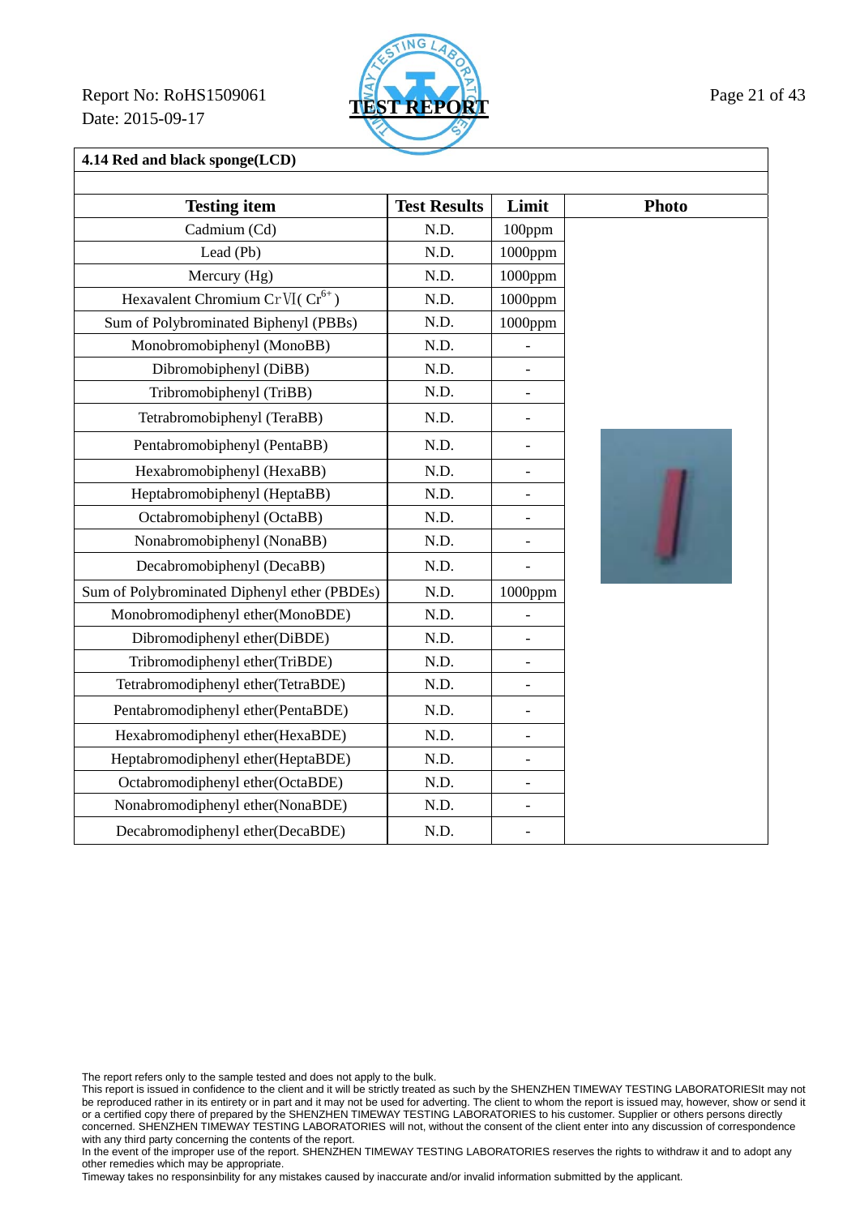Report No: RoHS1509061
Date: 2015-09-17

**TEST REPORT**

**4.14 Red and black sponge(LCD)**

| Testing item | Test Results | Limit | Photo |
|---|---|---|---|
| Cadmium (Cd) | N.D. | 100ppm | |
| Lead (Pb) | N.D. | 1000ppm | |
| Mercury (Hg) | N.D. | 1000ppm | |
| Hexavalent Chromium CrⅥ( $Cr^{6+}$ ) | N.D. | 1000ppm | |
| Sum of Polybrominated Biphenyl (PBBs) | N.D. | 1000ppm | |
| Monobromobiphenyl (MonoBB) | N.D. | - | |
| Dibromobiphenyl (DiBB) | N.D. | - | |
| Tribromobiphenyl (TriBB) | N.D. | - | |
| Tetrabromobiphenyl (TeraBB) | N.D. | - | |
| Pentabromobiphenyl (PentaBB) | N.D. | - | |
| Hexabromobiphenyl (HexaBB) | N.D. | - | |
| Heptabromobiphenyl (HeptaBB) | N.D. | - | |
| Octabromobiphenyl (OctaBB) | N.D. | - | |
| Nonabromobiphenyl (NonaBB) | N.D. | - | |
| Decabromobiphenyl (DecaBB) | N.D. | - | |
| Sum of Polybrominated Diphenyl ether (PBDEs) | N.D. | 1000ppm | |
| Monobromodiphenyl ether(MonoBDE) | N.D. | - | |
| Dibromodiphenyl ether(DiBDE) | N.D. | - | |
| Tribromodiphenyl ether(TriBDE) | N.D. | - | |
| Tetrabromodiphenyl ether(TetraBDE) | N.D. | - | |
| Pentabromodiphenyl ether(PentaBDE) | N.D. | - | |
| Hexabromodiphenyl ether(HexaBDE) | N.D. | - | |
| Heptabromodiphenyl ether(HeptaBDE) | N.D. | - | |
| Octabromodiphenyl ether(OctaBDE) | N.D. | - | |
| Nonabromodiphenyl ether(NonaBDE) | N.D. | - | |
| Decabromodiphenyl ether(DecaBDE) | N.D. | - | |

The report refers only to the sample tested and does not apply to the bulk.
This report is issued in confidence to the client and it will be strictly treated as such by the SHENZHEN TIMEWAY TESTING LABORATORIESIt may not be reproduced rather in its entirety or in part and it may not be used for adverting. The client to whom the report is issued may, however, show or send it or a certified copy there of prepared by the SHENZHEN TIMEWAY TESTING LABORATORIES to his customer. Supplier or others persons directly concerned. SHENZHEN TIMEWAY TESTING LABORATORIES will not, without the consent of the client enter into any discussion of correspondence with any third party concerning the contents of the report.
In the event of the improper use of the report. SHENZHEN TIMEWAY TESTING LABORATORIES reserves the rights to withdraw it and to adopt any other remedies which may be appropriate.
Timeway takes no responsinbility for any mistakes caused by inaccurate and/or invalid information submitted by the applicant.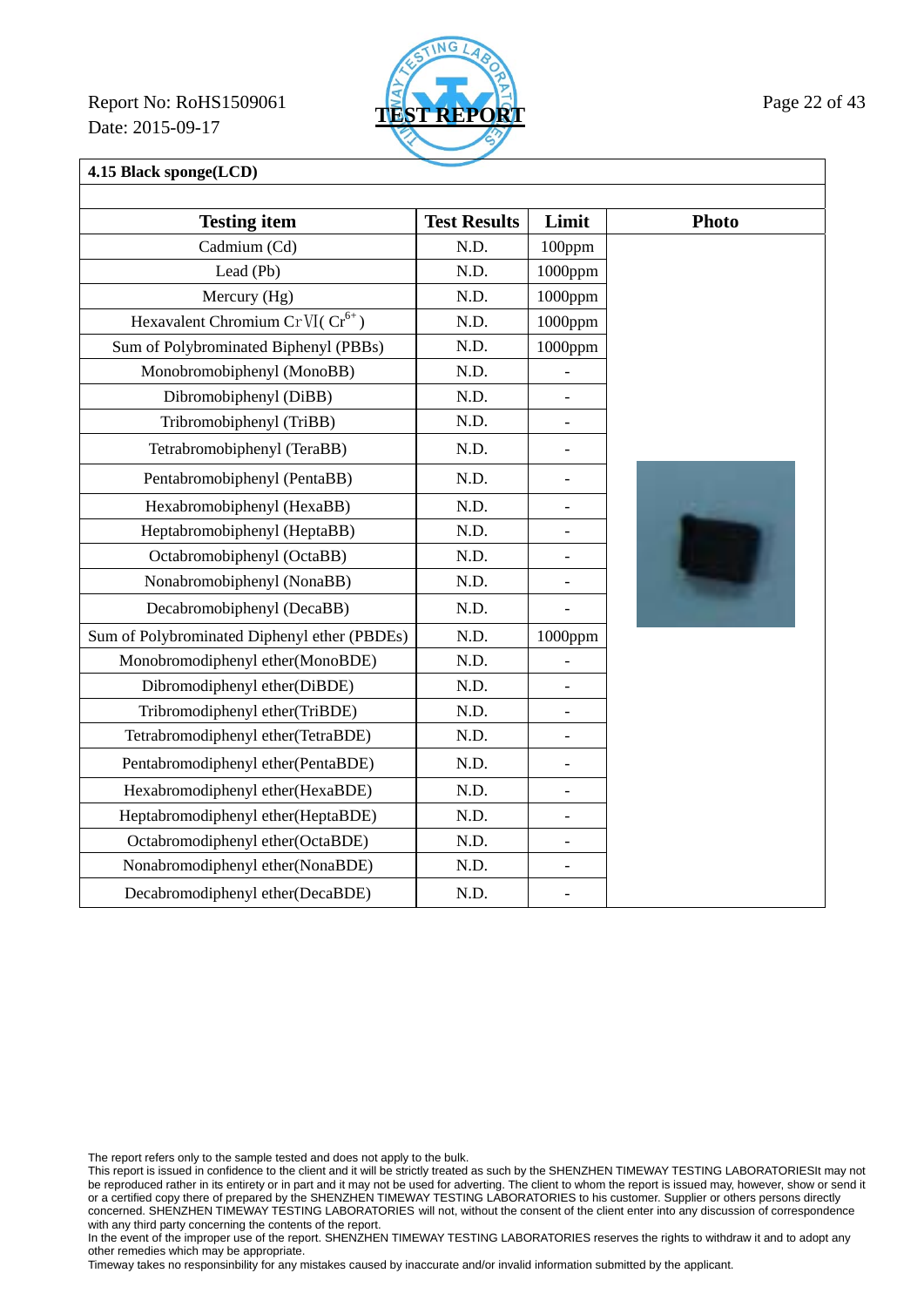Report No: RoHS1509061

Date: 2015-09-17

TEST REPORT

**4.15 Black sponge(LCD)**

| Testing item | Test Results | Limit | Photo |
|---|---|---|---|
| Cadmium (Cd) | N.D. | 100ppm | |
| Lead (Pb) | N.D. | 1000ppm | |
| Mercury (Hg) | N.D. | 1000ppm | |
| Hexavalent Chromium CrⅥ( $Cr^{6+}$ ) | N.D. | 1000ppm | |
| Sum of Polybrominated Biphenyl (PBBs) | N.D. | 1000ppm | |
| Monobromobiphenyl (MonoBB) | N.D. | - | |
| Dibromobiphenyl (DiBB) | N.D. | - | |
| Tribromobiphenyl (TriBB) | N.D. | - | |
| Tetrabromobiphenyl (TeraBB) | N.D. | - | |
| Pentabromobiphenyl (PentaBB) | N.D. | - | |
| Hexabromobiphenyl (HexaBB) | N.D. | - | |
| Heptabromobiphenyl (HeptaBB) | N.D. | - | |
| Octabromobiphenyl (OctaBB) | N.D. | - | |
| Nonabromobiphenyl (NonaBB) | N.D. | - | |
| Decabromobiphenyl (DecaBB) | N.D. | - | |
| Sum of Polybrominated Diphenyl ether (PBDEs) | N.D. | 1000ppm | |
| Monobromodiphenyl ether(MonoBDE) | N.D. | - | |
| Dibromodiphenyl ether(DiBDE) | N.D. | - | |
| Tribromodiphenyl ether(TriBDE) | N.D. | - | |
| Tetrabromodiphenyl ether(TetraBDE) | N.D. | - | |
| Pentabromodiphenyl ether(PentaBDE) | N.D. | - | |
| Hexabromodiphenyl ether(HexaBDE) | N.D. | - | |
| Heptabromodiphenyl ether(HeptaBDE) | N.D. | - | |
| Octabromodiphenyl ether(OctaBDE) | N.D. | - | |
| Nonabromodiphenyl ether(NonaBDE) | N.D. | - | |
| Decabromodiphenyl ether(DecaBDE) | N.D. | - | |

The report refers only to the sample tested and does not apply to the bulk.
This report is issued in confidence to the client and it will be strictly treated as such by the SHENZHEN TIMEWAY TESTING LABORATORIESIt may not be reproduced rather in its entirety or in part and it may not be used for adverting. The client to whom the report is issued may, however, show or send it or a certified copy there of prepared by the SHENZHEN TIMEWAY TESTING LABORATORIES to his customer. Supplier or others persons directly concerned. SHENZHEN TIMEWAY TESTING LABORATORIES will not, without the consent of the client enter into any discussion of correspondence with any third party concerning the contents of the report.
In the event of the improper use of the report. SHENZHEN TIMEWAY TESTING LABORATORIES reserves the rights to withdraw it and to adopt any other remedies which may be appropriate.
Timeway takes no responsinbility for any mistakes caused by inaccurate and/or invalid information submitted by the applicant.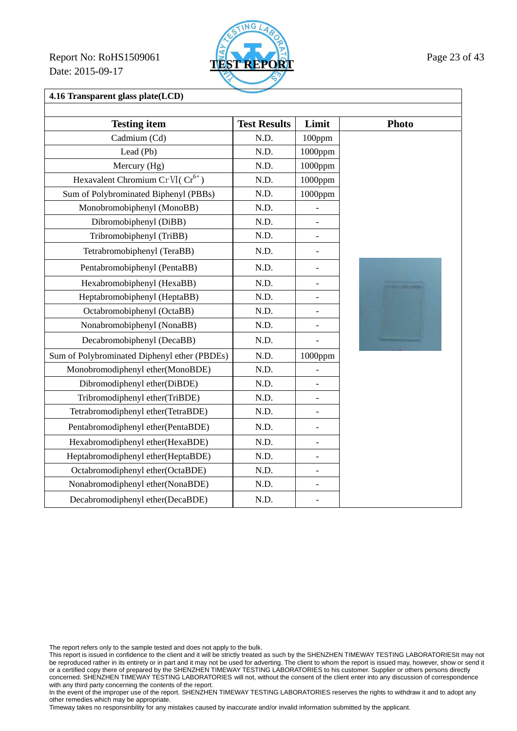#### 4.16 Transparent glass plate(LCD)

| Testing item | Test Results | Limit | Photo |
|---|---|---|---|
| Cadmium (Cd) | N.D. | 100ppm | |
| Lead (Pb) | N.D. | 1000ppm | |
| Mercury (Hg) | N.D. | 1000ppm | |
| Hexavalent Chromium CrⅥ( $Cr^{6+}$ ) | N.D. | 1000ppm | |
| Sum of Polybrominated Biphenyl (PBBs) | N.D. | 1000ppm | |
| Monobromobiphenyl (MonoBB) | N.D. | - | |
| Dibromobiphenyl (DiBB) | N.D. | - | |
| Tribromobiphenyl (TriBB) | N.D. | - | |
| Tetrabromobiphenyl (TeraBB) | N.D. | - | |
| Pentabromobiphenyl (PentaBB) | N.D. | - | |
| Hexabromobiphenyl (HexaBB) | N.D. | - | |
| Heptabromobiphenyl (HeptaBB) | N.D. | - | |
| Octabromobiphenyl (OctaBB) | N.D. | - | |
| Nonabromobiphenyl (NonaBB) | N.D. | - | |
| Decabromobiphenyl (DecaBB) | N.D. | - | |
| Sum of Polybrominated Diphenyl ether (PBDEs) | N.D. | 1000ppm | |
| Monobromodiphenyl ether(MonoBDE) | N.D. | - | |
| Dibromodiphenyl ether(DiBDE) | N.D. | - | |
| Tribromodiphenyl ether(TriBDE) | N.D. | - | |
| Tetrabromodiphenyl ether(TetraBDE) | N.D. | - | |
| Pentabromodiphenyl ether(PentaBDE) | N.D. | - | |
| Hexabromodiphenyl ether(HexaBDE) | N.D. | - | |
| Heptabromodiphenyl ether(HeptaBDE) | N.D. | - | |
| Octabromodiphenyl ether(OctaBDE) | N.D. | - | |
| Nonabromodiphenyl ether(NonaBDE) | N.D. | - | |
| Decabromodiphenyl ether(DecaBDE) | N.D. | - | |

The report refers only to the sample tested and does not apply to the bulk.
This report is issued in confidence to the client and it will be strictly treated as such by the SHENZHEN TIMEWAY TESTING LABORATORIESIt may not be reproduced rather in its entirety or in part and it may not be used for adverting. The client to whom the report is issued may, however, show or send it or a certified copy there of prepared by the SHENZHEN TIMEWAY TESTING LABORATORIES to his customer. Supplier or others persons directly concerned. SHENZHEN TIMEWAY TESTING LABORATORIES will not, without the consent of the client enter into any discussion of correspondence with any third party concerning the contents of the report.
In the event of the improper use of the report. SHENZHEN TIMEWAY TESTING LABORATORIES reserves the rights to withdraw it and to adopt any other remedies which may be appropriate.
Timeway takes no responsinbility for any mistakes caused by inaccurate and/or invalid information submitted by the applicant.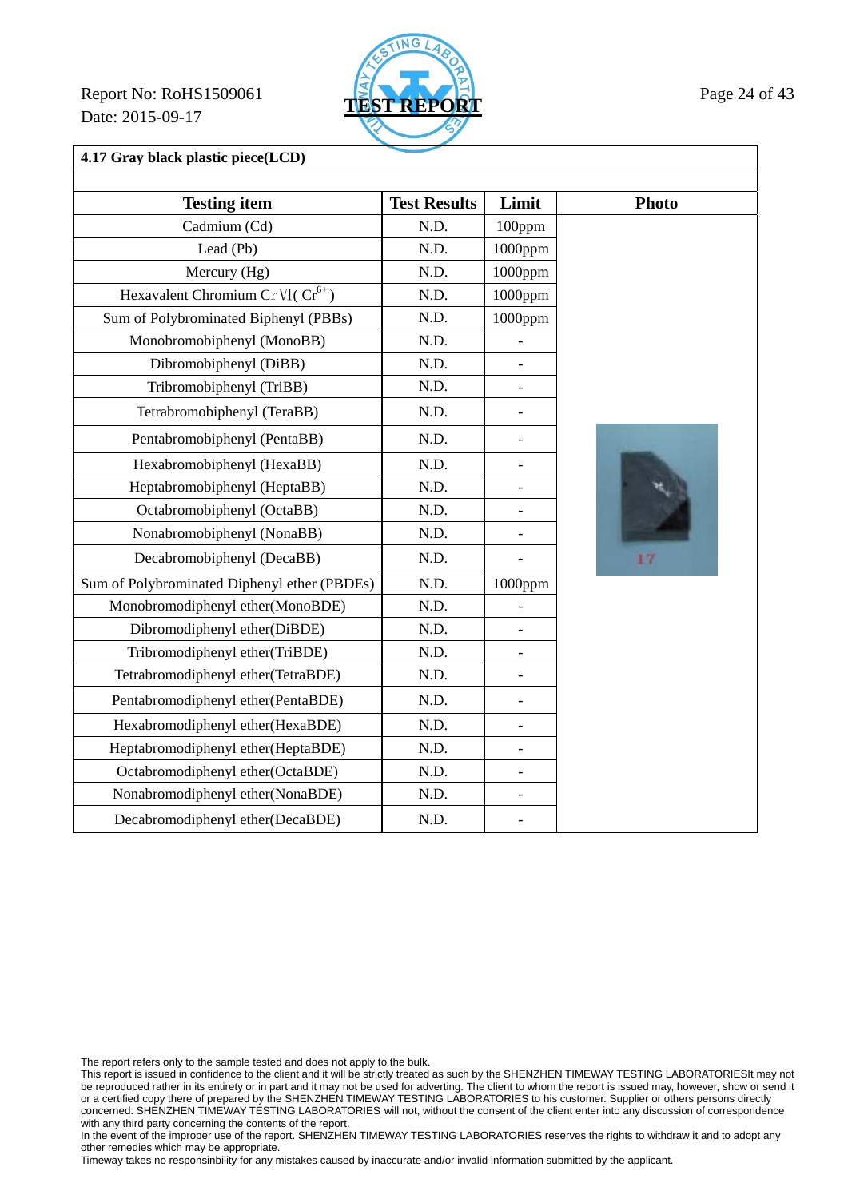Report No: RoHS1509061
Date: 2015-09-17

**TEST REPORT**

### 4.17 Gray black plastic piece(LCD)

| Testing item | Test Results | Limit | Photo |
|---|---|---|---|
| Cadmium (Cd) | N.D. | 100ppm | |
| Lead (Pb) | N.D. | 1000ppm | |
| Mercury (Hg) | N.D. | 1000ppm | |
| Hexavalent Chromium CrⅥ( $Cr^{6+}$ ) | N.D. | 1000ppm | |
| Sum of Polybrominated Biphenyl (PBBs) | N.D. | 1000ppm | |
| Monobromobiphenyl (MonoBB) | N.D. | - | |
| Dibromobiphenyl (DiBB) | N.D. | - | |
| Tribromobiphenyl (TriBB) | N.D. | - | |
| Tetrabromobiphenyl (TeraBB) | N.D. | - | |
| Pentabromobiphenyl (PentaBB) | N.D. | - | |
| Hexabromobiphenyl (HexaBB) | N.D. | - | |
| Heptabromobiphenyl (HeptaBB) | N.D. | - | |
| Octabromobiphenyl (OctaBB) | N.D. | - | |
| Nonabromobiphenyl (NonaBB) | N.D. | - | |
| Decabromobiphenyl (DecaBB) | N.D. | - | |
| Sum of Polybrominated Diphenyl ether (PBDEs) | N.D. | 1000ppm | |
| Monobromodiphenyl ether(MonoBDE) | N.D. | - | |
| Dibromodiphenyl ether(DiBDE) | N.D. | - | |
| Tribromodiphenyl ether(TriBDE) | N.D. | - | |
| Tetrabromodiphenyl ether(TetraBDE) | N.D. | - | |
| Pentabromodiphenyl ether(PentaBDE) | N.D. | - | |
| Hexabromodiphenyl ether(HexaBDE) | N.D. | - | |
| Heptabromodiphenyl ether(HeptaBDE) | N.D. | - | |
| Octabromodiphenyl ether(OctaBDE) | N.D. | - | |
| Nonabromodiphenyl ether(NonaBDE) | N.D. | - | |
| Decabromodiphenyl ether(DecaBDE) | N.D. | - | |

The report refers only to the sample tested and does not apply to the bulk.
This report is issued in confidence to the client and it will be strictly treated as such by the SHENZHEN TIMEWAY TESTING LABORATORIESIt may not be reproduced rather in its entirety or in part and it may not be used for adverting. The client to whom the report is issued may, however, show or send it or a certified copy there of prepared by the SHENZHEN TIMEWAY TESTING LABORATORIES to his customer. Supplier or others persons directly concerned. SHENZHEN TIMEWAY TESTING LABORATORIES will not, without the consent of the client enter into any discussion of correspondence with any third party concerning the contents of the report.
In the event of the improper use of the report. SHENZHEN TIMEWAY TESTING LABORATORIES reserves the rights to withdraw it and to adopt any other remedies which may be appropriate.
Timeway takes no responsinbility for any mistakes caused by inaccurate and/or invalid information submitted by the applicant.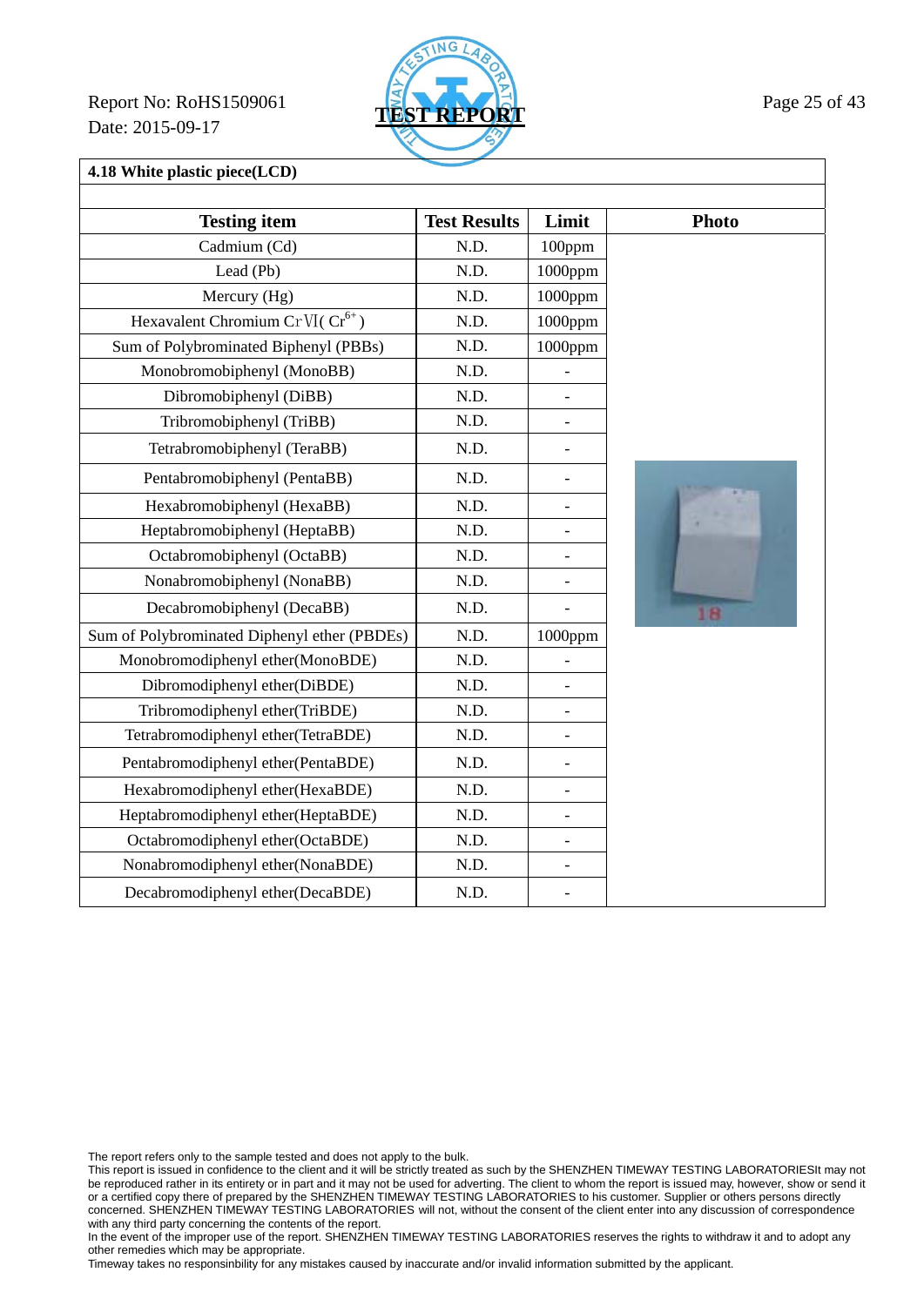Report No: RoHS1509061

Date: 2015-09-17

**TEST REPORT**

**4.18 White plastic piece(LCD)**

| Testing item | Test Results | Limit | Photo |
|---|---|---|---|
| Cadmium (Cd) | N.D. | 100ppm | |
| Lead (Pb) | N.D. | 1000ppm | |
| Mercury (Hg) | N.D. | 1000ppm | |
| Hexavalent Chromium CrⅥ( $Cr^{6+}$ ) | N.D. | 1000ppm | |
| Sum of Polybrominated Biphenyl (PBBs) | N.D. | 1000ppm | |
| Monobromobiphenyl (MonoBB) | N.D. | - | |
| Dibromobiphenyl (DiBB) | N.D. | - | |
| Tribromobiphenyl (TriBB) | N.D. | - | |
| Tetrabromobiphenyl (TeraBB) | N.D. | - | |
| Pentabromobiphenyl (PentaBB) | N.D. | - | |
| Hexabromobiphenyl (HexaBB) | N.D. | - | |
| Heptabromobiphenyl (HeptaBB) | N.D. | - | |
| Octabromobiphenyl (OctaBB) | N.D. | - | |
| Nonabromobiphenyl (NonaBB) | N.D. | - | |
| Decabromobiphenyl (DecaBB) | N.D. | - | |
| Sum of Polybrominated Diphenyl ether (PBDEs) | N.D. | 1000ppm | |
| Monobromodiphenyl ether(MonoBDE) | N.D. | - | |
| Dibromodiphenyl ether(DiBDE) | N.D. | - | |
| Tribromodiphenyl ether(TriBDE) | N.D. | - | |
| Tetrabromodiphenyl ether(TetraBDE) | N.D. | - | |
| Pentabromodiphenyl ether(PentaBDE) | N.D. | - | |
| Hexabromodiphenyl ether(HexaBDE) | N.D. | - | |
| Heptabromodiphenyl ether(HeptaBDE) | N.D. | - | |
| Octabromodiphenyl ether(OctaBDE) | N.D. | - | |
| Nonabromodiphenyl ether(NonaBDE) | N.D. | - | |
| Decabromodiphenyl ether(DecaBDE) | N.D. | - | |

The report refers only to the sample tested and does not apply to the bulk.
This report is issued in confidence to the client and it will be strictly treated as such by the SHENZHEN TIMEWAY TESTING LABORATORIESIt may not be reproduced rather in its entirety or in part and it may not be used for adverting. The client to whom the report is issued may, however, show or send it or a certified copy there of prepared by the SHENZHEN TIMEWAY TESTING LABORATORIES to his customer. Supplier or others persons directly concerned. SHENZHEN TIMEWAY TESTING LABORATORIES will not, without the consent of the client enter into any discussion of correspondence with any third party concerning the contents of the report.
In the event of the improper use of the report. SHENZHEN TIMEWAY TESTING LABORATORIES reserves the rights to withdraw it and to adopt any other remedies which may be appropriate.
Timeway takes no responsinbility for any mistakes caused by inaccurate and/or invalid information submitted by the applicant.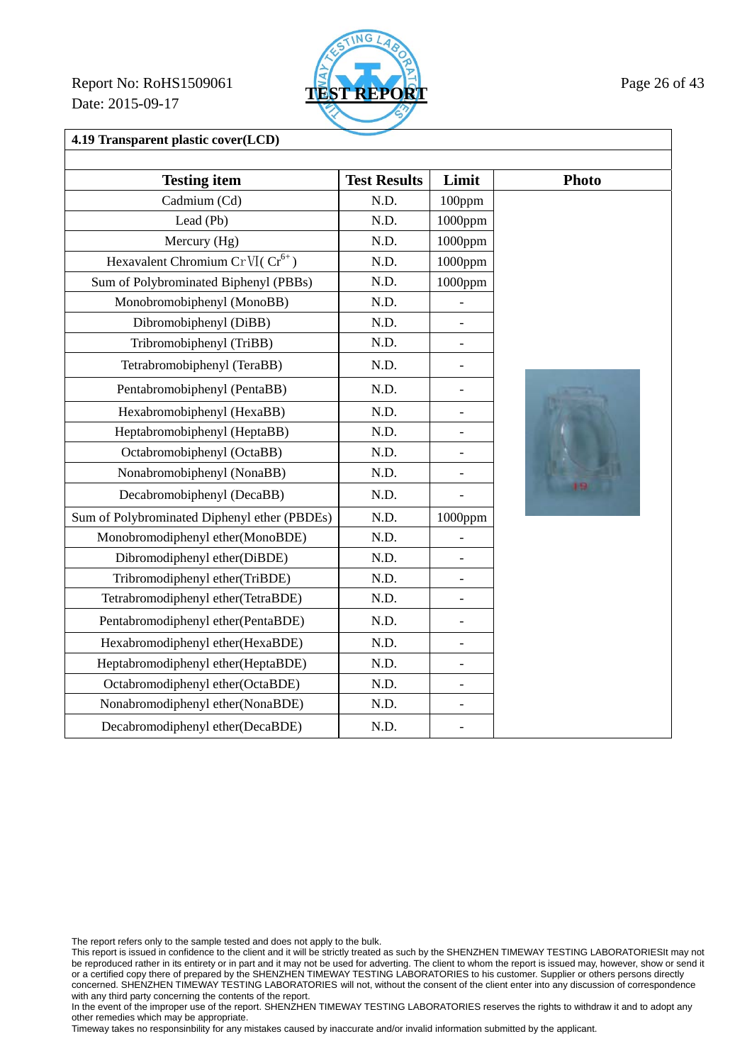Report No: RoHS1509061
Date: 2015-09-17

**TEST REPORT**

**4.19 Transparent plastic cover(LCD)**

| Testing item | Test Results | Limit | Photo |
|---|---|---|---|
| Cadmium (Cd) | N.D. | 100ppm | |
| Lead (Pb) | N.D. | 1000ppm | |
| Mercury (Hg) | N.D. | 1000ppm | |
| Hexavalent Chromium CrVI( $Cr^{6+}$ ) | N.D. | 1000ppm | |
| Sum of Polybrominated Biphenyl (PBBs) | N.D. | 1000ppm | |
| Monobromobiphenyl (MonoBB) | N.D. | - | |
| Dibromobiphenyl (DiBB) | N.D. | - | |
| Tribromobiphenyl (TriBB) | N.D. | - | |
| Tetrabromobiphenyl (TeraBB) | N.D. | - | |
| Pentabromobiphenyl (PentaBB) | N.D. | - | |
| Hexabromobiphenyl (HexaBB) | N.D. | - | |
| Heptabromobiphenyl (HeptaBB) | N.D. | - | |
| Octabromobiphenyl (OctaBB) | N.D. | - | |
| Nonabromobiphenyl (NonaBB) | N.D. | - | |
| Decabromobiphenyl (DecaBB) | N.D. | - | |
| Sum of Polybrominated Diphenyl ether (PBDEs) | N.D. | 1000ppm | |
| Monobromodiphenyl ether(MonoBDE) | N.D. | - | |
| Dibromodiphenyl ether(DiBDE) | N.D. | - | |
| Tribromodiphenyl ether(TriBDE) | N.D. | - | |
| Tetrabromodiphenyl ether(TetraBDE) | N.D. | - | |
| Pentabromodiphenyl ether(PentaBDE) | N.D. | - | |
| Hexabromodiphenyl ether(HexaBDE) | N.D. | - | |
| Heptabromodiphenyl ether(HeptaBDE) | N.D. | - | |
| Octabromodiphenyl ether(OctaBDE) | N.D. | - | |
| Nonabromodiphenyl ether(NonaBDE) | N.D. | - | |
| Decabromodiphenyl ether(DecaBDE) | N.D. | - | |

The report refers only to the sample tested and does not apply to the bulk.
This report is issued in confidence to the client and it will be strictly treated as such by the SHENZHEN TIMEWAY TESTING LABORATORIESIt may not be reproduced rather in its entirety or in part and it may not be used for adverting. The client to whom the report is issued may, however, show or send it or a certified copy there of prepared by the SHENZHEN TIMEWAY TESTING LABORATORIES to his customer. Supplier or others persons directly concerned. SHENZHEN TIMEWAY TESTING LABORATORIES will not, without the consent of the client enter into any discussion of correspondence with any third party concerning the contents of the report.
In the event of the improper use of the report. SHENZHEN TIMEWAY TESTING LABORATORIES reserves the rights to withdraw it and to adopt any other remedies which may be appropriate.
Timeway takes no responsinbility for any mistakes caused by inaccurate and/or invalid information submitted by the applicant.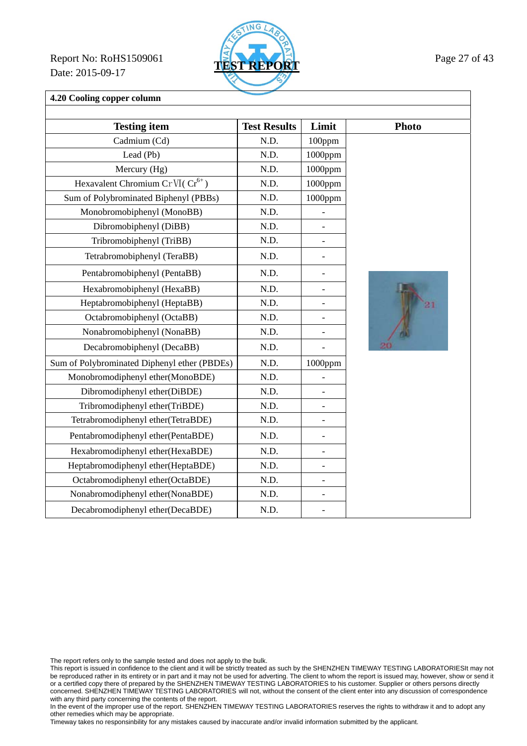Report No: RoHS1509061
Date: 2015-09-17

**TEST REPORT**

## 4.20 Cooling copper column

| Testing item | Test Results | Limit | Photo |
|---|---|---|---|
| Cadmium (Cd) | N.D. | 100ppm | |
| Lead (Pb) | N.D. | 1000ppm | |
| Mercury (Hg) | N.D. | 1000ppm | |
| Hexavalent Chromium CrⅥ( $Cr^{6+}$ ) | N.D. | 1000ppm | |
| Sum of Polybrominated Biphenyl (PBBs) | N.D. | 1000ppm | |
| Monobromobiphenyl (MonoBB) | N.D. | - | |
| Dibromobiphenyl (DiBB) | N.D. | - | |
| Tribromobiphenyl (TriBB) | N.D. | - | |
| Tetrabromobiphenyl (TeraBB) | N.D. | - | |
| Pentabromobiphenyl (PentaBB) | N.D. | - | |
| Hexabromobiphenyl (HexaBB) | N.D. | - | |
| Heptabromobiphenyl (HeptaBB) | N.D. | - | |
| Octabromobiphenyl (OctaBB) | N.D. | - | |
| Nonabromobiphenyl (NonaBB) | N.D. | - | |
| Decabromobiphenyl (DecaBB) | N.D. | - | |
| Sum of Polybrominated Diphenyl ether (PBDEs) | N.D. | 1000ppm | |
| Monobromodiphenyl ether(MonoBDE) | N.D. | - | |
| Dibromodiphenyl ether(DiBDE) | N.D. | - | |
| Tribromodiphenyl ether(TriBDE) | N.D. | - | |
| Tetrabromodiphenyl ether(TetraBDE) | N.D. | - | |
| Pentabromodiphenyl ether(PentaBDE) | N.D. | - | |
| Hexabromodiphenyl ether(HexaBDE) | N.D. | - | |
| Heptabromodiphenyl ether(HeptaBDE) | N.D. | - | |
| Octabromodiphenyl ether(OctaBDE) | N.D. | - | |
| Nonabromodiphenyl ether(NonaBDE) | N.D. | - | |
| Decabromodiphenyl ether(DecaBDE) | N.D. | - | |

The report refers only to the sample tested and does not apply to the bulk.
This report is issued in confidence to the client and it will be strictly treated as such by the SHENZHEN TIMEWAY TESTING LABORATORIESIt may not be reproduced rather in its entirety or in part and it may not be used for adverting. The client to whom the report is issued may, however, show or send it or a certified copy there of prepared by the SHENZHEN TIMEWAY TESTING LABORATORIES to his customer. Supplier or others persons directly concerned. SHENZHEN TIMEWAY TESTING LABORATORIES will not, without the consent of the client enter into any discussion of correspondence with any third party concerning the contents of the report.
In the event of the improper use of the report. SHENZHEN TIMEWAY TESTING LABORATORIES reserves the rights to withdraw it and to adopt any other remedies which may be appropriate.
Timeway takes no responsinbility for any mistakes caused by inaccurate and/or invalid information submitted by the applicant.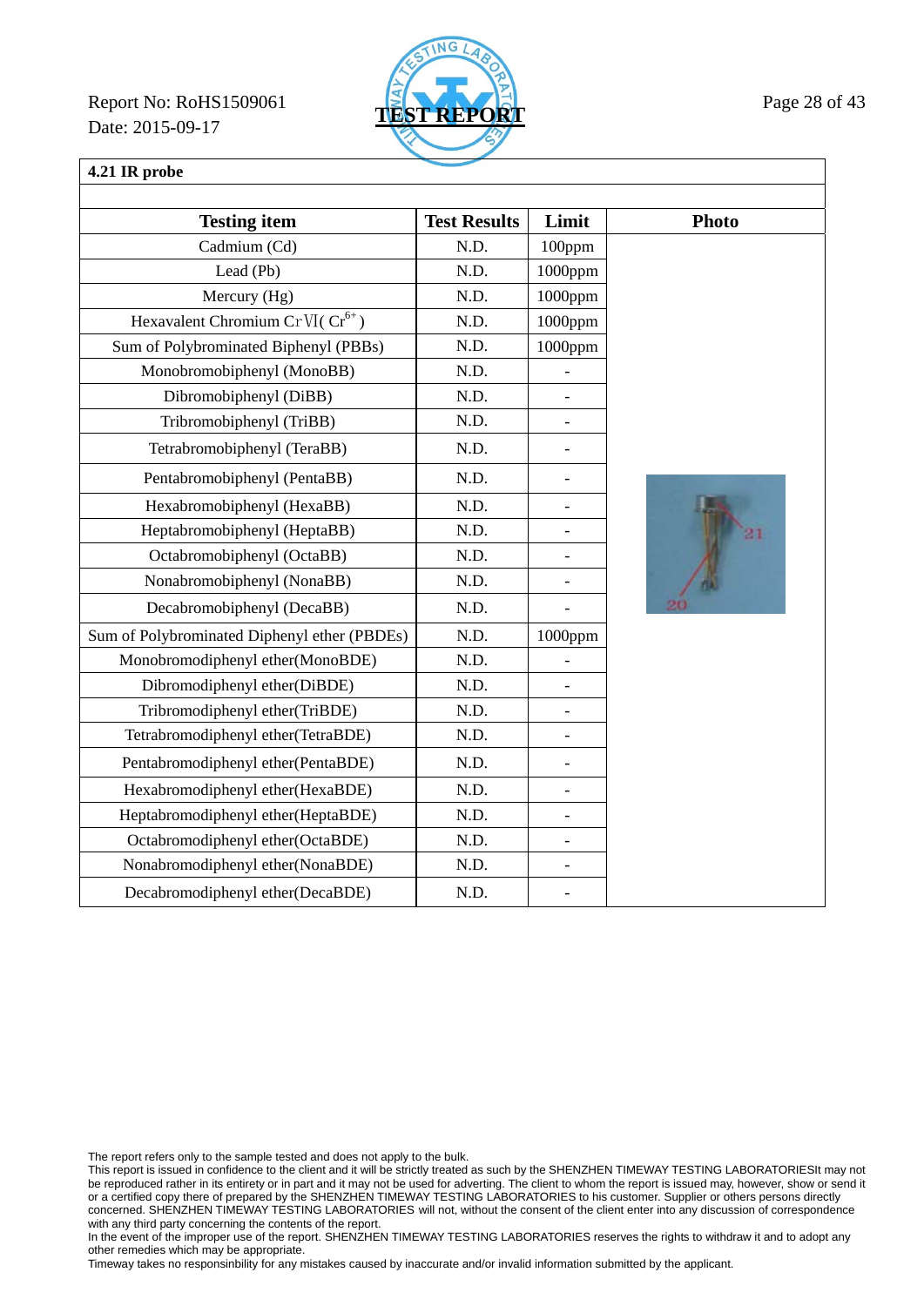Report No: RoHS1509061
Date: 2015-09-17

**TEST REPORT**

**4.21 IR probe**

| Testing item | Test Results | Limit | Photo |
|---|---|---|---|
| Cadmium (Cd) | N.D. | 100ppm | |
| Lead (Pb) | N.D. | 1000ppm | |
| Mercury (Hg) | N.D. | 1000ppm | |
| Hexavalent Chromium CrⅥ( $Cr^{6+}$ ) | N.D. | 1000ppm | |
| Sum of Polybrominated Biphenyl (PBBs) | N.D. | 1000ppm | |
| Monobromobiphenyl (MonoBB) | N.D. | - | |
| Dibromobiphenyl (DiBB) | N.D. | - | |
| Tribromobiphenyl (TriBB) | N.D. | - | |
| Tetrabromobiphenyl (TeraBB) | N.D. | - | |
| Pentabromobiphenyl (PentaBB) | N.D. | - | |
| Hexabromobiphenyl (HexaBB) | N.D. | - | |
| Heptabromobiphenyl (HeptaBB) | N.D. | - | |
| Octabromobiphenyl (OctaBB) | N.D. | - | |
| Nonabromobiphenyl (NonaBB) | N.D. | - | |
| Decabromobiphenyl (DecaBB) | N.D. | - | |
| Sum of Polybrominated Diphenyl ether (PBDEs) | N.D. | 1000ppm | |
| Monobromodiphenyl ether(MonoBDE) | N.D. | - | |
| Dibromodiphenyl ether(DiBDE) | N.D. | - | |
| Tribromodiphenyl ether(TriBDE) | N.D. | - | |
| Tetrabromodiphenyl ether(TetraBDE) | N.D. | - | |
| Pentabromodiphenyl ether(PentaBDE) | N.D. | - | |
| Hexabromodiphenyl ether(HexaBDE) | N.D. | - | |
| Heptabromodiphenyl ether(HeptaBDE) | N.D. | - | |
| Octabromodiphenyl ether(OctaBDE) | N.D. | - | |
| Nonabromodiphenyl ether(NonaBDE) | N.D. | - | |
| Decabromodiphenyl ether(DecaBDE) | N.D. | - | |

The report refers only to the sample tested and does not apply to the bulk.
This report is issued in confidence to the client and it will be strictly treated as such by the SHENZHEN TIMEWAY TESTING LABORATORIESIt may not be reproduced rather in its entirety or in part and it may not be used for adverting. The client to whom the report is issued may, however, show or send it or a certified copy there of prepared by the SHENZHEN TIMEWAY TESTING LABORATORIES to his customer. Supplier or others persons directly concerned. SHENZHEN TIMEWAY TESTING LABORATORIES will not, without the consent of the client enter into any discussion of correspondence with any third party concerning the contents of the report.
In the event of the improper use of the report. SHENZHEN TIMEWAY TESTING LABORATORIES reserves the rights to withdraw it and to adopt any other remedies which may be appropriate.
Timeway takes no responsinbility for any mistakes caused by inaccurate and/or invalid information submitted by the applicant.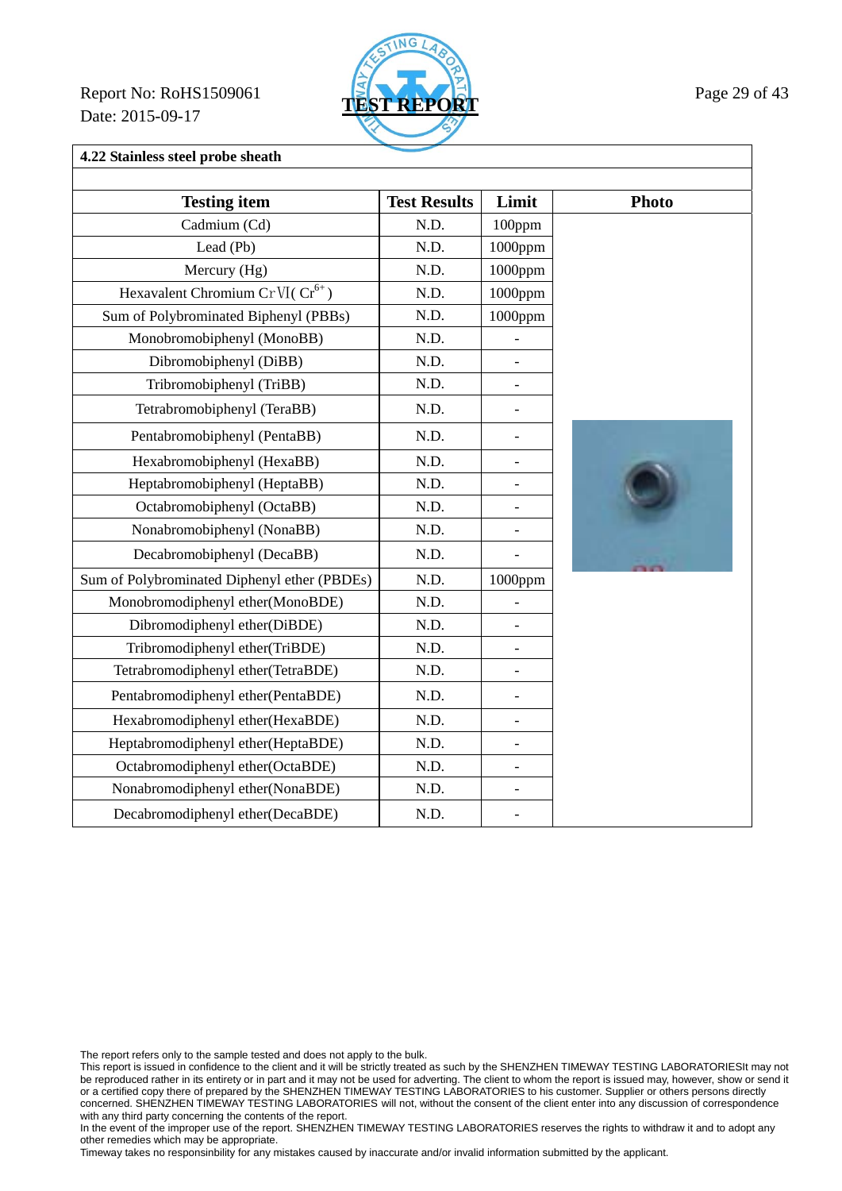Report No: RoHS1509061
Date: 2015-09-17

**TEST REPORT**

**4.22 Stainless steel probe sheath**

| Testing item | Test Results | Limit | Photo |
|---|---|---|---|
| Cadmium (Cd) | N.D. | 100ppm | |
| Lead (Pb) | N.D. | 1000ppm | |
| Mercury (Hg) | N.D. | 1000ppm | |
| Hexavalent Chromium CrⅥ( $Cr^{6+}$ ) | N.D. | 1000ppm | |
| Sum of Polybrominated Biphenyl (PBBs) | N.D. | 1000ppm | |
| Monobromobiphenyl (MonoBB) | N.D. | - | |
| Dibromobiphenyl (DiBB) | N.D. | - | |
| Tribromobiphenyl (TriBB) | N.D. | - | |
| Tetrabromobiphenyl (TeraBB) | N.D. | - | |
| Pentabromobiphenyl (PentaBB) | N.D. | - | |
| Hexabromobiphenyl (HexaBB) | N.D. | - | |
| Heptabromobiphenyl (HeptaBB) | N.D. | - | |
| Octabromobiphenyl (OctaBB) | N.D. | - | |
| Nonabromobiphenyl (NonaBB) | N.D. | - | |
| Decabromobiphenyl (DecaBB) | N.D. | - | |
| Sum of Polybrominated Diphenyl ether (PBDEs) | N.D. | 1000ppm | |
| Monobromodiphenyl ether(MonoBDE) | N.D. | - | |
| Dibromodiphenyl ether(DiBDE) | N.D. | - | |
| Tribromodiphenyl ether(TriBDE) | N.D. | - | |
| Tetrabromodiphenyl ether(TetraBDE) | N.D. | - | |
| Pentabromodiphenyl ether(PentaBDE) | N.D. | - | |
| Hexabromodiphenyl ether(HexaBDE) | N.D. | - | |
| Heptabromodiphenyl ether(HeptaBDE) | N.D. | - | |
| Octabromodiphenyl ether(OctaBDE) | N.D. | - | |
| Nonabromodiphenyl ether(NonaBDE) | N.D. | - | |
| Decabromodiphenyl ether(DecaBDE) | N.D. | - | |

The report refers only to the sample tested and does not apply to the bulk.
This report is issued in confidence to the client and it will be strictly treated as such by the SHENZHEN TIMEWAY TESTING LABORATORIESIt may not be reproduced rather in its entirety or in part and it may not be used for adverting. The client to whom the report is issued may, however, show or send it or a certified copy there of prepared by the SHENZHEN TIMEWAY TESTING LABORATORIES to his customer. Supplier or others persons directly concerned. SHENZHEN TIMEWAY TESTING LABORATORIES will not, without the consent of the client enter into any discussion of correspondence with any third party concerning the contents of the report.
In the event of the improper use of the report. SHENZHEN TIMEWAY TESTING LABORATORIES reserves the rights to withdraw it and to adopt any other remedies which may be appropriate.
Timeway takes no responsinbility for any mistakes caused by inaccurate and/or invalid information submitted by the applicant.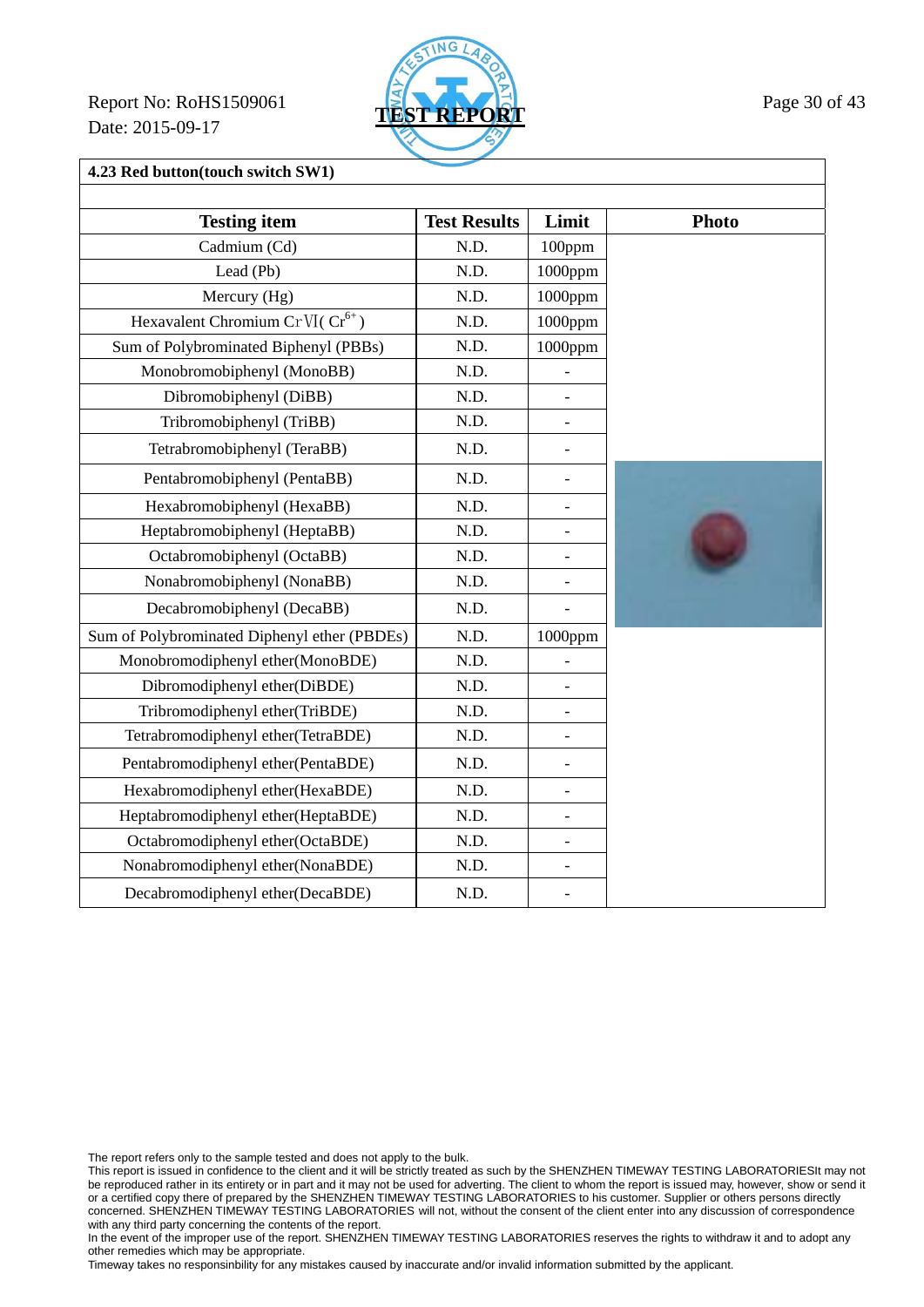Report No: RoHS1509061
Date: 2015-09-17

**TEST REPORT**

## 4.23 Red button(touch switch SW1)

| Testing item | Test Results | Limit | Photo |
|---|---|---|---|
| Cadmium (Cd) | N.D. | 100ppm | |
| Lead (Pb) | N.D. | 1000ppm | |
| Mercury (Hg) | N.D. | 1000ppm | |
| Hexavalent Chromium CrⅥ( $Cr^{6+}$ ) | N.D. | 1000ppm | |
| Sum of Polybrominated Biphenyl (PBBs) | N.D. | 1000ppm | |
| Monobromobiphenyl (MonoBB) | N.D. | - | |
| Dibromobiphenyl (DiBB) | N.D. | - | |
| Tribromobiphenyl (TriBB) | N.D. | - | |
| Tetrabromobiphenyl (TeraBB) | N.D. | - | |
| Pentabromobiphenyl (PentaBB) | N.D. | - | |
| Hexabromobiphenyl (HexaBB) | N.D. | - | |
| Heptabromobiphenyl (HeptaBB) | N.D. | - | |
| Octabromobiphenyl (OctaBB) | N.D. | - | |
| Nonabromobiphenyl (NonaBB) | N.D. | - | |
| Decabromobiphenyl (DecaBB) | N.D. | - | |
| Sum of Polybrominated Diphenyl ether (PBDEs) | N.D. | 1000ppm | |
| Monobromodiphenyl ether(MonoBDE) | N.D. | - | |
| Dibromodiphenyl ether(DiBDE) | N.D. | - | |
| Tribromodiphenyl ether(TriBDE) | N.D. | - | |
| Tetrabromodiphenyl ether(TetraBDE) | N.D. | - | |
| Pentabromodiphenyl ether(PentaBDE) | N.D. | - | |
| Hexabromodiphenyl ether(HexaBDE) | N.D. | - | |
| Heptabromodiphenyl ether(HeptaBDE) | N.D. | - | |
| Octabromodiphenyl ether(OctaBDE) | N.D. | - | |
| Nonabromodiphenyl ether(NonaBDE) | N.D. | - | |
| Decabromodiphenyl ether(DecaBDE) | N.D. | - | |

The report refers only to the sample tested and does not apply to the bulk.
This report is issued in confidence to the client and it will be strictly treated as such by the SHENZHEN TIMEWAY TESTING LABORATORIESIt may not be reproduced rather in its entirety or in part and it may not be used for adverting. The client to whom the report is issued may, however, show or send it or a certified copy there of prepared by the SHENZHEN TIMEWAY TESTING LABORATORIES to his customer. Supplier or others persons directly concerned. SHENZHEN TIMEWAY TESTING LABORATORIES will not, without the consent of the client enter into any discussion of correspondence with any third party concerning the contents of the report.
In the event of the improper use of the report. SHENZHEN TIMEWAY TESTING LABORATORIES reserves the rights to withdraw it and to adopt any other remedies which may be appropriate.
Timeway takes no responsinbility for any mistakes caused by inaccurate and/or invalid information submitted by the applicant.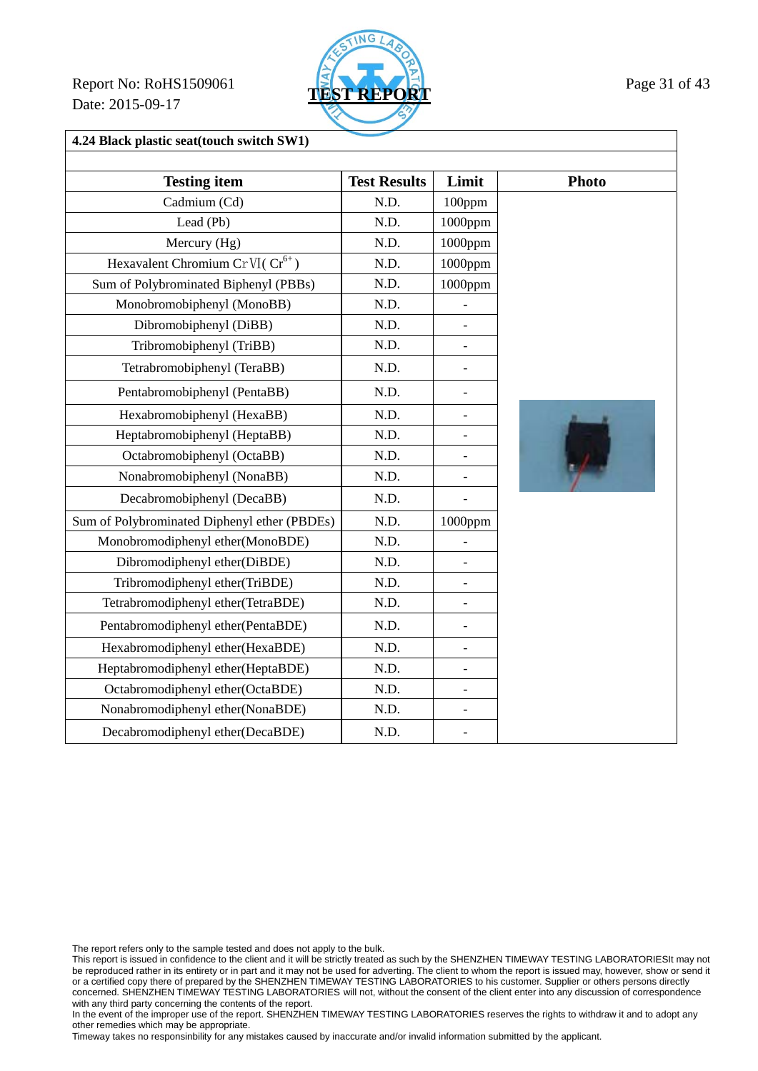Report No: RoHS1509061

Date: 2015-09-17

**TEST REPORT**

**4.24 Black plastic seat(touch switch SW1)**

| Testing item | Test Results | Limit | Photo |
|---|---|---|---|
| Cadmium (Cd) | N.D. | 100ppm | |
| Lead (Pb) | N.D. | 1000ppm | |
| Mercury (Hg) | N.D. | 1000ppm | |
| Hexavalent Chromium CrⅥ( $Cr^{6+}$ ) | N.D. | 1000ppm | |
| Sum of Polybrominated Biphenyl (PBBs) | N.D. | 1000ppm | |
| Monobromobiphenyl (MonoBB) | N.D. | - | |
| Dibromobiphenyl (DiBB) | N.D. | - | |
| Tribromobiphenyl (TriBB) | N.D. | - | |
| Tetrabromobiphenyl (TeraBB) | N.D. | - | |
| Pentabromobiphenyl (PentaBB) | N.D. | - | |
| Hexabromobiphenyl (HexaBB) | N.D. | - | |
| Heptabromobiphenyl (HeptaBB) | N.D. | - | |
| Octabromobiphenyl (OctaBB) | N.D. | - | |
| Nonabromobiphenyl (NonaBB) | N.D. | - | |
| Decabromobiphenyl (DecaBB) | N.D. | - | |
| Sum of Polybrominated Diphenyl ether (PBDEs) | N.D. | 1000ppm | |
| Monobromodiphenyl ether(MonoBDE) | N.D. | - | |
| Dibromodiphenyl ether(DiBDE) | N.D. | - | |
| Tribromodiphenyl ether(TriBDE) | N.D. | - | |
| Tetrabromodiphenyl ether(TetraBDE) | N.D. | - | |
| Pentabromodiphenyl ether(PentaBDE) | N.D. | - | |
| Hexabromodiphenyl ether(HexaBDE) | N.D. | - | |
| Heptabromodiphenyl ether(HeptaBDE) | N.D. | - | |
| Octabromodiphenyl ether(OctaBDE) | N.D. | - | |
| Nonabromodiphenyl ether(NonaBDE) | N.D. | - | |
| Decabromodiphenyl ether(DecaBDE) | N.D. | - | |

The report refers only to the sample tested and does not apply to the bulk.
This report is issued in confidence to the client and it will be strictly treated as such by the SHENZHEN TIMEWAY TESTING LABORATORIESIt may not be reproduced rather in its entirety or in part and it may not be used for adverting. The client to whom the report is issued may, however, show or send it or a certified copy there of prepared by the SHENZHEN TIMEWAY TESTING LABORATORIES to his customer. Supplier or others persons directly concerned. SHENZHEN TIMEWAY TESTING LABORATORIES will not, without the consent of the client enter into any discussion of correspondence with any third party concerning the contents of the report.
In the event of the improper use of the report. SHENZHEN TIMEWAY TESTING LABORATORIES reserves the rights to withdraw it and to adopt any other remedies which may be appropriate.
Timeway takes no responsinbility for any mistakes caused by inaccurate and/or invalid information submitted by the applicant.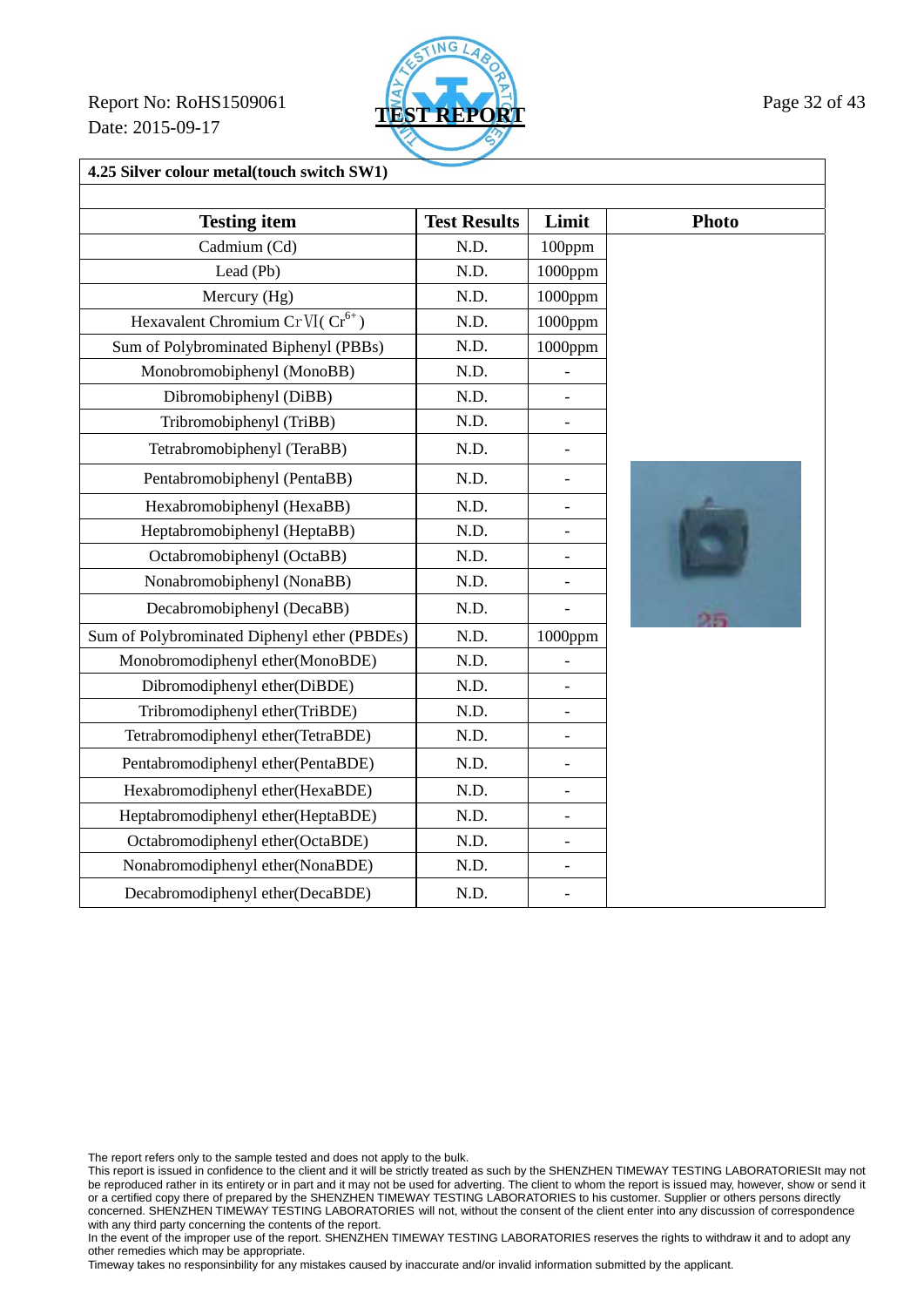Report No: RoHS1509061
Date: 2015-09-17

**TEST REPORT**

**4.25 Silver colour metal(touch switch SW1)**

| Testing item | Test Results | Limit | Photo |
|---|---|---|---|
| Cadmium (Cd) | N.D. | 100ppm | |
| Lead (Pb) | N.D. | 1000ppm | |
| Mercury (Hg) | N.D. | 1000ppm | |
| Hexavalent Chromium CrⅥ( $Cr^{6+}$ ) | N.D. | 1000ppm | |
| Sum of Polybrominated Biphenyl (PBBs) | N.D. | 1000ppm | |
| Monobromobiphenyl (MonoBB) | N.D. | - | |
| Dibromobiphenyl (DiBB) | N.D. | - | |
| Tribromobiphenyl (TriBB) | N.D. | - | |
| Tetrabromobiphenyl (TeraBB) | N.D. | - | |
| Pentabromobiphenyl (PentaBB) | N.D. | - | |
| Hexabromobiphenyl (HexaBB) | N.D. | - | |
| Heptabromobiphenyl (HeptaBB) | N.D. | - | |
| Octabromobiphenyl (OctaBB) | N.D. | - | |
| Nonabromobiphenyl (NonaBB) | N.D. | - | |
| Decabromobiphenyl (DecaBB) | N.D. | - | |
| Sum of Polybrominated Diphenyl ether (PBDEs) | N.D. | 1000ppm | |
| Monobromodiphenyl ether(MonoBDE) | N.D. | - | |
| Dibromodiphenyl ether(DiBDE) | N.D. | - | |
| Tribromodiphenyl ether(TriBDE) | N.D. | - | |
| Tetrabromodiphenyl ether(TetraBDE) | N.D. | - | |
| Pentabromodiphenyl ether(PentaBDE) | N.D. | - | |
| Hexabromodiphenyl ether(HexaBDE) | N.D. | - | |
| Heptabromodiphenyl ether(HeptaBDE) | N.D. | - | |
| Octabromodiphenyl ether(OctaBDE) | N.D. | - | |
| Nonabromodiphenyl ether(NonaBDE) | N.D. | - | |
| Decabromodiphenyl ether(DecaBDE) | N.D. | - | |

The report refers only to the sample tested and does not apply to the bulk.
This report is issued in confidence to the client and it will be strictly treated as such by the SHENZHEN TIMEWAY TESTING LABORATORIESIt may not be reproduced rather in its entirety or in part and it may not be used for adverting. The client to whom the report is issued may, however, show or send it or a certified copy there of prepared by the SHENZHEN TIMEWAY TESTING LABORATORIES to his customer. Supplier or others persons directly concerned. SHENZHEN TIMEWAY TESTING LABORATORIES will not, without the consent of the client enter into any discussion of correspondence with any third party concerning the contents of the report.
In the event of the improper use of the report. SHENZHEN TIMEWAY TESTING LABORATORIES reserves the rights to withdraw it and to adopt any other remedies which may be appropriate.
Timeway takes no responsinbility for any mistakes caused by inaccurate and/or invalid information submitted by the applicant.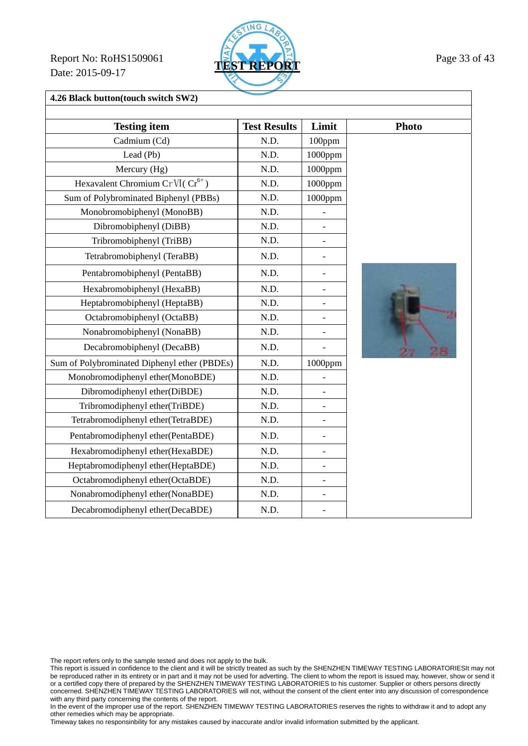**4.26 Black button(touch switch SW2)**

| Testing item | Test Results | Limit | Photo |
|---|---|---|---|
| Cadmium (Cd) | N.D. | 100ppm | |
| Lead (Pb) | N.D. | 1000ppm | |
| Mercury (Hg) | N.D. | 1000ppm | |
| Hexavalent Chromium CrⅥ( $Cr^{6+}$ ) | N.D. | 1000ppm | |
| Sum of Polybrominated Biphenyl (PBBs) | N.D. | 1000ppm | |
| Monobromobiphenyl (MonoBB) | N.D. | - | |
| Dibromobiphenyl (DiBB) | N.D. | - | |
| Tribromobiphenyl (TriBB) | N.D. | - | |
| Tetrabromobiphenyl (TeraBB) | N.D. | - | |
| Pentabromobiphenyl (PentaBB) | N.D. | - | |
| Hexabromobiphenyl (HexaBB) | N.D. | - | |
| Heptabromobiphenyl (HeptaBB) | N.D. | - | |
| Octabromobiphenyl (OctaBB) | N.D. | - | |
| Nonabromobiphenyl (NonaBB) | N.D. | - | |
| Decabromobiphenyl (DecaBB) | N.D. | - | |
| Sum of Polybrominated Diphenyl ether (PBDEs) | N.D. | 1000ppm | |
| Monobromodiphenyl ether(MonoBDE) | N.D. | - | |
| Dibromodiphenyl ether(DiBDE) | N.D. | - | |
| Tribromodiphenyl ether(TriBDE) | N.D. | - | |
| Tetrabromodiphenyl ether(TetraBDE) | N.D. | - | |
| Pentabromodiphenyl ether(PentaBDE) | N.D. | - | |
| Hexabromodiphenyl ether(HexaBDE) | N.D. | - | |
| Heptabromodiphenyl ether(HeptaBDE) | N.D. | - | |
| Octabromodiphenyl ether(OctaBDE) | N.D. | - | |
| Nonabromodiphenyl ether(NonaBDE) | N.D. | - | |
| Decabromodiphenyl ether(DecaBDE) | N.D. | - | |

The report refers only to the sample tested and does not apply to the bulk.
This report is issued in confidence to the client and it will be strictly treated as such by the SHENZHEN TIMEWAY TESTING LABORATORIESIt may not be reproduced rather in its entirety or in part and it may not be used for adverting. The client to whom the report is issued may, however, show or send it or a certified copy there of prepared by the SHENZHEN TIMEWAY TESTING LABORATORIES to his customer. Supplier or others persons directly concerned. SHENZHEN TIMEWAY TESTING LABORATORIES will not, without the consent of the client enter into any discussion of correspondence with any third party concerning the contents of the report.
In the event of the improper use of the report. SHENZHEN TIMEWAY TESTING LABORATORIES reserves the rights to withdraw it and to adopt any other remedies which may be appropriate.
Timeway takes no responsinbility for any mistakes caused by inaccurate and/or invalid information submitted by the applicant.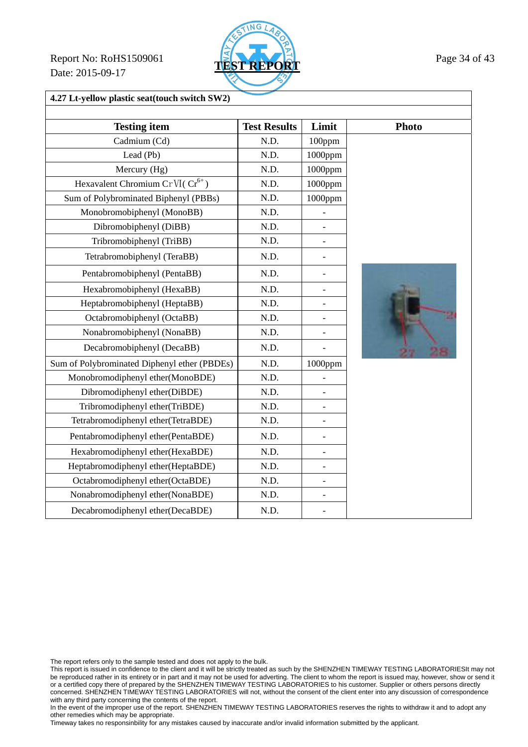Report No: RoHS1509061

Date: 2015-09-17

**TEST REPORT**

**4.27 Lt-yellow plastic seat(touch switch SW2)**

| Testing item | Test Results | Limit | Photo |
|---|---|---|---|
| Cadmium (Cd) | N.D. | 100ppm | |
| Lead (Pb) | N.D. | 1000ppm | |
| Mercury (Hg) | N.D. | 1000ppm | |
| Hexavalent Chromium CrVI( $Cr^{6+}$ ) | N.D. | 1000ppm | |
| Sum of Polybrominated Biphenyl (PBBs) | N.D. | 1000ppm | |
| Monobromobiphenyl (MonoBB) | N.D. | - | |
| Dibromobiphenyl (DiBB) | N.D. | - | |
| Tribromobiphenyl (TriBB) | N.D. | - | |
| Tetrabromobiphenyl (TeraBB) | N.D. | - | |
| Pentabromobiphenyl (PentaBB) | N.D. | - | |
| Hexabromobiphenyl (HexaBB) | N.D. | - | |
| Heptabromobiphenyl (HeptaBB) | N.D. | - | |
| Octabromobiphenyl (OctaBB) | N.D. | - | |
| Nonabromobiphenyl (NonaBB) | N.D. | - | |
| Decabromobiphenyl (DecaBB) | N.D. | - | |
| Sum of Polybrominated Diphenyl ether (PBDEs) | N.D. | 1000ppm | |
| Monobromodiphenyl ether(MonoBDE) | N.D. | - | |
| Dibromodiphenyl ether(DiBDE) | N.D. | - | |
| Tribromodiphenyl ether(TriBDE) | N.D. | - | |
| Tetrabromodiphenyl ether(TetraBDE) | N.D. | - | |
| Pentabromodiphenyl ether(PentaBDE) | N.D. | - | |
| Hexabromodiphenyl ether(HexaBDE) | N.D. | - | |
| Heptabromodiphenyl ether(HeptaBDE) | N.D. | - | |
| Octabromodiphenyl ether(OctaBDE) | N.D. | - | |
| Nonabromodiphenyl ether(NonaBDE) | N.D. | - | |
| Decabromodiphenyl ether(DecaBDE) | N.D. | - | |

The report refers only to the sample tested and does not apply to the bulk.

This report is issued in confidence to the client and it will be strictly treated as such by the SHENZHEN TIMEWAY TESTING LABORATORIESIt may not be reproduced rather in its entirety or in part and it may not be used for adverting. The client to whom the report is issued may, however, show or send it or a certified copy there of prepared by the SHENZHEN TIMEWAY TESTING LABORATORIES to his customer. Supplier or others persons directly concerned. SHENZHEN TIMEWAY TESTING LABORATORIES will not, without the consent of the client enter into any discussion of correspondence with any third party concerning the contents of the report.

In the event of the improper use of the report. SHENZHEN TIMEWAY TESTING LABORATORIES reserves the rights to withdraw it and to adopt any other remedies which may be appropriate.

Timeway takes no responsinbility for any mistakes caused by inaccurate and/or invalid information submitted by the applicant.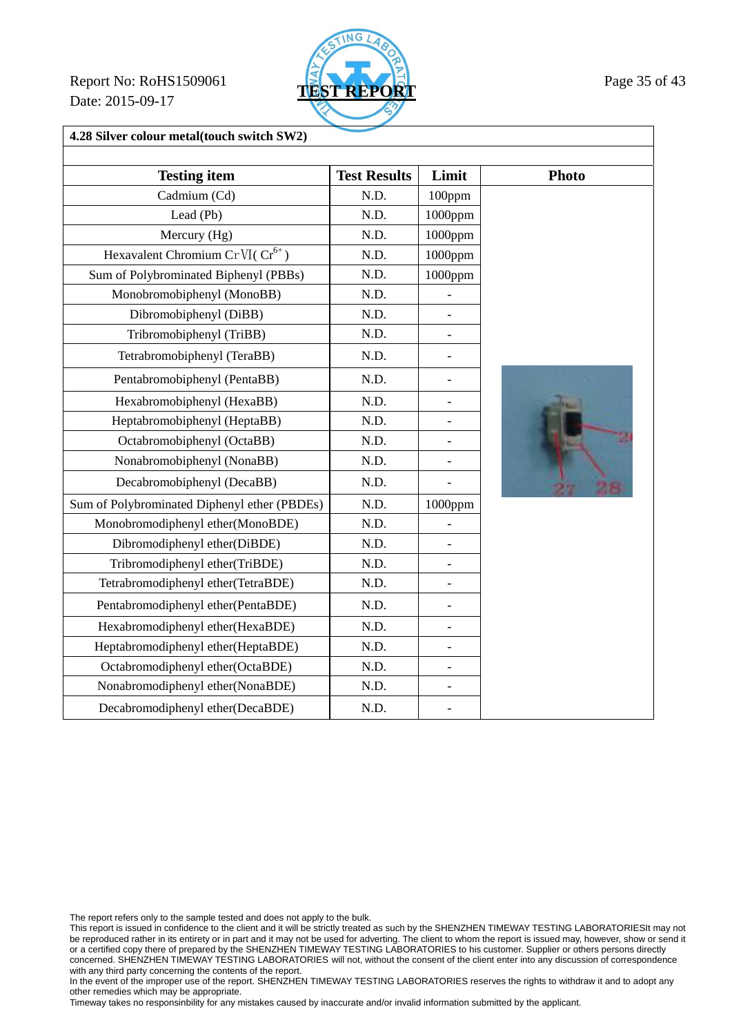**4.28 Silver colour metal(touch switch SW2)**

| Testing item | Test Results | Limit | Photo |
|---|---|---|---|
| Cadmium (Cd) | N.D. | 100ppm | |
| Lead (Pb) | N.D. | 1000ppm | |
| Mercury (Hg) | N.D. | 1000ppm | |
| Hexavalent Chromium CrⅥ( $Cr^{6+}$ ) | N.D. | 1000ppm | |
| Sum of Polybrominated Biphenyl (PBBs) | N.D. | 1000ppm | |
| Monobromobiphenyl (MonoBB) | N.D. | - | |
| Dibromobiphenyl (DiBB) | N.D. | - | |
| Tribromobiphenyl (TriBB) | N.D. | - | |
| Tetrabromobiphenyl (TeraBB) | N.D. | - | |
| Pentabromobiphenyl (PentaBB) | N.D. | - | |
| Hexabromobiphenyl (HexaBB) | N.D. | - | |
| Heptabromobiphenyl (HeptaBB) | N.D. | - | |
| Octabromobiphenyl (OctaBB) | N.D. | - | |
| Nonabromobiphenyl (NonaBB) | N.D. | - | |
| Decabromobiphenyl (DecaBB) | N.D. | - | |
| Sum of Polybrominated Diphenyl ether (PBDEs) | N.D. | 1000ppm | |
| Monobromodiphenyl ether(MonoBDE) | N.D. | - | |
| Dibromodiphenyl ether(DiBDE) | N.D. | - | |
| Tribromodiphenyl ether(TriBDE) | N.D. | - | |
| Tetrabromodiphenyl ether(TetraBDE) | N.D. | - | |
| Pentabromodiphenyl ether(PentaBDE) | N.D. | - | |
| Hexabromodiphenyl ether(HexaBDE) | N.D. | - | |
| Heptabromodiphenyl ether(HeptaBDE) | N.D. | - | |
| Octabromodiphenyl ether(OctaBDE) | N.D. | - | |
| Nonabromodiphenyl ether(NonaBDE) | N.D. | - | |
| Decabromodiphenyl ether(DecaBDE) | N.D. | - | |

The report refers only to the sample tested and does not apply to the bulk.
This report is issued in confidence to the client and it will be strictly treated as such by the SHENZHEN TIMEWAY TESTING LABORATORIESIt may not be reproduced rather in its entirety or in part and it may not be used for adverting. The client to whom the report is issued may, however, show or send it or a certified copy there of prepared by the SHENZHEN TIMEWAY TESTING LABORATORIES to his customer. Supplier or others persons directly concerned. SHENZHEN TIMEWAY TESTING LABORATORIES will not, without the consent of the client enter into any discussion of correspondence with any third party concerning the contents of the report.
In the event of the improper use of the report. SHENZHEN TIMEWAY TESTING LABORATORIES reserves the rights to withdraw it and to adopt any other remedies which may be appropriate.
Timeway takes no responsinbility for any mistakes caused by inaccurate and/or invalid information submitted by the applicant.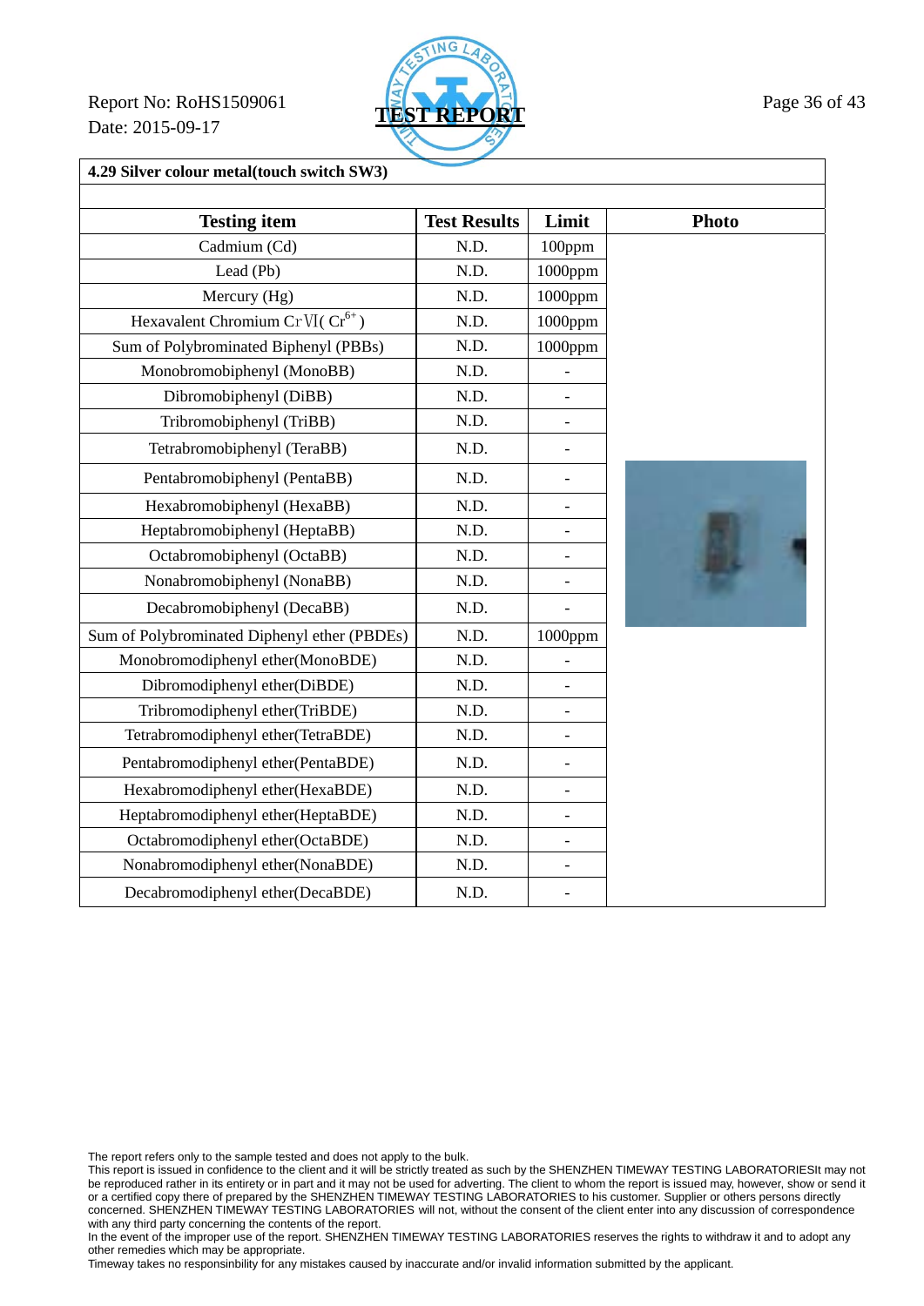Report No: RoHS1509061
Date: 2015-09-17

**TEST REPORT**

**4.29 Silver colour metal(touch switch SW3)**

| Testing item | Test Results | Limit | Photo |
|---|---|---|---|
| Cadmium (Cd) | N.D. | 100ppm | |
| Lead (Pb) | N.D. | 1000ppm | |
| Mercury (Hg) | N.D. | 1000ppm | |
| Hexavalent Chromium CrⅥ( $Cr^{6+}$ ) | N.D. | 1000ppm | |
| Sum of Polybrominated Biphenyl (PBBs) | N.D. | 1000ppm | |
| Monobromobiphenyl (MonoBB) | N.D. | - | |
| Dibromobiphenyl (DiBB) | N.D. | - | |
| Tribromobiphenyl (TriBB) | N.D. | - | |
| Tetrabromobiphenyl (TeraBB) | N.D. | - | |
| Pentabromobiphenyl (PentaBB) | N.D. | - | |
| Hexabromobiphenyl (HexaBB) | N.D. | - | |
| Heptabromobiphenyl (HeptaBB) | N.D. | - | |
| Octabromobiphenyl (OctaBB) | N.D. | - | |
| Nonabromobiphenyl (NonaBB) | N.D. | - | |
| Decabromobiphenyl (DecaBB) | N.D. | - | |
| Sum of Polybrominated Diphenyl ether (PBDEs) | N.D. | 1000ppm | |
| Monobromodiphenyl ether(MonoBDE) | N.D. | - | |
| Dibromodiphenyl ether(DiBDE) | N.D. | - | |
| Tribromodiphenyl ether(TriBDE) | N.D. | - | |
| Tetrabromodiphenyl ether(TetraBDE) | N.D. | - | |
| Pentabromodiphenyl ether(PentaBDE) | N.D. | - | |
| Hexabromodiphenyl ether(HexaBDE) | N.D. | - | |
| Heptabromodiphenyl ether(HeptaBDE) | N.D. | - | |
| Octabromodiphenyl ether(OctaBDE) | N.D. | - | |
| Nonabromodiphenyl ether(NonaBDE) | N.D. | - | |
| Decabromodiphenyl ether(DecaBDE) | N.D. | - | |

The report refers only to the sample tested and does not apply to the bulk.
This report is issued in confidence to the client and it will be strictly treated as such by the SHENZHEN TIMEWAY TESTING LABORATORIESIt may not be reproduced rather in its entirety or in part and it may not be used for adverting. The client to whom the report is issued may, however, show or send it or a certified copy there of prepared by the SHENZHEN TIMEWAY TESTING LABORATORIES to his customer. Supplier or others persons directly concerned. SHENZHEN TIMEWAY TESTING LABORATORIES will not, without the consent of the client enter into any discussion of correspondence with any third party concerning the contents of the report.
In the event of the improper use of the report. SHENZHEN TIMEWAY TESTING LABORATORIES reserves the rights to withdraw it and to adopt any other remedies which may be appropriate.
Timeway takes no responsinbility for any mistakes caused by inaccurate and/or invalid information submitted by the applicant.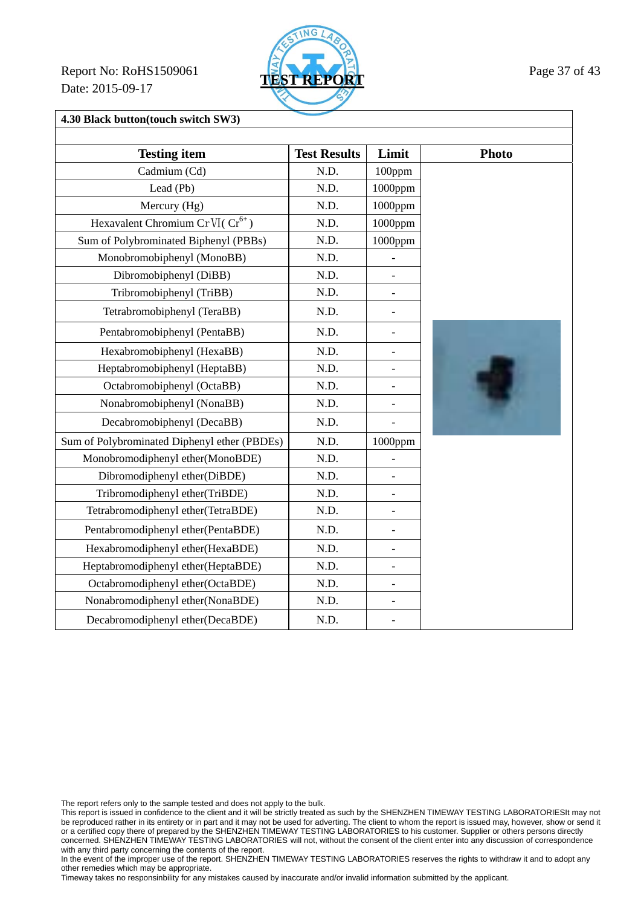**4.30 Black button(touch switch SW3)**

| Testing item | Test Results | Limit | Photo |
|---|---|---|---|
| Cadmium (Cd) | N.D. | 100ppm | |
| Lead (Pb) | N.D. | 1000ppm | |
| Mercury (Hg) | N.D. | 1000ppm | |
| Hexavalent Chromium CrⅥ( $Cr^{6+}$ ) | N.D. | 1000ppm | |
| Sum of Polybrominated Biphenyl (PBBs) | N.D. | 1000ppm | |
| Monobromobiphenyl (MonoBB) | N.D. | - | |
| Dibromobiphenyl (DiBB) | N.D. | - | |
| Tribromobiphenyl (TriBB) | N.D. | - | |
| Tetrabromobiphenyl (TeraBB) | N.D. | - | |
| Pentabromobiphenyl (PentaBB) | N.D. | - | |
| Hexabromobiphenyl (HexaBB) | N.D. | - | |
| Heptabromobiphenyl (HeptaBB) | N.D. | - | |
| Octabromobiphenyl (OctaBB) | N.D. | - | |
| Nonabromobiphenyl (NonaBB) | N.D. | - | |
| Decabromobiphenyl (DecaBB) | N.D. | - | |
| Sum of Polybrominated Diphenyl ether (PBDEs) | N.D. | 1000ppm | |
| Monobromodiphenyl ether(MonoBDE) | N.D. | - | |
| Dibromodiphenyl ether(DiBDE) | N.D. | - | |
| Tribromodiphenyl ether(TriBDE) | N.D. | - | |
| Tetrabromodiphenyl ether(TetraBDE) | N.D. | - | |
| Pentabromodiphenyl ether(PentaBDE) | N.D. | - | |
| Hexabromodiphenyl ether(HexaBDE) | N.D. | - | |
| Heptabromodiphenyl ether(HeptaBDE) | N.D. | - | |
| Octabromodiphenyl ether(OctaBDE) | N.D. | - | |
| Nonabromodiphenyl ether(NonaBDE) | N.D. | - | |
| Decabromodiphenyl ether(DecaBDE) | N.D. | - | |

The report refers only to the sample tested and does not apply to the bulk.
This report is issued in confidence to the client and it will be strictly treated as such by the SHENZHEN TIMEWAY TESTING LABORATORIESIt may not be reproduced rather in its entirety or in part and it may not be used for adverting. The client to whom the report is issued may, however, show or send it or a certified copy there of prepared by the SHENZHEN TIMEWAY TESTING LABORATORIES to his customer. Supplier or others persons directly concerned. SHENZHEN TIMEWAY TESTING LABORATORIES will not, without the consent of the client enter into any discussion of correspondence with any third party concerning the contents of the report.
In the event of the improper use of the report. SHENZHEN TIMEWAY TESTING LABORATORIES reserves the rights to withdraw it and to adopt any other remedies which may be appropriate.
Timeway takes no responsinbility for any mistakes caused by inaccurate and/or invalid information submitted by the applicant.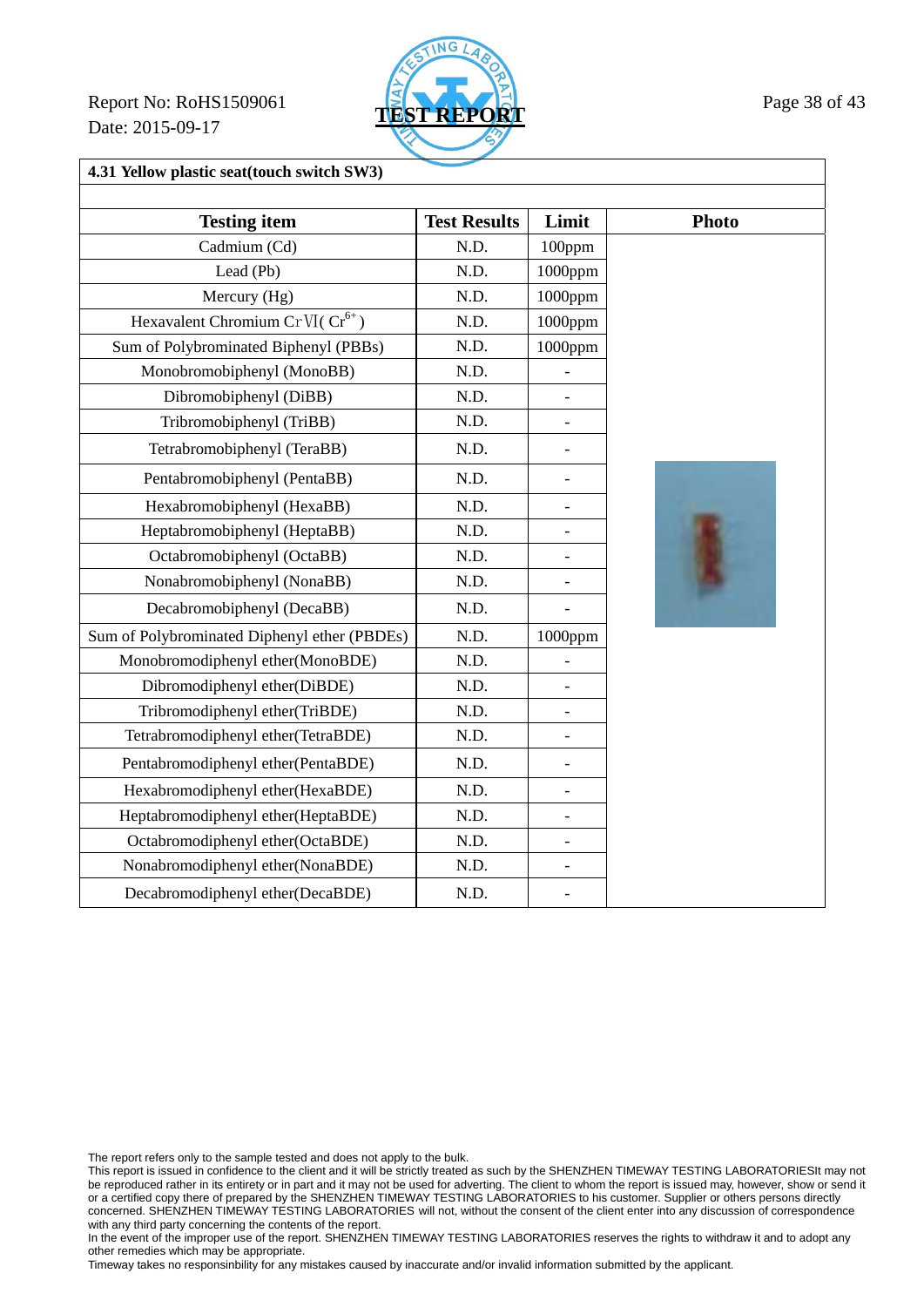Report No: RoHS1509061

Date: 2015-09-17

**TEST REPORT**

**4.31 Yellow plastic seat(touch switch SW3)**

| Testing item | Test Results | Limit | Photo |
|---|---|---|---|
| Cadmium (Cd) | N.D. | 100ppm | |
| Lead (Pb) | N.D. | 1000ppm | |
| Mercury (Hg) | N.D. | 1000ppm | |
| Hexavalent Chromium CrⅥ( $Cr^{6+}$ ) | N.D. | 1000ppm | |
| Sum of Polybrominated Biphenyl (PBBs) | N.D. | 1000ppm | |
| Monobromobiphenyl (MonoBB) | N.D. | - | |
| Dibromobiphenyl (DiBB) | N.D. | - | |
| Tribromobiphenyl (TriBB) | N.D. | - | |
| Tetrabromobiphenyl (TeraBB) | N.D. | - | |
| Pentabromobiphenyl (PentaBB) | N.D. | - | |
| Hexabromobiphenyl (HexaBB) | N.D. | - | |
| Heptabromobiphenyl (HeptaBB) | N.D. | - | |
| Octabromobiphenyl (OctaBB) | N.D. | - | |
| Nonabromobiphenyl (NonaBB) | N.D. | - | |
| Decabromobiphenyl (DecaBB) | N.D. | - | |
| Sum of Polybrominated Diphenyl ether (PBDEs) | N.D. | 1000ppm | |
| Monobromodiphenyl ether(MonoBDE) | N.D. | - | |
| Dibromodiphenyl ether(DiBDE) | N.D. | - | |
| Tribromodiphenyl ether(TriBDE) | N.D. | - | |
| Tetrabromodiphenyl ether(TetraBDE) | N.D. | - | |
| Pentabromodiphenyl ether(PentaBDE) | N.D. | - | |
| Hexabromodiphenyl ether(HexaBDE) | N.D. | - | |
| Heptabromodiphenyl ether(HeptaBDE) | N.D. | - | |
| Octabromodiphenyl ether(OctaBDE) | N.D. | - | |
| Nonabromodiphenyl ether(NonaBDE) | N.D. | - | |
| Decabromodiphenyl ether(DecaBDE) | N.D. | - | |

The report refers only to the sample tested and does not apply to the bulk.
This report is issued in confidence to the client and it will be strictly treated as such by the SHENZHEN TIMEWAY TESTING LABORATORIESIt may not be reproduced rather in its entirety or in part and it may not be used for adverting. The client to whom the report is issued may, however, show or send it or a certified copy there of prepared by the SHENZHEN TIMEWAY TESTING LABORATORIES to his customer. Supplier or others persons directly concerned. SHENZHEN TIMEWAY TESTING LABORATORIES will not, without the consent of the client enter into any discussion of correspondence with any third party concerning the contents of the report.
In the event of the improper use of the report. SHENZHEN TIMEWAY TESTING LABORATORIES reserves the rights to withdraw it and to adopt any other remedies which may be appropriate.
Timeway takes no responsinbility for any mistakes caused by inaccurate and/or invalid information submitted by the applicant.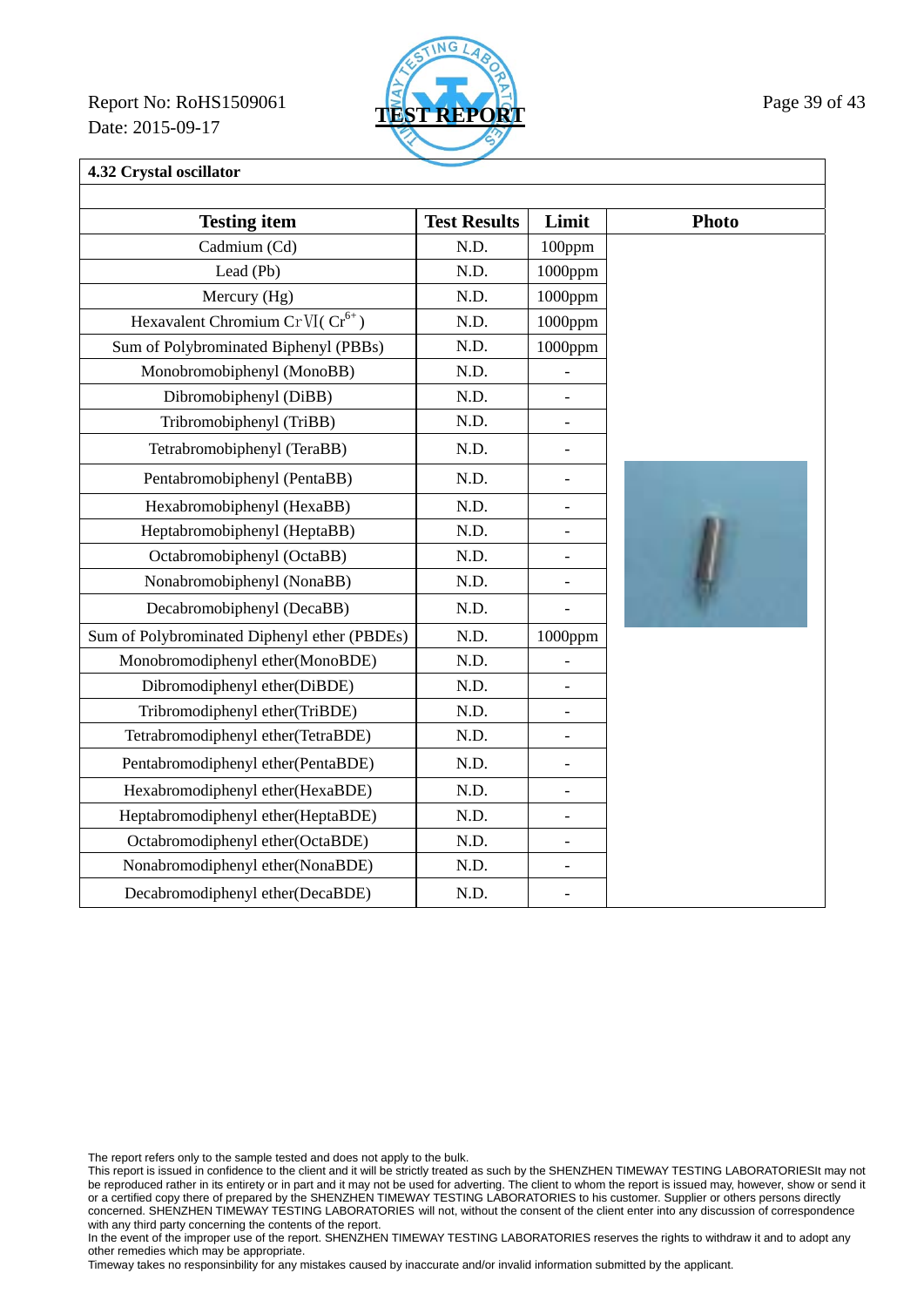Report No: RoHS1509061
Date: 2015-09-17

TEST REPORT

### 4.32 Crystal oscillator

| Testing item | Test Results | Limit | Photo |
|---|---|---|---|
| Cadmium (Cd) | N.D. | 100ppm | |
| Lead (Pb) | N.D. | 1000ppm | |
| Mercury (Hg) | N.D. | 1000ppm | |
| Hexavalent Chromium CrⅥ( $Cr^{6+}$ ) | N.D. | 1000ppm | |
| Sum of Polybrominated Biphenyl (PBBs) | N.D. | 1000ppm | |
| Monobromobiphenyl (MonoBB) | N.D. | - | |
| Dibromobiphenyl (DiBB) | N.D. | - | |
| Tribromobiphenyl (TriBB) | N.D. | - | |
| Tetrabromobiphenyl (TeraBB) | N.D. | - | |
| Pentabromobiphenyl (PentaBB) | N.D. | - | |
| Hexabromobiphenyl (HexaBB) | N.D. | - | |
| Heptabromobiphenyl (HeptaBB) | N.D. | - | |
| Octabromobiphenyl (OctaBB) | N.D. | - | |
| Nonabromobiphenyl (NonaBB) | N.D. | - | |
| Decabromobiphenyl (DecaBB) | N.D. | - | |
| Sum of Polybrominated Diphenyl ether (PBDEs) | N.D. | 1000ppm | |
| Monobromodiphenyl ether(MonoBDE) | N.D. | - | |
| Dibromodiphenyl ether(DiBDE) | N.D. | - | |
| Tribromodiphenyl ether(TriBDE) | N.D. | - | |
| Tetrabromodiphenyl ether(TetraBDE) | N.D. | - | |
| Pentabromodiphenyl ether(PentaBDE) | N.D. | - | |
| Hexabromodiphenyl ether(HexaBDE) | N.D. | - | |
| Heptabromodiphenyl ether(HeptaBDE) | N.D. | - | |
| Octabromodiphenyl ether(OctaBDE) | N.D. | - | |
| Nonabromodiphenyl ether(NonaBDE) | N.D. | - | |
| Decabromodiphenyl ether(DecaBDE) | N.D. | - | |

The report refers only to the sample tested and does not apply to the bulk.
This report is issued in confidence to the client and it will be strictly treated as such by the SHENZHEN TIMEWAY TESTING LABORATORIESIt may not be reproduced rather in its entirety or in part and it may not be used for adverting. The client to whom the report is issued may, however, show or send it or a certified copy there of prepared by the SHENZHEN TIMEWAY TESTING LABORATORIES to his customer. Supplier or others persons directly concerned. SHENZHEN TIMEWAY TESTING LABORATORIES will not, without the consent of the client enter into any discussion of correspondence with any third party concerning the contents of the report.
In the event of the improper use of the report. SHENZHEN TIMEWAY TESTING LABORATORIES reserves the rights to withdraw it and to adopt any other remedies which may be appropriate.
Timeway takes no responsinbility for any mistakes caused by inaccurate and/or invalid information submitted by the applicant.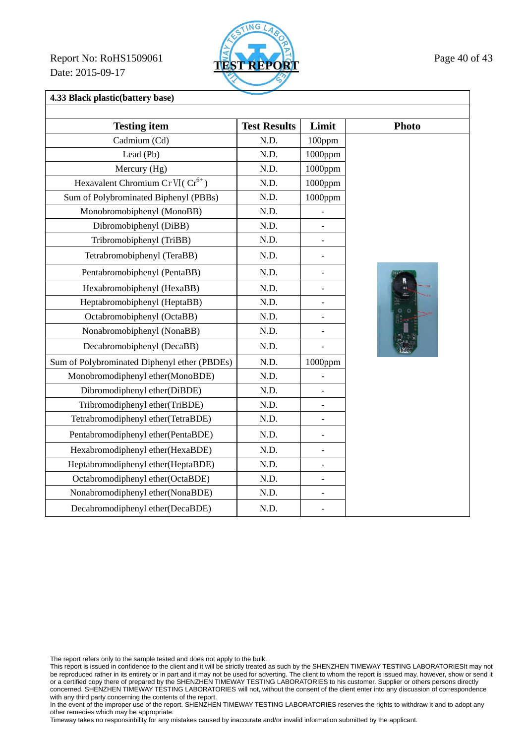### 4.33 Black plastic(battery base)

| Testing item | Test Results | Limit | Photo |
|---|---|---|---|
| Cadmium (Cd) | N.D. | 100ppm | |
| Lead (Pb) | N.D. | 1000ppm | |
| Mercury (Hg) | N.D. | 1000ppm | |
| Hexavalent Chromium CrⅥ( $Cr^{6+}$ ) | N.D. | 1000ppm | |
| Sum of Polybrominated Biphenyl (PBBs) | N.D. | 1000ppm | |
| Monobromobiphenyl (MonoBB) | N.D. | - | |
| Dibromobiphenyl (DiBB) | N.D. | - | |
| Tribromobiphenyl (TriBB) | N.D. | - | |
| Tetrabromobiphenyl (TeraBB) | N.D. | - | |
| Pentabromobiphenyl (PentaBB) | N.D. | - | |
| Hexabromobiphenyl (HexaBB) | N.D. | - | |
| Heptabromobiphenyl (HeptaBB) | N.D. | - | |
| Octabromobiphenyl (OctaBB) | N.D. | - | |
| Nonabromobiphenyl (NonaBB) | N.D. | - | |
| Decabromobiphenyl (DecaBB) | N.D. | - | |
| Sum of Polybrominated Diphenyl ether (PBDEs) | N.D. | 1000ppm | |
| Monobromodiphenyl ether(MonoBDE) | N.D. | - | |
| Dibromodiphenyl ether(DiBDE) | N.D. | - | |
| Tribromodiphenyl ether(TriBDE) | N.D. | - | |
| Tetrabromodiphenyl ether(TetraBDE) | N.D. | - | |
| Pentabromodiphenyl ether(PentaBDE) | N.D. | - | |
| Hexabromodiphenyl ether(HexaBDE) | N.D. | - | |
| Heptabromodiphenyl ether(HeptaBDE) | N.D. | - | |
| Octabromodiphenyl ether(OctaBDE) | N.D. | - | |
| Nonabromodiphenyl ether(NonaBDE) | N.D. | - | |
| Decabromodiphenyl ether(DecaBDE) | N.D. | - | |

The report refers only to the sample tested and does not apply to the bulk.
This report is issued in confidence to the client and it will be strictly treated as such by the SHENZHEN TIMEWAY TESTING LABORATORIESIt may not be reproduced rather in its entirety or in part and it may not be used for adverting. The client to whom the report is issued may, however, show or send it or a certified copy there of prepared by the SHENZHEN TIMEWAY TESTING LABORATORIES to his customer. Supplier or others persons directly concerned. SHENZHEN TIMEWAY TESTING LABORATORIES will not, without the consent of the client enter into any discussion of correspondence with any third party concerning the contents of the report.
In the event of the improper use of the report. SHENZHEN TIMEWAY TESTING LABORATORIES reserves the rights to withdraw it and to adopt any other remedies which may be appropriate.
Timeway takes no responsinbility for any mistakes caused by inaccurate and/or invalid information submitted by the applicant.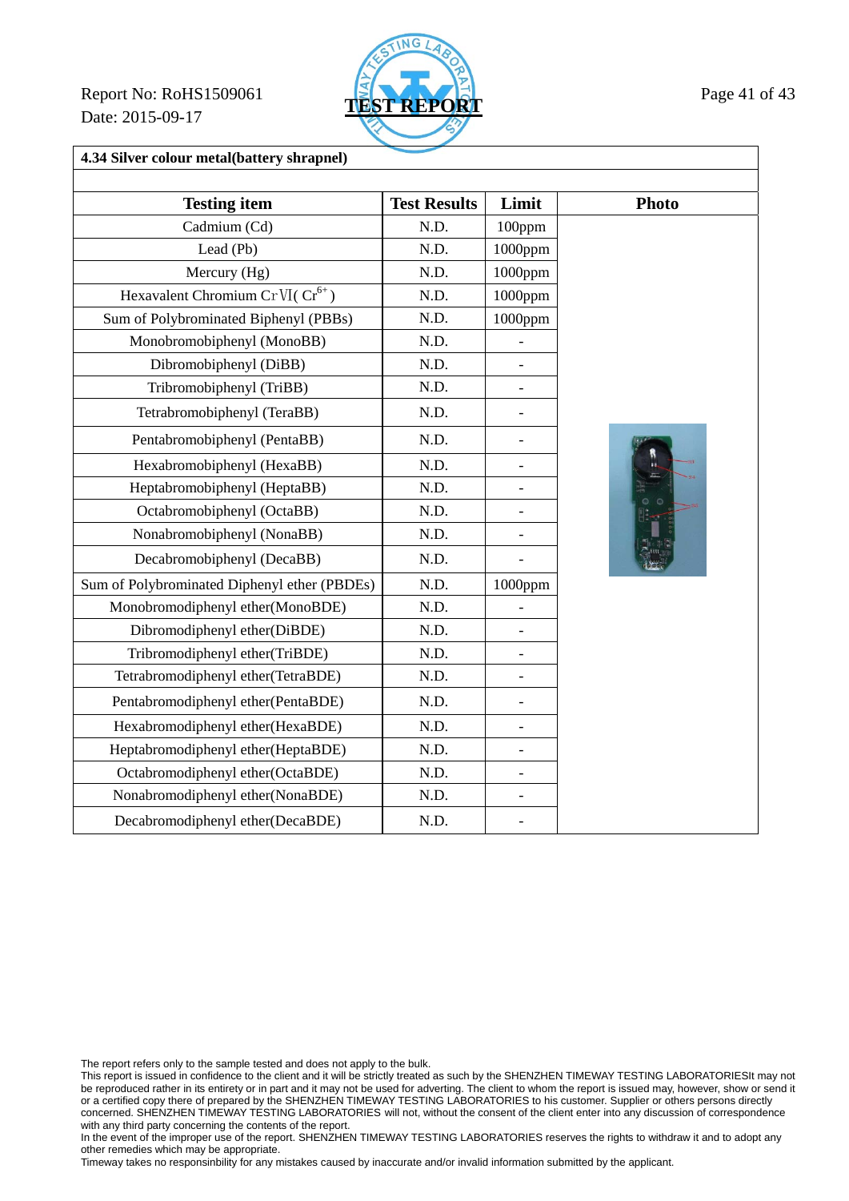Report No: RoHS1509061
Date: 2015-09-17

**TEST REPORT**

**4.34 Silver colour metal(battery shrapnel)**

| Testing item | Test Results | Limit | Photo |
|---|---|---|---|
| Cadmium (Cd) | N.D. | 100ppm | |
| Lead (Pb) | N.D. | 1000ppm | |
| Mercury (Hg) | N.D. | 1000ppm | |
| Hexavalent Chromium CrⅥ( $Cr^{6+}$ ) | N.D. | 1000ppm | |
| Sum of Polybrominated Biphenyl (PBBs) | N.D. | 1000ppm | |
| Monobromobiphenyl (MonoBB) | N.D. | - | |
| Dibromobiphenyl (DiBB) | N.D. | - | |
| Tribromobiphenyl (TriBB) | N.D. | - | |
| Tetrabromobiphenyl (TeraBB) | N.D. | - | |
| Pentabromobiphenyl (PentaBB) | N.D. | - | |
| Hexabromobiphenyl (HexaBB) | N.D. | - | |
| Heptabromobiphenyl (HeptaBB) | N.D. | - | |
| Octabromobiphenyl (OctaBB) | N.D. | - | |
| Nonabromobiphenyl (NonaBB) | N.D. | - | |
| Decabromobiphenyl (DecaBB) | N.D. | - | |
| Sum of Polybrominated Diphenyl ether (PBDEs) | N.D. | 1000ppm | |
| Monobromodiphenyl ether(MonoBDE) | N.D. | - | |
| Dibromodiphenyl ether(DiBDE) | N.D. | - | |
| Tribromodiphenyl ether(TriBDE) | N.D. | - | |
| Tetrabromodiphenyl ether(TetraBDE) | N.D. | - | |
| Pentabromodiphenyl ether(PentaBDE) | N.D. | - | |
| Hexabromodiphenyl ether(HexaBDE) | N.D. | - | |
| Heptabromodiphenyl ether(HeptaBDE) | N.D. | - | |
| Octabromodiphenyl ether(OctaBDE) | N.D. | - | |
| Nonabromodiphenyl ether(NonaBDE) | N.D. | - | |
| Decabromodiphenyl ether(DecaBDE) | N.D. | - | |

The report refers only to the sample tested and does not apply to the bulk.
This report is issued in confidence to the client and it will be strictly treated as such by the SHENZHEN TIMEWAY TESTING LABORATORIESIt may not be reproduced rather in its entirety or in part and it may not be used for adverting. The client to whom the report is issued may, however, show or send it or a certified copy there of prepared by the SHENZHEN TIMEWAY TESTING LABORATORIES to his customer. Supplier or others persons directly concerned. SHENZHEN TIMEWAY TESTING LABORATORIES will not, without the consent of the client enter into any discussion of correspondence with any third party concerning the contents of the report.
In the event of the improper use of the report. SHENZHEN TIMEWAY TESTING LABORATORIES reserves the rights to withdraw it and to adopt any other remedies which may be appropriate.
Timeway takes no responsinbility for any mistakes caused by inaccurate and/or invalid information submitted by the applicant.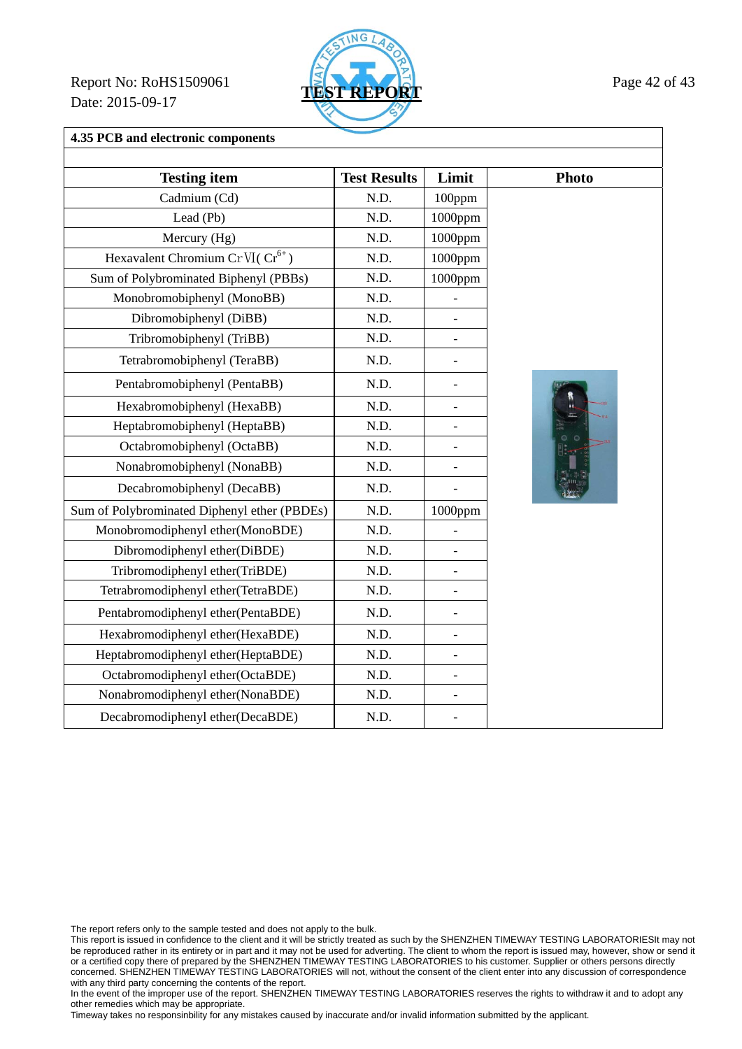Report No: RoHS1509061
Date: 2015-09-17

**TEST REPORT**

**4.35 PCB and electronic components**

| Testing item | Test Results | Limit | Photo |
|---|---|---|---|
| Cadmium (Cd) | N.D. | 100ppm | |
| Lead (Pb) | N.D. | 1000ppm | |
| Mercury (Hg) | N.D. | 1000ppm | |
| Hexavalent Chromium CrⅥ( $Cr^{6+}$ ) | N.D. | 1000ppm | |
| Sum of Polybrominated Biphenyl (PBBs) | N.D. | 1000ppm | |
| Monobromobiphenyl (MonoBB) | N.D. | - | |
| Dibromobiphenyl (DiBB) | N.D. | - | |
| Tribromobiphenyl (TriBB) | N.D. | - | |
| Tetrabromobiphenyl (TeraBB) | N.D. | - | |
| Pentabromobiphenyl (PentaBB) | N.D. | - | |
| Hexabromobiphenyl (HexaBB) | N.D. | - | |
| Heptabromobiphenyl (HeptaBB) | N.D. | - | |
| Octabromobiphenyl (OctaBB) | N.D. | - | |
| Nonabromobiphenyl (NonaBB) | N.D. | - | |
| Decabromobiphenyl (DecaBB) | N.D. | - | |
| Sum of Polybrominated Diphenyl ether (PBDEs) | N.D. | 1000ppm | |
| Monobromodiphenyl ether(MonoBDE) | N.D. | - | |
| Dibromodiphenyl ether(DiBDE) | N.D. | - | |
| Tribromodiphenyl ether(TriBDE) | N.D. | - | |
| Tetrabromodiphenyl ether(TetraBDE) | N.D. | - | |
| Pentabromodiphenyl ether(PentaBDE) | N.D. | - | |
| Hexabromodiphenyl ether(HexaBDE) | N.D. | - | |
| Heptabromodiphenyl ether(HeptaBDE) | N.D. | - | |
| Octabromodiphenyl ether(OctaBDE) | N.D. | - | |
| Nonabromodiphenyl ether(NonaBDE) | N.D. | - | |
| Decabromodiphenyl ether(DecaBDE) | N.D. | - | |

The report refers only to the sample tested and does not apply to the bulk.
This report is issued in confidence to the client and it will be strictly treated as such by the SHENZHEN TIMEWAY TESTING LABORATORIESIt may not be reproduced rather in its entirety or in part and it may not be used for adverting. The client to whom the report is issued may, however, show or send it or a certified copy there of prepared by the SHENZHEN TIMEWAY TESTING LABORATORIES to his customer. Supplier or others persons directly concerned. SHENZHEN TIMEWAY TESTING LABORATORIES will not, without the consent of the client enter into any discussion of correspondence with any third party concerning the contents of the report.
In the event of the improper use of the report. SHENZHEN TIMEWAY TESTING LABORATORIES reserves the rights to withdraw it and to adopt any other remedies which may be appropriate.
Timeway takes no responsinbility for any mistakes caused by inaccurate and/or invalid information submitted by the applicant.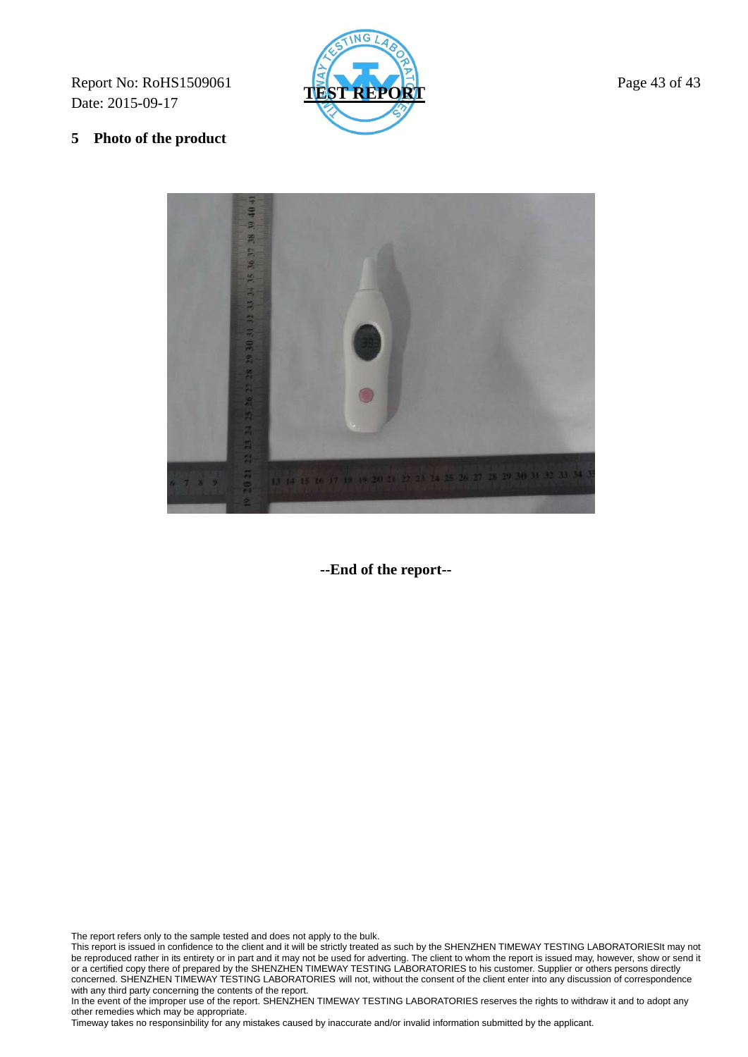## 5 Photo of the product

**--End of the report--**

The report refers only to the sample tested and does not apply to the bulk.
This report is issued in confidence to the client and it will be strictly treated as such by the SHENZHEN TIMEWAY TESTING LABORATORIESIt may not be reproduced rather in its entirety or in part and it may not be used for adverting. The client to whom the report is issued may, however, show or send it or a certified copy there of prepared by the SHENZHEN TIMEWAY TESTING LABORATORIES to his customer. Supplier or others persons directly concerned. SHENZHEN TIMEWAY TESTING LABORATORIES will not, without the consent of the client enter into any discussion of correspondence with any third party concerning the contents of the report.
In the event of the improper use of the report. SHENZHEN TIMEWAY TESTING LABORATORIES reserves the rights to withdraw it and to adopt any other remedies which may be appropriate.
Timeway takes no responsinbility for any mistakes caused by inaccurate and/or invalid information submitted by the applicant.